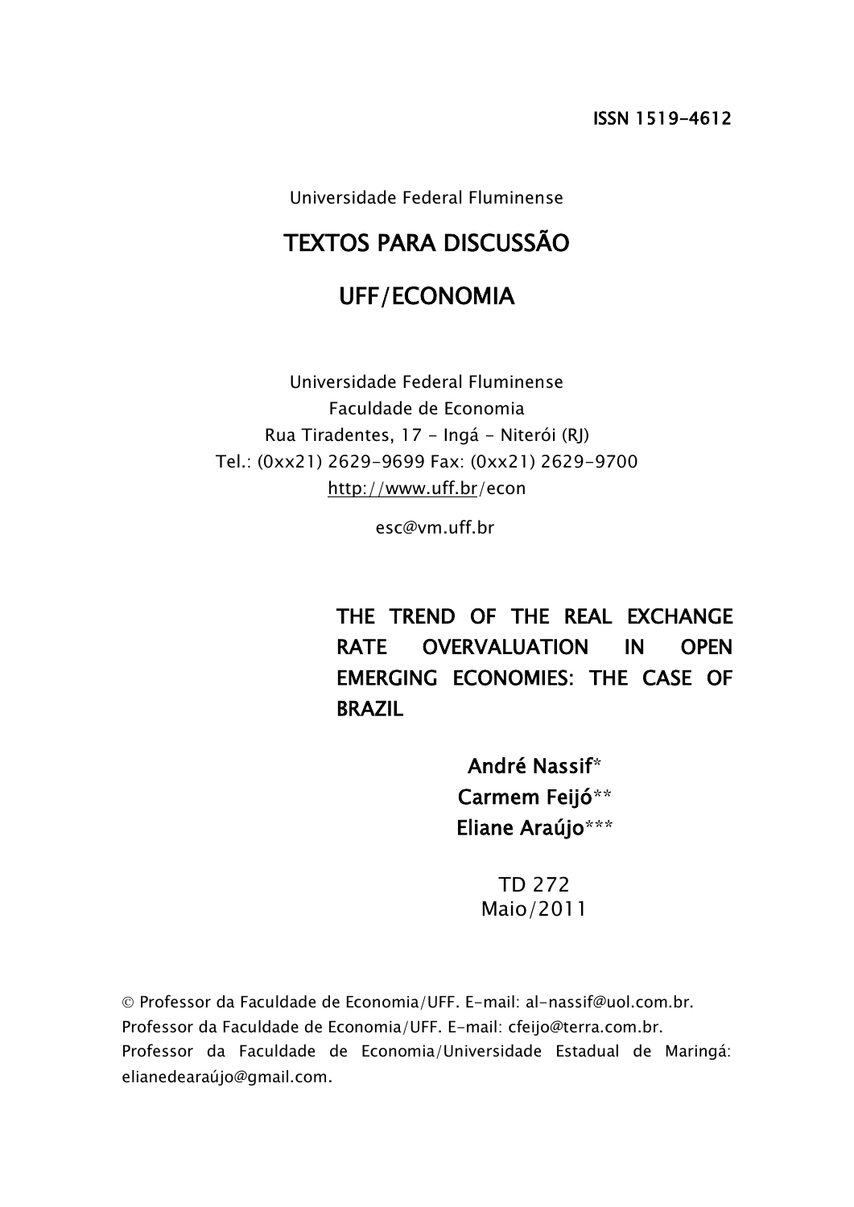ISSN 1519-4612

Universidade Federal Fluminense

# TEXTOS PARA DISCUSSÃO

# UFF/ECONOMIA

Universidade Federal Fluminense
Faculdade de Economia
Rua Tiradentes, 17 - Ingá - Niterói (RJ)
Tel.: (0xx21) 2629-9699 Fax: (0xx21) 2629-9700
http://www.uff.br/econ

esc@vm.uff.br

## THE TREND OF THE REAL EXCHANGE RATE OVERVALUATION IN OPEN EMERGING ECONOMIES: THE CASE OF BRAZIL

**André Nassif***
**Carmem Feijó****
**Eliane Araújo*****

TD 272
Maio/2011

© Professor da Faculdade de Economia/UFF. E-mail: al-nassif@uol.com.br.
Professor da Faculdade de Economia/UFF. E-mail: cfeijo@terra.com.br.
Professor da Faculdade de Economia/Universidade Estadual de Maringá: elianedearaújo@gmail.com.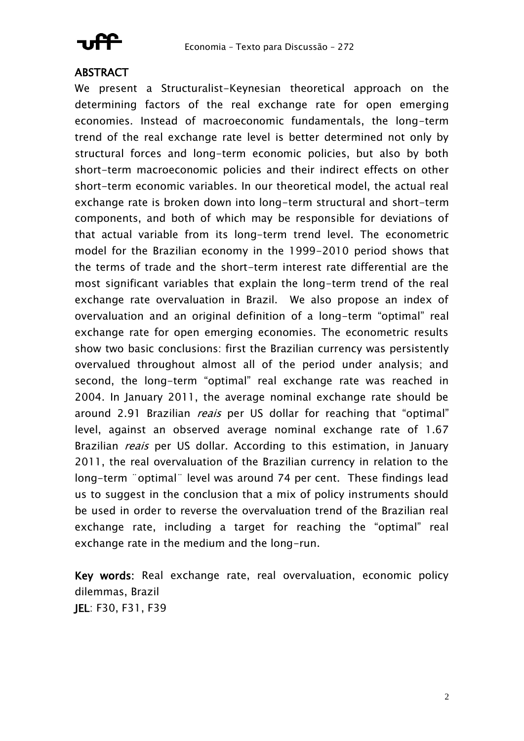## ABSTRACT

We present a Structuralist-Keynesian theoretical approach on the determining factors of the real exchange rate for open emerging economies. Instead of macroeconomic fundamentals, the long-term trend of the real exchange rate level is better determined not only by structural forces and long-term economic policies, but also by both short-term macroeconomic policies and their indirect effects on other short-term economic variables. In our theoretical model, the actual real exchange rate is broken down into long-term structural and short-term components, and both of which may be responsible for deviations of that actual variable from its long-term trend level. The econometric model for the Brazilian economy in the 1999-2010 period shows that the terms of trade and the short-term interest rate differential are the most significant variables that explain the long-term trend of the real exchange rate overvaluation in Brazil. We also propose an index of overvaluation and an original definition of a long-term "optimal" real exchange rate for open emerging economies. The econometric results show two basic conclusions: first the Brazilian currency was persistently overvalued throughout almost all of the period under analysis; and second, the long-term "optimal" real exchange rate was reached in 2004. In January 2011, the average nominal exchange rate should be around 2.91 Brazilian *reais* per US dollar for reaching that "optimal" level, against an observed average nominal exchange rate of 1.67 Brazilian *reais* per US dollar. According to this estimation, in January 2011, the real overvaluation of the Brazilian currency in relation to the long-term ¨optimal¨ level was around 74 per cent. These findings lead us to suggest in the conclusion that a mix of policy instruments should be used in order to reverse the overvaluation trend of the Brazilian real exchange rate, including a target for reaching the "optimal" real exchange rate in the medium and the long-run.

**Key words:** Real exchange rate, real overvaluation, economic policy dilemmas, Brazil
**JEL**: F30, F31, F39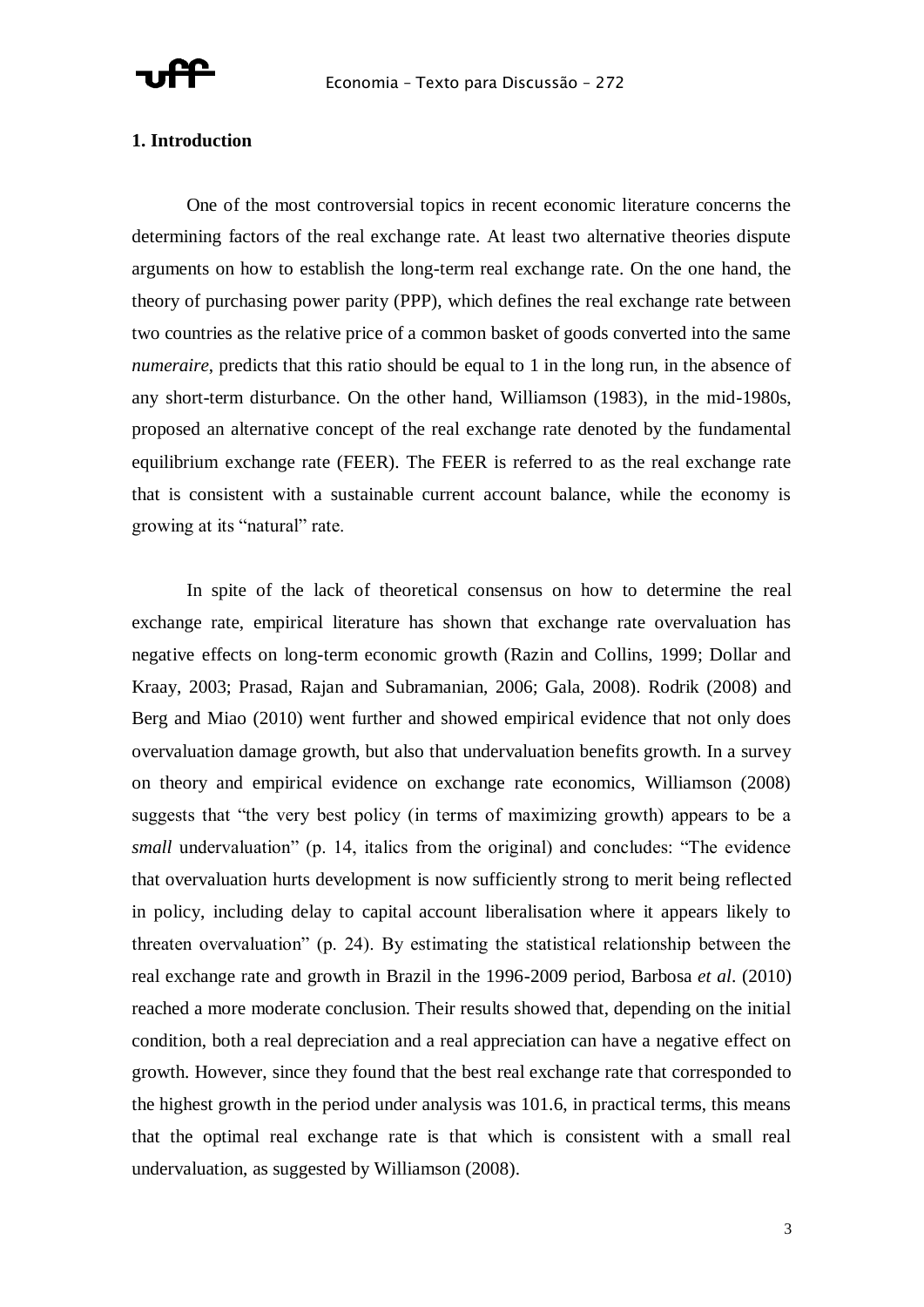## 1. Introduction

One of the most controversial topics in recent economic literature concerns the determining factors of the real exchange rate. At least two alternative theories dispute arguments on how to establish the long-term real exchange rate. On the one hand, the theory of purchasing power parity (PPP), which defines the real exchange rate between two countries as the relative price of a common basket of goods converted into the same *numeraire*, predicts that this ratio should be equal to 1 in the long run, in the absence of any short-term disturbance. On the other hand, Williamson (1983), in the mid-1980s, proposed an alternative concept of the real exchange rate denoted by the fundamental equilibrium exchange rate (FEER). The FEER is referred to as the real exchange rate that is consistent with a sustainable current account balance, while the economy is growing at its "natural" rate.

In spite of the lack of theoretical consensus on how to determine the real exchange rate, empirical literature has shown that exchange rate overvaluation has negative effects on long-term economic growth (Razin and Collins, 1999; Dollar and Kraay, 2003; Prasad, Rajan and Subramanian, 2006; Gala, 2008). Rodrik (2008) and Berg and Miao (2010) went further and showed empirical evidence that not only does overvaluation damage growth, but also that undervaluation benefits growth. In a survey on theory and empirical evidence on exchange rate economics, Williamson (2008) suggests that "the very best policy (in terms of maximizing growth) appears to be a *small* undervaluation" (p. 14, italics from the original) and concludes: "The evidence that overvaluation hurts development is now sufficiently strong to merit being reflected in policy, including delay to capital account liberalisation where it appears likely to threaten overvaluation" (p. 24). By estimating the statistical relationship between the real exchange rate and growth in Brazil in the 1996-2009 period, Barbosa *et al*. (2010) reached a more moderate conclusion. Their results showed that, depending on the initial condition, both a real depreciation and a real appreciation can have a negative effect on growth. However, since they found that the best real exchange rate that corresponded to the highest growth in the period under analysis was 101.6, in practical terms, this means that the optimal real exchange rate is that which is consistent with a small real undervaluation, as suggested by Williamson (2008).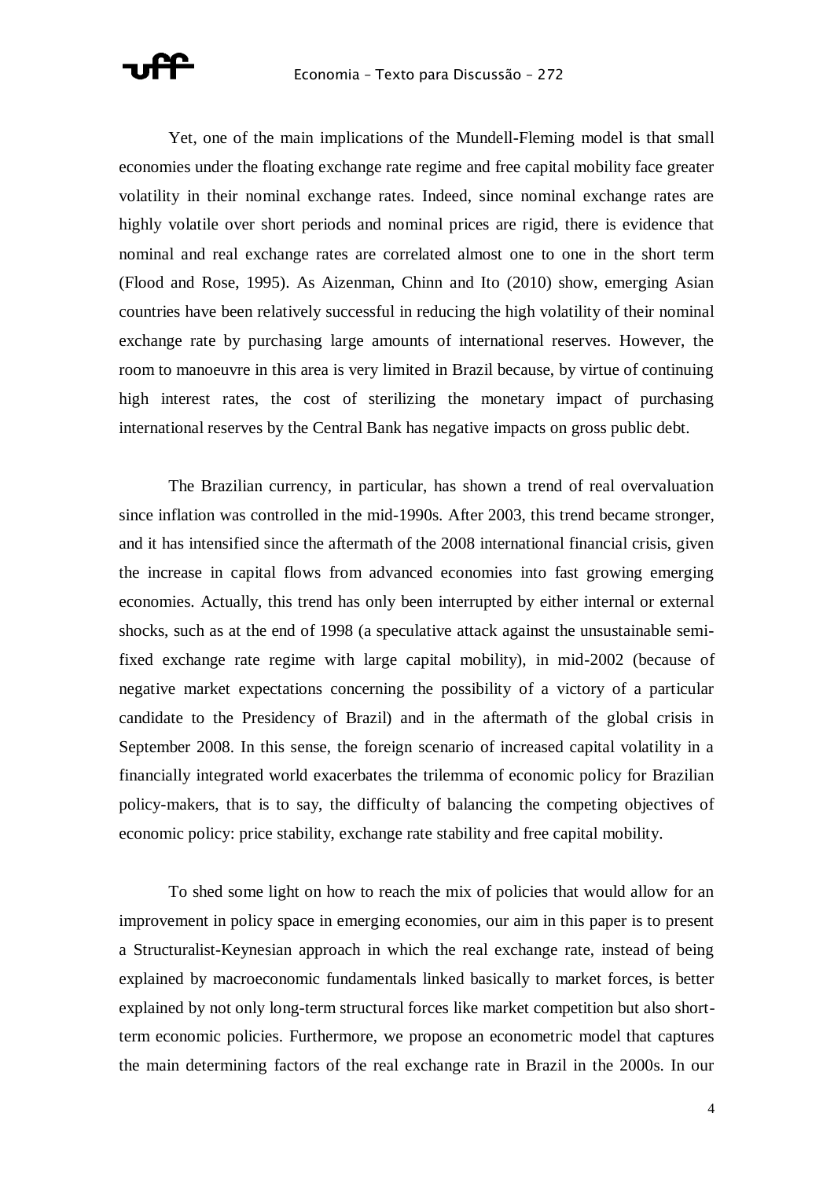Yet, one of the main implications of the Mundell-Fleming model is that small economies under the floating exchange rate regime and free capital mobility face greater volatility in their nominal exchange rates. Indeed, since nominal exchange rates are highly volatile over short periods and nominal prices are rigid, there is evidence that nominal and real exchange rates are correlated almost one to one in the short term (Flood and Rose, 1995). As Aizenman, Chinn and Ito (2010) show, emerging Asian countries have been relatively successful in reducing the high volatility of their nominal exchange rate by purchasing large amounts of international reserves. However, the room to manoeuvre in this area is very limited in Brazil because, by virtue of continuing high interest rates, the cost of sterilizing the monetary impact of purchasing international reserves by the Central Bank has negative impacts on gross public debt.

The Brazilian currency, in particular, has shown a trend of real overvaluation since inflation was controlled in the mid-1990s. After 2003, this trend became stronger, and it has intensified since the aftermath of the 2008 international financial crisis, given the increase in capital flows from advanced economies into fast growing emerging economies. Actually, this trend has only been interrupted by either internal or external shocks, such as at the end of 1998 (a speculative attack against the unsustainable semi-fixed exchange rate regime with large capital mobility), in mid-2002 (because of negative market expectations concerning the possibility of a victory of a particular candidate to the Presidency of Brazil) and in the aftermath of the global crisis in September 2008. In this sense, the foreign scenario of increased capital volatility in a financially integrated world exacerbates the trilemma of economic policy for Brazilian policy-makers, that is to say, the difficulty of balancing the competing objectives of economic policy: price stability, exchange rate stability and free capital mobility.

To shed some light on how to reach the mix of policies that would allow for an improvement in policy space in emerging economies, our aim in this paper is to present a Structuralist-Keynesian approach in which the real exchange rate, instead of being explained by macroeconomic fundamentals linked basically to market forces, is better explained by not only long-term structural forces like market competition but also short-term economic policies. Furthermore, we propose an econometric model that captures the main determining factors of the real exchange rate in Brazil in the 2000s. In our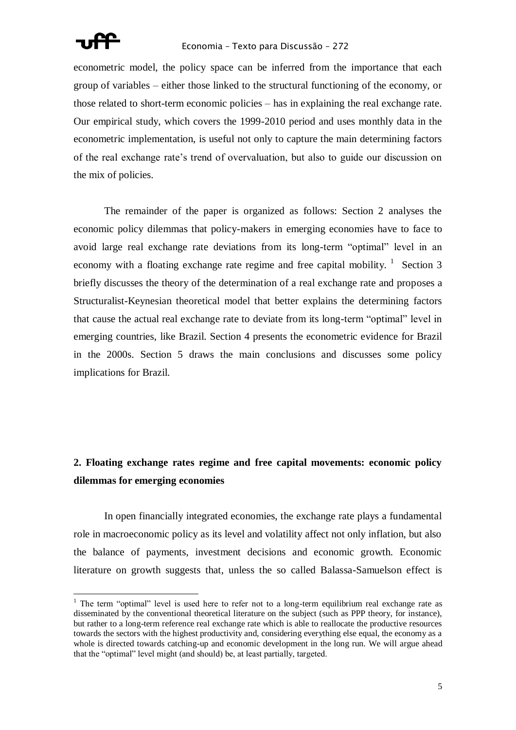econometric model, the policy space can be inferred from the importance that each group of variables – either those linked to the structural functioning of the economy, or those related to short-term economic policies – has in explaining the real exchange rate. Our empirical study, which covers the 1999-2010 period and uses monthly data in the econometric implementation, is useful not only to capture the main determining factors of the real exchange rate's trend of overvaluation, but also to guide our discussion on the mix of policies.

The remainder of the paper is organized as follows: Section 2 analyses the economic policy dilemmas that policy-makers in emerging economies have to face to avoid large real exchange rate deviations from its long-term "optimal" level in an economy with a floating exchange rate regime and free capital mobility. [1] Section 3 briefly discusses the theory of the determination of a real exchange rate and proposes a Structuralist-Keynesian theoretical model that better explains the determining factors that cause the actual real exchange rate to deviate from its long-term "optimal" level in emerging countries, like Brazil. Section 4 presents the econometric evidence for Brazil in the 2000s. Section 5 draws the main conclusions and discusses some policy implications for Brazil.

## 2. Floating exchange rates regime and free capital movements: economic policy dilemmas for emerging economies

In open financially integrated economies, the exchange rate plays a fundamental role in macroeconomic policy as its level and volatility affect not only inflation, but also the balance of payments, investment decisions and economic growth. Economic literature on growth suggests that, unless the so called Balassa-Samuelson effect is

[1] The term "optimal" level is used here to refer not to a long-term equilibrium real exchange rate as disseminated by the conventional theoretical literature on the subject (such as PPP theory, for instance), but rather to a long-term reference real exchange rate which is able to reallocate the productive resources towards the sectors with the highest productivity and, considering everything else equal, the economy as a whole is directed towards catching-up and economic development in the long run. We will argue ahead that the "optimal" level might (and should) be, at least partially, targeted.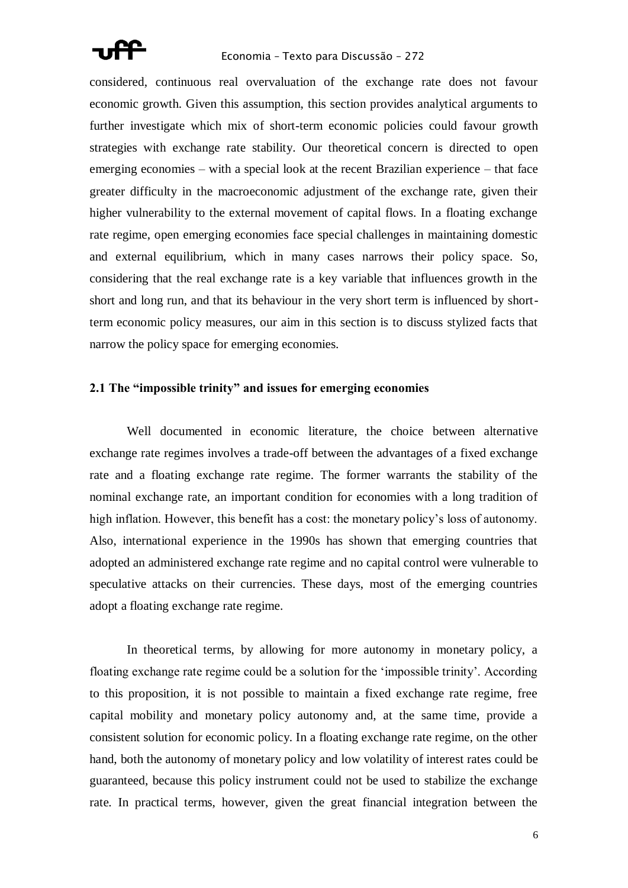considered, continuous real overvaluation of the exchange rate does not favour economic growth. Given this assumption, this section provides analytical arguments to further investigate which mix of short-term economic policies could favour growth strategies with exchange rate stability. Our theoretical concern is directed to open emerging economies – with a special look at the recent Brazilian experience – that face greater difficulty in the macroeconomic adjustment of the exchange rate, given their higher vulnerability to the external movement of capital flows. In a floating exchange rate regime, open emerging economies face special challenges in maintaining domestic and external equilibrium, which in many cases narrows their policy space. So, considering that the real exchange rate is a key variable that influences growth in the short and long run, and that its behaviour in the very short term is influenced by short-term economic policy measures, our aim in this section is to discuss stylized facts that narrow the policy space for emerging economies.

## 2.1 The "impossible trinity" and issues for emerging economies

Well documented in economic literature, the choice between alternative exchange rate regimes involves a trade-off between the advantages of a fixed exchange rate and a floating exchange rate regime. The former warrants the stability of the nominal exchange rate, an important condition for economies with a long tradition of high inflation. However, this benefit has a cost: the monetary policy's loss of autonomy. Also, international experience in the 1990s has shown that emerging countries that adopted an administered exchange rate regime and no capital control were vulnerable to speculative attacks on their currencies. These days, most of the emerging countries adopt a floating exchange rate regime.

In theoretical terms, by allowing for more autonomy in monetary policy, a floating exchange rate regime could be a solution for the 'impossible trinity'. According to this proposition, it is not possible to maintain a fixed exchange rate regime, free capital mobility and monetary policy autonomy and, at the same time, provide a consistent solution for economic policy. In a floating exchange rate regime, on the other hand, both the autonomy of monetary policy and low volatility of interest rates could be guaranteed, because this policy instrument could not be used to stabilize the exchange rate. In practical terms, however, given the great financial integration between the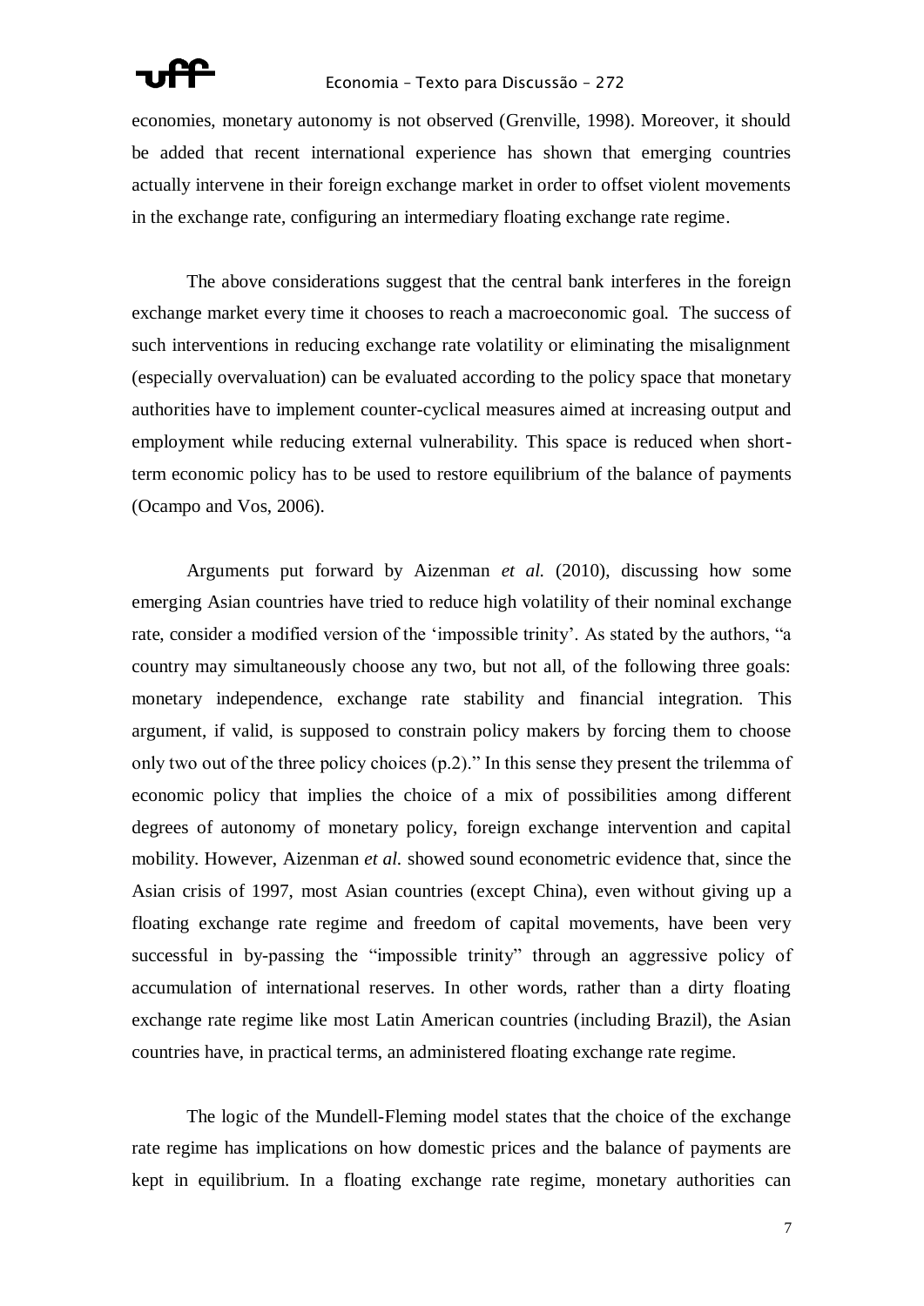economies, monetary autonomy is not observed (Grenville, 1998). Moreover, it should be added that recent international experience has shown that emerging countries actually intervene in their foreign exchange market in order to offset violent movements in the exchange rate, configuring an intermediary floating exchange rate regime.

The above considerations suggest that the central bank interferes in the foreign exchange market every time it chooses to reach a macroeconomic goal. The success of such interventions in reducing exchange rate volatility or eliminating the misalignment (especially overvaluation) can be evaluated according to the policy space that monetary authorities have to implement counter-cyclical measures aimed at increasing output and employment while reducing external vulnerability. This space is reduced when short-term economic policy has to be used to restore equilibrium of the balance of payments (Ocampo and Vos, 2006).

Arguments put forward by Aizenman *et al.* (2010), discussing how some emerging Asian countries have tried to reduce high volatility of their nominal exchange rate, consider a modified version of the 'impossible trinity'. As stated by the authors, "a country may simultaneously choose any two, but not all, of the following three goals: monetary independence, exchange rate stability and financial integration. This argument, if valid, is supposed to constrain policy makers by forcing them to choose only two out of the three policy choices (p.2)." In this sense they present the trilemma of economic policy that implies the choice of a mix of possibilities among different degrees of autonomy of monetary policy, foreign exchange intervention and capital mobility. However, Aizenman *et al.* showed sound econometric evidence that, since the Asian crisis of 1997, most Asian countries (except China), even without giving up a floating exchange rate regime and freedom of capital movements, have been very successful in by-passing the "impossible trinity" through an aggressive policy of accumulation of international reserves. In other words, rather than a dirty floating exchange rate regime like most Latin American countries (including Brazil), the Asian countries have, in practical terms, an administered floating exchange rate regime.

The logic of the Mundell-Fleming model states that the choice of the exchange rate regime has implications on how domestic prices and the balance of payments are kept in equilibrium. In a floating exchange rate regime, monetary authorities can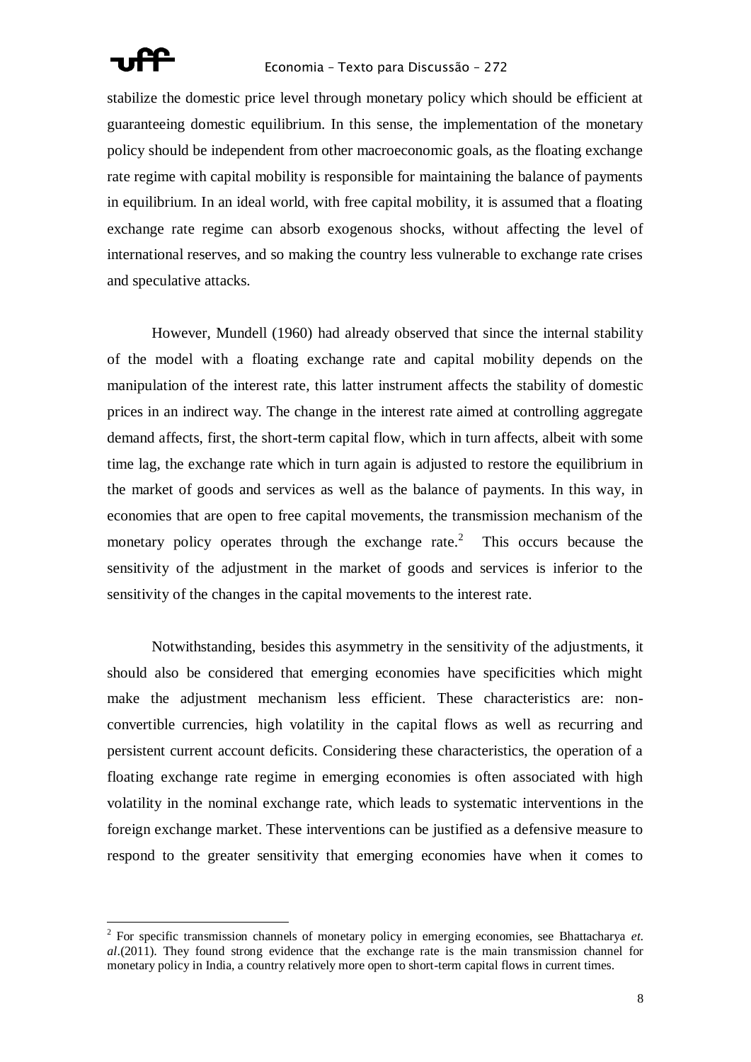stabilize the domestic price level through monetary policy which should be efficient at guaranteeing domestic equilibrium. In this sense, the implementation of the monetary policy should be independent from other macroeconomic goals, as the floating exchange rate regime with capital mobility is responsible for maintaining the balance of payments in equilibrium. In an ideal world, with free capital mobility, it is assumed that a floating exchange rate regime can absorb exogenous shocks, without affecting the level of international reserves, and so making the country less vulnerable to exchange rate crises and speculative attacks.

However, Mundell (1960) had already observed that since the internal stability of the model with a floating exchange rate and capital mobility depends on the manipulation of the interest rate, this latter instrument affects the stability of domestic prices in an indirect way. The change in the interest rate aimed at controlling aggregate demand affects, first, the short-term capital flow, which in turn affects, albeit with some time lag, the exchange rate which in turn again is adjusted to restore the equilibrium in the market of goods and services as well as the balance of payments. In this way, in economies that are open to free capital movements, the transmission mechanism of the monetary policy operates through the exchange rate.[2] This occurs because the sensitivity of the adjustment in the market of goods and services is inferior to the sensitivity of the changes in the capital movements to the interest rate.

Notwithstanding, besides this asymmetry in the sensitivity of the adjustments, it should also be considered that emerging economies have specificities which might make the adjustment mechanism less efficient. These characteristics are: non-convertible currencies, high volatility in the capital flows as well as recurring and persistent current account deficits. Considering these characteristics, the operation of a floating exchange rate regime in emerging economies is often associated with high volatility in the nominal exchange rate, which leads to systematic interventions in the foreign exchange market. These interventions can be justified as a defensive measure to respond to the greater sensitivity that emerging economies have when it comes to

[2] For specific transmission channels of monetary policy in emerging economies, see Bhattacharya *et. al*.(2011). They found strong evidence that the exchange rate is the main transmission channel for monetary policy in India, a country relatively more open to short-term capital flows in current times.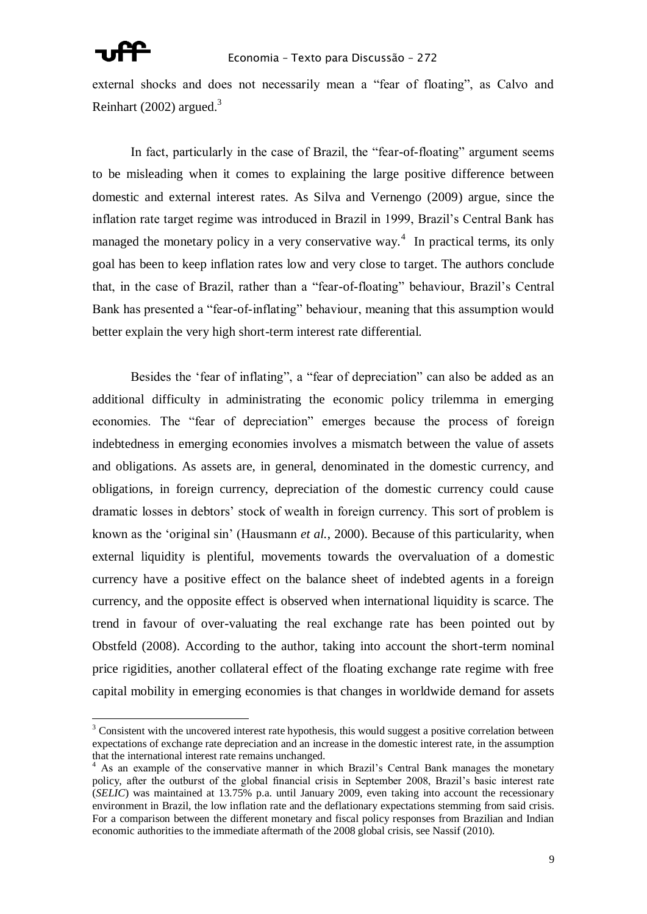external shocks and does not necessarily mean a "fear of floating", as Calvo and Reinhart (2002) argued.[3]

In fact, particularly in the case of Brazil, the "fear-of-floating" argument seems to be misleading when it comes to explaining the large positive difference between domestic and external interest rates. As Silva and Vernengo (2009) argue, since the inflation rate target regime was introduced in Brazil in 1999, Brazil's Central Bank has managed the monetary policy in a very conservative way.[4] In practical terms, its only goal has been to keep inflation rates low and very close to target. The authors conclude that, in the case of Brazil, rather than a "fear-of-floating" behaviour, Brazil's Central Bank has presented a "fear-of-inflating" behaviour, meaning that this assumption would better explain the very high short-term interest rate differential.

Besides the 'fear of inflating", a "fear of depreciation" can also be added as an additional difficulty in administrating the economic policy trilemma in emerging economies. The "fear of depreciation" emerges because the process of foreign indebtedness in emerging economies involves a mismatch between the value of assets and obligations. As assets are, in general, denominated in the domestic currency, and obligations, in foreign currency, depreciation of the domestic currency could cause dramatic losses in debtors' stock of wealth in foreign currency. This sort of problem is known as the 'original sin' (Hausmann *et al.*, 2000). Because of this particularity, when external liquidity is plentiful, movements towards the overvaluation of a domestic currency have a positive effect on the balance sheet of indebted agents in a foreign currency, and the opposite effect is observed when international liquidity is scarce. The trend in favour of over-valuating the real exchange rate has been pointed out by Obstfeld (2008). According to the author, taking into account the short-term nominal price rigidities, another collateral effect of the floating exchange rate regime with free capital mobility in emerging economies is that changes in worldwide demand for assets

---

[3] Consistent with the uncovered interest rate hypothesis, this would suggest a positive correlation between expectations of exchange rate depreciation and an increase in the domestic interest rate, in the assumption that the international interest rate remains unchanged.

[4] As an example of the conservative manner in which Brazil's Central Bank manages the monetary policy, after the outburst of the global financial crisis in September 2008, Brazil's basic interest rate (*SELIC*) was maintained at 13.75% p.a. until January 2009, even taking into account the recessionary environment in Brazil, the low inflation rate and the deflationary expectations stemming from said crisis. For a comparison between the different monetary and fiscal policy responses from Brazilian and Indian economic authorities to the immediate aftermath of the 2008 global crisis, see Nassif (2010).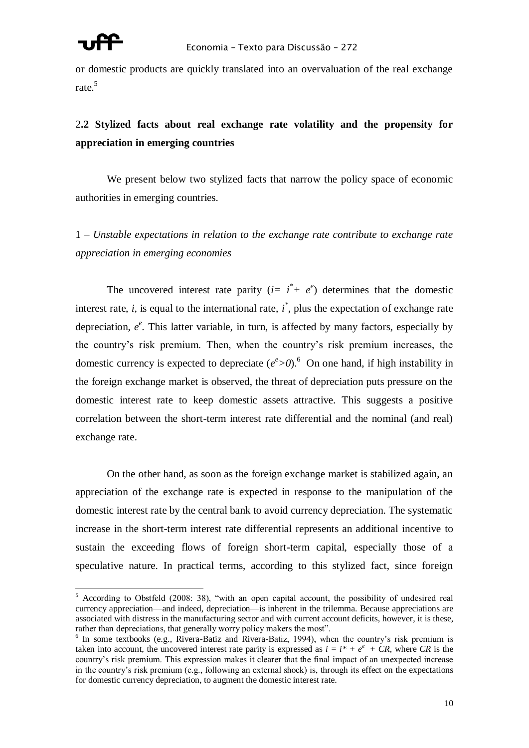or domestic products are quickly translated into an overvaluation of the real exchange rate.[5]

## 2.2 Stylized facts about real exchange rate volatility and the propensity for appreciation in emerging countries

We present below two stylized facts that narrow the policy space of economic authorities in emerging countries.

1 – *Unstable expectations in relation to the exchange rate contribute to exchange rate appreciation in emerging economies*

The uncovered interest rate parity ($i = i^* + e^e$) determines that the domestic interest rate, $i$, is equal to the international rate, $i^*$, plus the expectation of exchange rate depreciation, $e^e$. This latter variable, in turn, is affected by many factors, especially by the country's risk premium. Then, when the country's risk premium increases, the domestic currency is expected to depreciate ($e^e > 0$).[6] On one hand, if high instability in the foreign exchange market is observed, the threat of depreciation puts pressure on the domestic interest rate to keep domestic assets attractive. This suggests a positive correlation between the short-term interest rate differential and the nominal (and real) exchange rate.

On the other hand, as soon as the foreign exchange market is stabilized again, an appreciation of the exchange rate is expected in response to the manipulation of the domestic interest rate by the central bank to avoid currency depreciation. The systematic increase in the short-term interest rate differential represents an additional incentive to sustain the exceeding flows of foreign short-term capital, especially those of a speculative nature. In practical terms, according to this stylized fact, since foreign

---

[5] According to Obstfeld (2008: 38), "with an open capital account, the possibility of undesired real currency appreciation—and indeed, depreciation—is inherent in the trilemma. Because appreciations are associated with distress in the manufacturing sector and with current account deficits, however, it is these, rather than depreciations, that generally worry policy makers the most".

[6] In some textbooks (e.g., Rivera-Batiz and Rivera-Batiz, 1994), when the country's risk premium is taken into account, the uncovered interest rate parity is expressed as $i = i^* + e^e + CR$, where $CR$ is the country's risk premium. This expression makes it clearer that the final impact of an unexpected increase in the country's risk premium (e.g., following an external shock) is, through its effect on the expectations for domestic currency depreciation, to augment the domestic interest rate.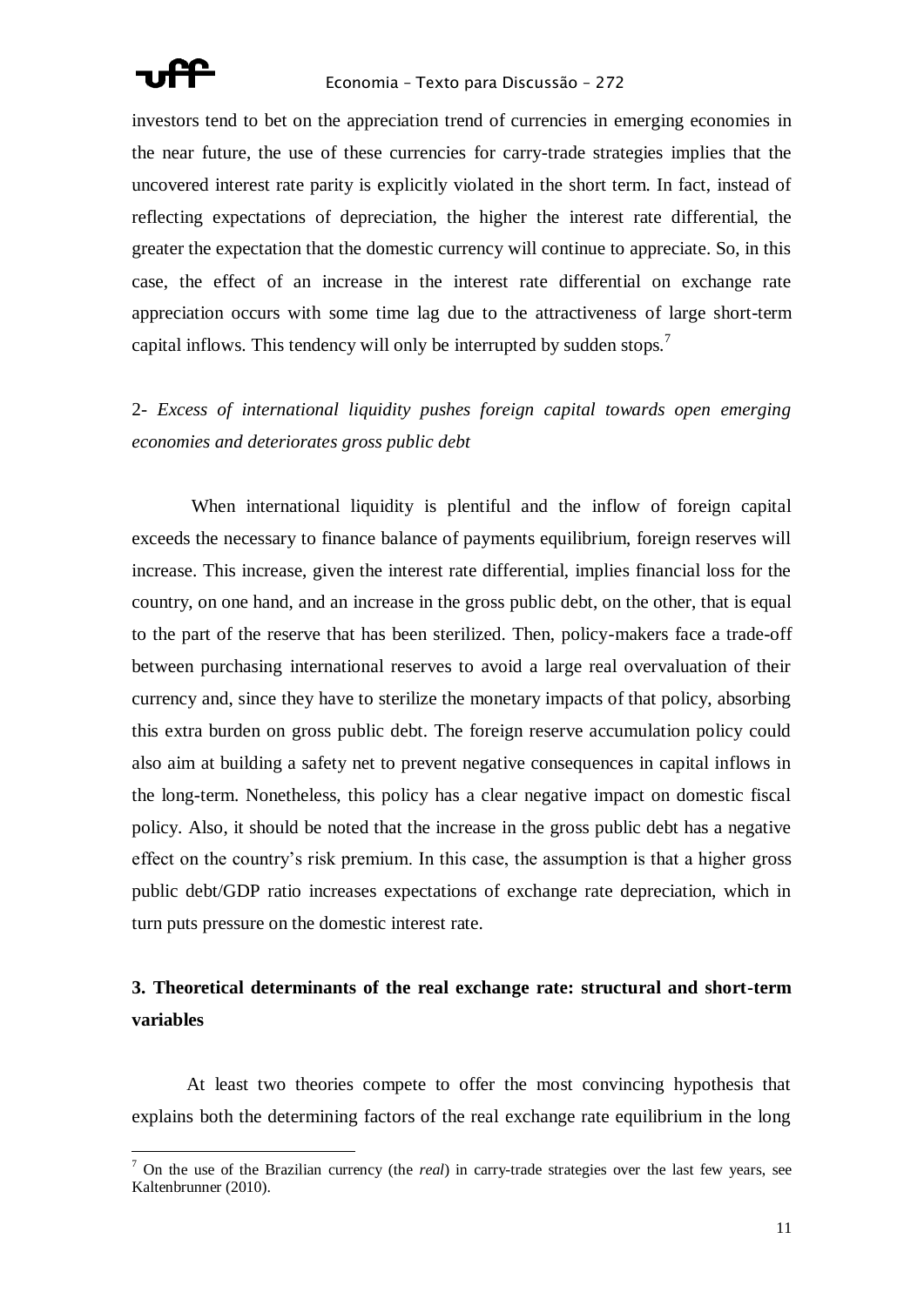investors tend to bet on the appreciation trend of currencies in emerging economies in the near future, the use of these currencies for carry-trade strategies implies that the uncovered interest rate parity is explicitly violated in the short term. In fact, instead of reflecting expectations of depreciation, the higher the interest rate differential, the greater the expectation that the domestic currency will continue to appreciate. So, in this case, the effect of an increase in the interest rate differential on exchange rate appreciation occurs with some time lag due to the attractiveness of large short-term capital inflows. This tendency will only be interrupted by sudden stops.[7]

2- *Excess of international liquidity pushes foreign capital towards open emerging economies and deteriorates gross public debt*

When international liquidity is plentiful and the inflow of foreign capital exceeds the necessary to finance balance of payments equilibrium, foreign reserves will increase. This increase, given the interest rate differential, implies financial loss for the country, on one hand, and an increase in the gross public debt, on the other, that is equal to the part of the reserve that has been sterilized. Then, policy-makers face a trade-off between purchasing international reserves to avoid a large real overvaluation of their currency and, since they have to sterilize the monetary impacts of that policy, absorbing this extra burden on gross public debt. The foreign reserve accumulation policy could also aim at building a safety net to prevent negative consequences in capital inflows in the long-term. Nonetheless, this policy has a clear negative impact on domestic fiscal policy. Also, it should be noted that the increase in the gross public debt has a negative effect on the country's risk premium. In this case, the assumption is that a higher gross public debt/GDP ratio increases expectations of exchange rate depreciation, which in turn puts pressure on the domestic interest rate.

## 3. Theoretical determinants of the real exchange rate: structural and short-term variables

At least two theories compete to offer the most convincing hypothesis that explains both the determining factors of the real exchange rate equilibrium in the long

[7] On the use of the Brazilian currency (the *real*) in carry-trade strategies over the last few years, see Kaltenbrunner (2010).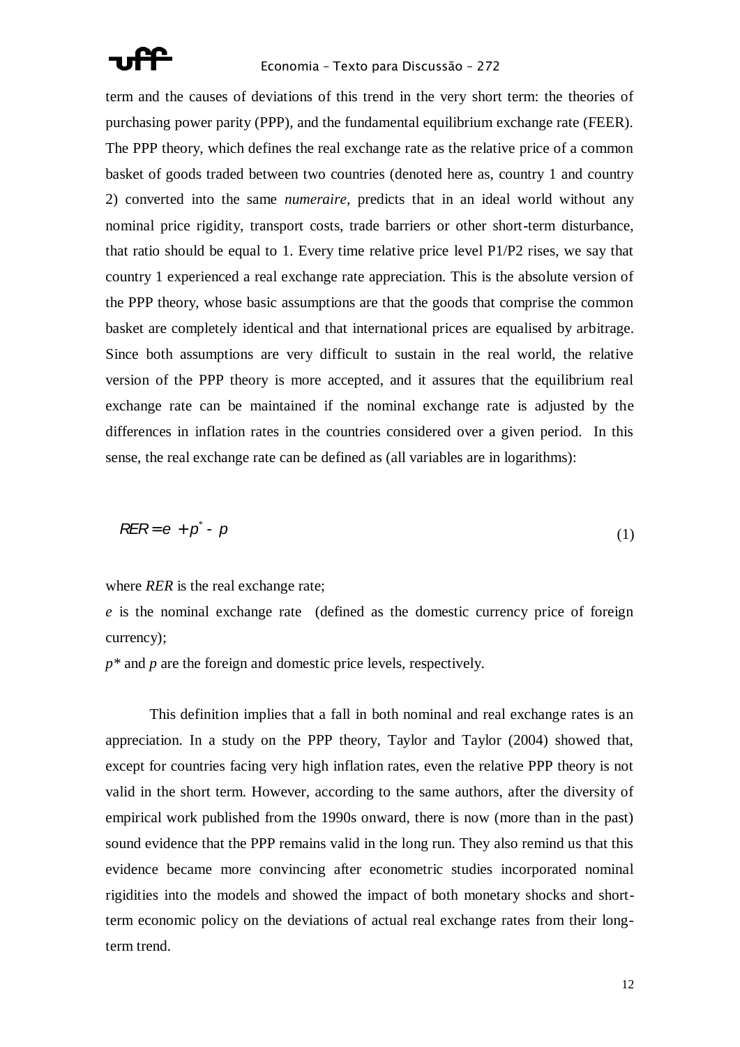term and the causes of deviations of this trend in the very short term: the theories of purchasing power parity (PPP), and the fundamental equilibrium exchange rate (FEER). The PPP theory, which defines the real exchange rate as the relative price of a common basket of goods traded between two countries (denoted here as, country 1 and country 2) converted into the same *numeraire*, predicts that in an ideal world without any nominal price rigidity, transport costs, trade barriers or other short-term disturbance, that ratio should be equal to 1. Every time relative price level P1/P2 rises, we say that country 1 experienced a real exchange rate appreciation. This is the absolute version of the PPP theory, whose basic assumptions are that the goods that comprise the common basket are completely identical and that international prices are equalised by arbitrage. Since both assumptions are very difficult to sustain in the real world, the relative version of the PPP theory is more accepted, and it assures that the equilibrium real exchange rate can be maintained if the nominal exchange rate is adjusted by the differences in inflation rates in the countries considered over a given period. In this sense, the real exchange rate can be defined as (all variables are in logarithms):

$$RER = e + p^{*} - p \tag{1}$$

where *RER* is the real exchange rate;

*e* is the nominal exchange rate (defined as the domestic currency price of foreign currency);

*p\** and *p* are the foreign and domestic price levels, respectively.

This definition implies that a fall in both nominal and real exchange rates is an appreciation. In a study on the PPP theory, Taylor and Taylor (2004) showed that, except for countries facing very high inflation rates, even the relative PPP theory is not valid in the short term. However, according to the same authors, after the diversity of empirical work published from the 1990s onward, there is now (more than in the past) sound evidence that the PPP remains valid in the long run. They also remind us that this evidence became more convincing after econometric studies incorporated nominal rigidities into the models and showed the impact of both monetary shocks and short-term economic policy on the deviations of actual real exchange rates from their long-term trend.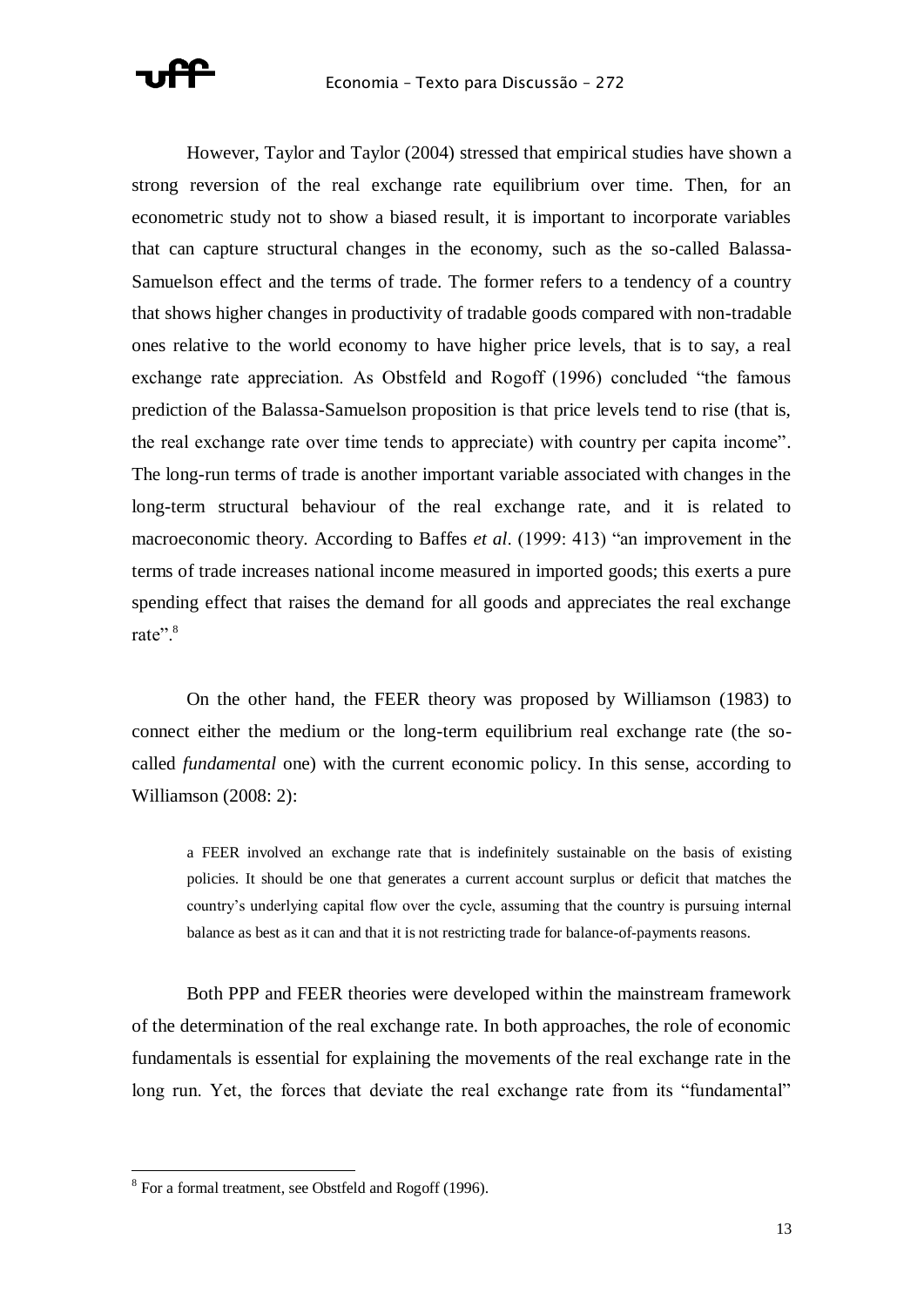However, Taylor and Taylor (2004) stressed that empirical studies have shown a strong reversion of the real exchange rate equilibrium over time. Then, for an econometric study not to show a biased result, it is important to incorporate variables that can capture structural changes in the economy, such as the so-called Balassa-Samuelson effect and the terms of trade. The former refers to a tendency of a country that shows higher changes in productivity of tradable goods compared with non-tradable ones relative to the world economy to have higher price levels, that is to say, a real exchange rate appreciation. As Obstfeld and Rogoff (1996) concluded "the famous prediction of the Balassa-Samuelson proposition is that price levels tend to rise (that is, the real exchange rate over time tends to appreciate) with country per capita income". The long-run terms of trade is another important variable associated with changes in the long-term structural behaviour of the real exchange rate, and it is related to macroeconomic theory. According to Baffes *et al*. (1999: 413) "an improvement in the terms of trade increases national income measured in imported goods; this exerts a pure spending effect that raises the demand for all goods and appreciates the real exchange rate".[8]

On the other hand, the FEER theory was proposed by Williamson (1983) to connect either the medium or the long-term equilibrium real exchange rate (the so-called *fundamental* one) with the current economic policy. In this sense, according to Williamson (2008: 2):

> a FEER involved an exchange rate that is indefinitely sustainable on the basis of existing policies. It should be one that generates a current account surplus or deficit that matches the country's underlying capital flow over the cycle, assuming that the country is pursuing internal balance as best as it can and that it is not restricting trade for balance-of-payments reasons.

Both PPP and FEER theories were developed within the mainstream framework of the determination of the real exchange rate. In both approaches, the role of economic fundamentals is essential for explaining the movements of the real exchange rate in the long run. Yet, the forces that deviate the real exchange rate from its "fundamental"

[8] For a formal treatment, see Obstfeld and Rogoff (1996).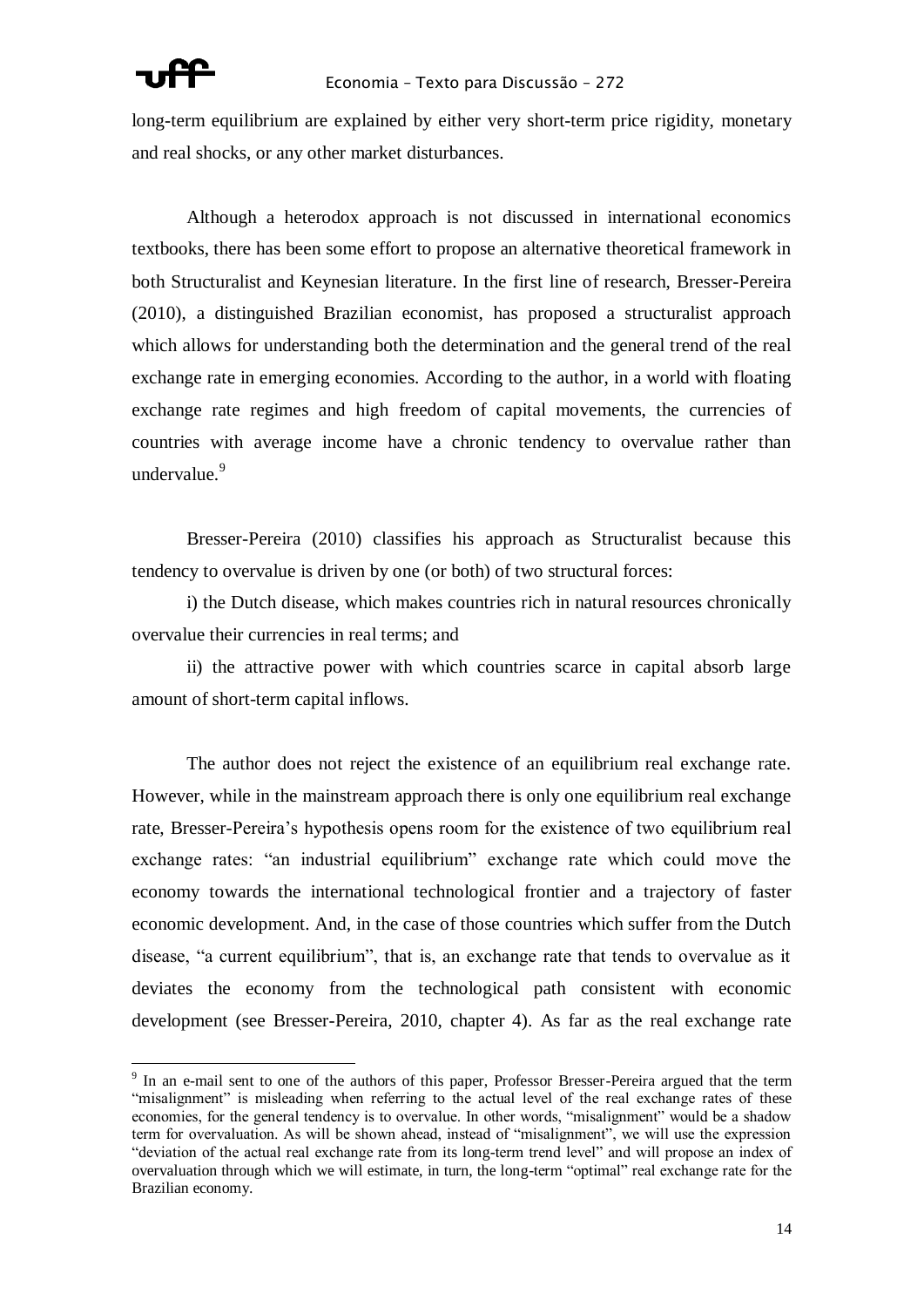long-term equilibrium are explained by either very short-term price rigidity, monetary and real shocks, or any other market disturbances.

Although a heterodox approach is not discussed in international economics textbooks, there has been some effort to propose an alternative theoretical framework in both Structuralist and Keynesian literature. In the first line of research, Bresser-Pereira (2010), a distinguished Brazilian economist, has proposed a structuralist approach which allows for understanding both the determination and the general trend of the real exchange rate in emerging economies. According to the author, in a world with floating exchange rate regimes and high freedom of capital movements, the currencies of countries with average income have a chronic tendency to overvalue rather than undervalue.[9]

Bresser-Pereira (2010) classifies his approach as Structuralist because this tendency to overvalue is driven by one (or both) of two structural forces:

i) the Dutch disease, which makes countries rich in natural resources chronically overvalue their currencies in real terms; and

ii) the attractive power with which countries scarce in capital absorb large amount of short-term capital inflows.

The author does not reject the existence of an equilibrium real exchange rate. However, while in the mainstream approach there is only one equilibrium real exchange rate, Bresser-Pereira's hypothesis opens room for the existence of two equilibrium real exchange rates: "an industrial equilibrium" exchange rate which could move the economy towards the international technological frontier and a trajectory of faster economic development. And, in the case of those countries which suffer from the Dutch disease, "a current equilibrium", that is, an exchange rate that tends to overvalue as it deviates the economy from the technological path consistent with economic development (see Bresser-Pereira, 2010, chapter 4). As far as the real exchange rate

---

[9] In an e-mail sent to one of the authors of this paper, Professor Bresser-Pereira argued that the term "misalignment" is misleading when referring to the actual level of the real exchange rates of these economies, for the general tendency is to overvalue. In other words, "misalignment" would be a shadow term for overvaluation. As will be shown ahead, instead of "misalignment", we will use the expression "deviation of the actual real exchange rate from its long-term trend level" and will propose an index of overvaluation through which we will estimate, in turn, the long-term "optimal" real exchange rate for the Brazilian economy.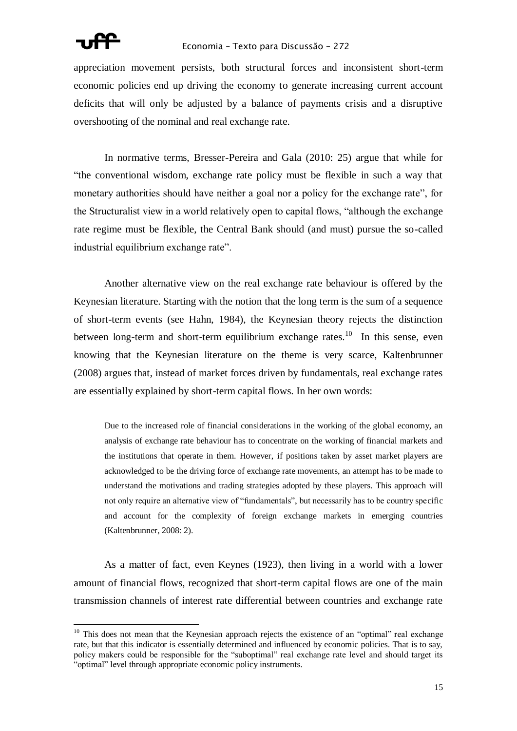appreciation movement persists, both structural forces and inconsistent short-term economic policies end up driving the economy to generate increasing current account deficits that will only be adjusted by a balance of payments crisis and a disruptive overshooting of the nominal and real exchange rate.

In normative terms, Bresser-Pereira and Gala (2010: 25) argue that while for "the conventional wisdom, exchange rate policy must be flexible in such a way that monetary authorities should have neither a goal nor a policy for the exchange rate", for the Structuralist view in a world relatively open to capital flows, "although the exchange rate regime must be flexible, the Central Bank should (and must) pursue the so-called industrial equilibrium exchange rate".

Another alternative view on the real exchange rate behaviour is offered by the Keynesian literature. Starting with the notion that the long term is the sum of a sequence of short-term events (see Hahn, 1984), the Keynesian theory rejects the distinction between long-term and short-term equilibrium exchange rates.[10] In this sense, even knowing that the Keynesian literature on the theme is very scarce, Kaltenbrunner (2008) argues that, instead of market forces driven by fundamentals, real exchange rates are essentially explained by short-term capital flows. In her own words:

> Due to the increased role of financial considerations in the working of the global economy, an analysis of exchange rate behaviour has to concentrate on the working of financial markets and the institutions that operate in them. However, if positions taken by asset market players are acknowledged to be the driving force of exchange rate movements, an attempt has to be made to understand the motivations and trading strategies adopted by these players. This approach will not only require an alternative view of "fundamentals", but necessarily has to be country specific and account for the complexity of foreign exchange markets in emerging countries (Kaltenbrunner, 2008: 2).

As a matter of fact, even Keynes (1923), then living in a world with a lower amount of financial flows, recognized that short-term capital flows are one of the main transmission channels of interest rate differential between countries and exchange rate

---

[10] This does not mean that the Keynesian approach rejects the existence of an "optimal" real exchange rate, but that this indicator is essentially determined and influenced by economic policies. That is to say, policy makers could be responsible for the "suboptimal" real exchange rate level and should target its "optimal" level through appropriate economic policy instruments.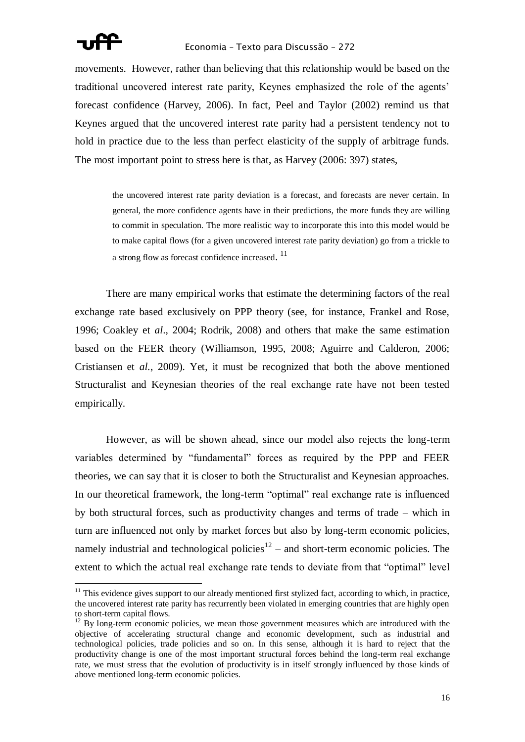movements. However, rather than believing that this relationship would be based on the traditional uncovered interest rate parity, Keynes emphasized the role of the agents' forecast confidence (Harvey, 2006). In fact, Peel and Taylor (2002) remind us that Keynes argued that the uncovered interest rate parity had a persistent tendency not to hold in practice due to the less than perfect elasticity of the supply of arbitrage funds. The most important point to stress here is that, as Harvey (2006: 397) states,

> the uncovered interest rate parity deviation is a forecast, and forecasts are never certain. In general, the more confidence agents have in their predictions, the more funds they are willing to commit in speculation. The more realistic way to incorporate this into this model would be to make capital flows (for a given uncovered interest rate parity deviation) go from a trickle to a strong flow as forecast confidence increased.[11]

There are many empirical works that estimate the determining factors of the real exchange rate based exclusively on PPP theory (see, for instance, Frankel and Rose, 1996; Coakley et *al*., 2004; Rodrik, 2008) and others that make the same estimation based on the FEER theory (Williamson, 1995, 2008; Aguirre and Calderon, 2006; Cristiansen et *al.*, 2009). Yet, it must be recognized that both the above mentioned Structuralist and Keynesian theories of the real exchange rate have not been tested empirically.

However, as will be shown ahead, since our model also rejects the long-term variables determined by "fundamental" forces as required by the PPP and FEER theories, we can say that it is closer to both the Structuralist and Keynesian approaches. In our theoretical framework, the long-term "optimal" real exchange rate is influenced by both structural forces, such as productivity changes and terms of trade – which in turn are influenced not only by market forces but also by long-term economic policies, namely industrial and technological policies[12] – and short-term economic policies. The extent to which the actual real exchange rate tends to deviate from that "optimal" level

---

[11] This evidence gives support to our already mentioned first stylized fact, according to which, in practice, the uncovered interest rate parity has recurrently been violated in emerging countries that are highly open to short-term capital flows.

[12] By long-term economic policies, we mean those government measures which are introduced with the objective of accelerating structural change and economic development, such as industrial and technological policies, trade policies and so on. In this sense, although it is hard to reject that the productivity change is one of the most important structural forces behind the long-term real exchange rate, we must stress that the evolution of productivity is in itself strongly influenced by those kinds of above mentioned long-term economic policies.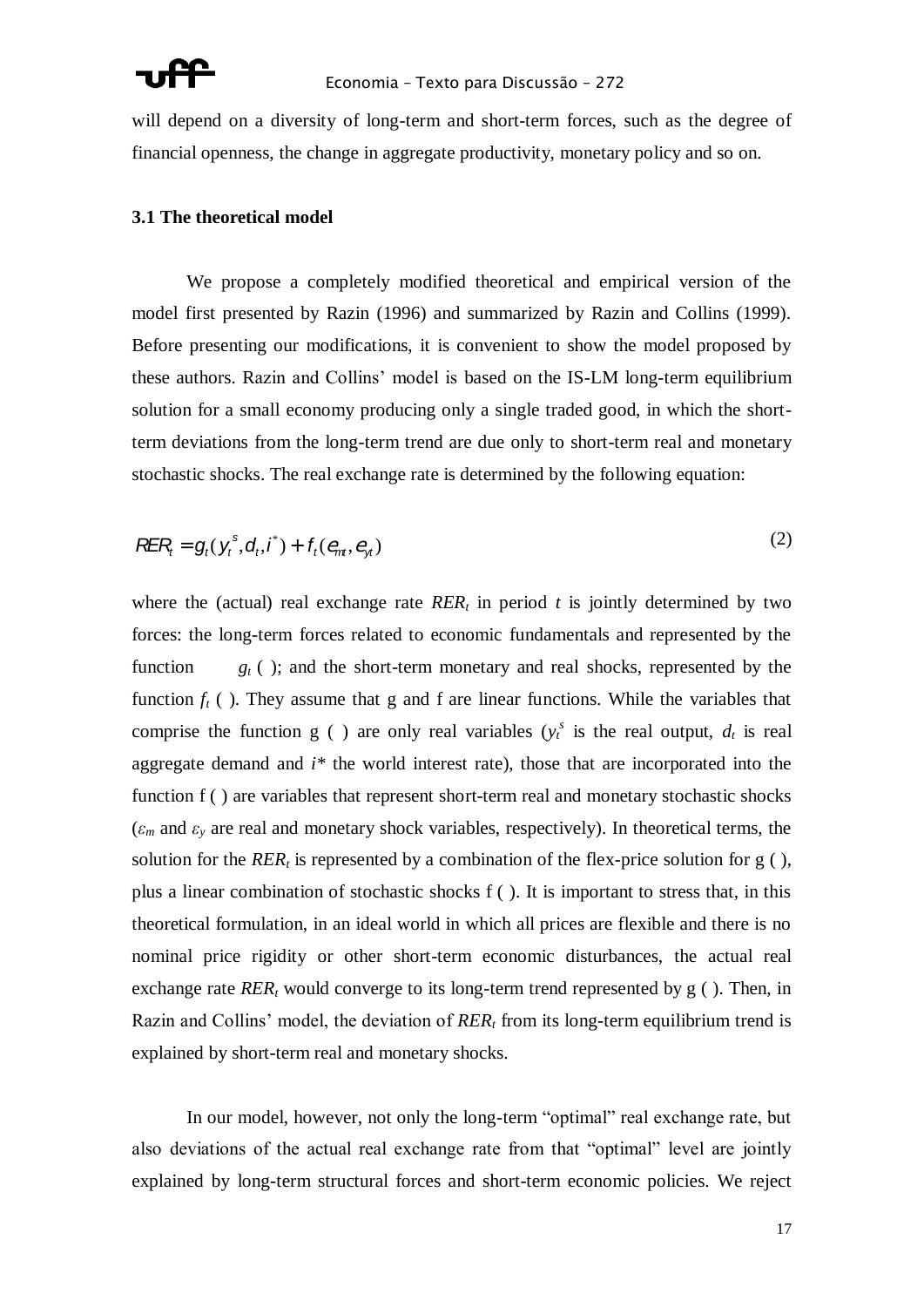will depend on a diversity of long-term and short-term forces, such as the degree of financial openness, the change in aggregate productivity, monetary policy and so on.

### 3.1 The theoretical model

We propose a completely modified theoretical and empirical version of the model first presented by Razin (1996) and summarized by Razin and Collins (1999). Before presenting our modifications, it is convenient to show the model proposed by these authors. Razin and Collins' model is based on the IS-LM long-term equilibrium solution for a small economy producing only a single traded good, in which the short-term deviations from the long-term trend are due only to short-term real and monetary stochastic shocks. The real exchange rate is determined by the following equation:

$$RER_t = g_t(y_t^s, d_t, i^*) + f_t(e_{mt}, e_{yt}) \tag{2}$$

where the (actual) real exchange rate $RER_t$ in period $t$ is jointly determined by two forces: the long-term forces related to economic fundamentals and represented by the function $g_t$ ( ); and the short-term monetary and real shocks, represented by the function $f_t$ ( ). They assume that g and f are linear functions. While the variables that comprise the function g ( ) are only real variables ($y_t^s$ is the real output, $d_t$ is real aggregate demand and $i^*$ the world interest rate), those that are incorporated into the function f ( ) are variables that represent short-term real and monetary stochastic shocks ($\varepsilon_m$ and $\varepsilon_y$ are real and monetary shock variables, respectively). In theoretical terms, the solution for the $RER_t$ is represented by a combination of the flex-price solution for g ( ), plus a linear combination of stochastic shocks f ( ). It is important to stress that, in this theoretical formulation, in an ideal world in which all prices are flexible and there is no nominal price rigidity or other short-term economic disturbances, the actual real exchange rate $RER_t$ would converge to its long-term trend represented by g ( ). Then, in Razin and Collins' model, the deviation of $RER_t$ from its long-term equilibrium trend is explained by short-term real and monetary shocks.

In our model, however, not only the long-term "optimal" real exchange rate, but also deviations of the actual real exchange rate from that "optimal" level are jointly explained by long-term structural forces and short-term economic policies. We reject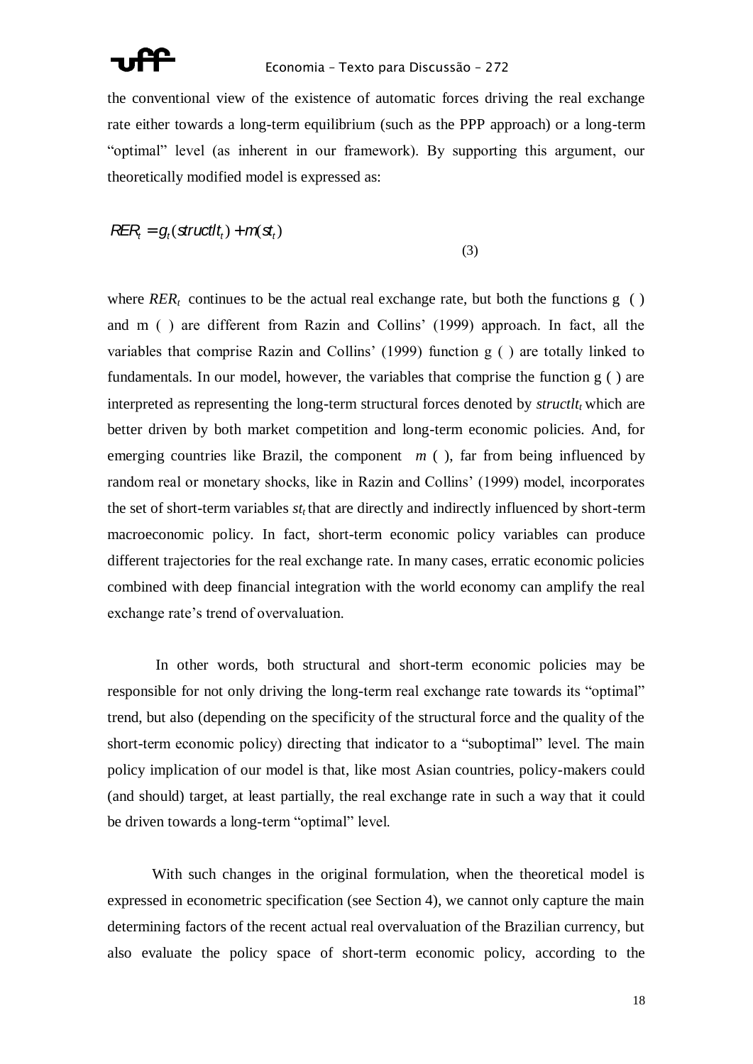the conventional view of the existence of automatic forces driving the real exchange rate either towards a long-term equilibrium (such as the PPP approach) or a long-term "optimal" level (as inherent in our framework). By supporting this argument, our theoretically modified model is expressed as:

$$RER_t = g_t(structlt_t) + m(st_t) \tag{3}$$

where $RER_t$ continues to be the actual real exchange rate, but both the functions g ( ) and m ( ) are different from Razin and Collins' (1999) approach. In fact, all the variables that comprise Razin and Collins' (1999) function g ( ) are totally linked to fundamentals. In our model, however, the variables that comprise the function g ( ) are interpreted as representing the long-term structural forces denoted by $structlt_t$ which are better driven by both market competition and long-term economic policies. And, for emerging countries like Brazil, the component *m* ( ), far from being influenced by random real or monetary shocks, like in Razin and Collins' (1999) model, incorporates the set of short-term variables $st_t$ that are directly and indirectly influenced by short-term macroeconomic policy. In fact, short-term economic policy variables can produce different trajectories for the real exchange rate. In many cases, erratic economic policies combined with deep financial integration with the world economy can amplify the real exchange rate's trend of overvaluation.

In other words, both structural and short-term economic policies may be responsible for not only driving the long-term real exchange rate towards its "optimal" trend, but also (depending on the specificity of the structural force and the quality of the short-term economic policy) directing that indicator to a "suboptimal" level. The main policy implication of our model is that, like most Asian countries, policy-makers could (and should) target, at least partially, the real exchange rate in such a way that it could be driven towards a long-term "optimal" level.

With such changes in the original formulation, when the theoretical model is expressed in econometric specification (see Section 4), we cannot only capture the main determining factors of the recent actual real overvaluation of the Brazilian currency, but also evaluate the policy space of short-term economic policy, according to the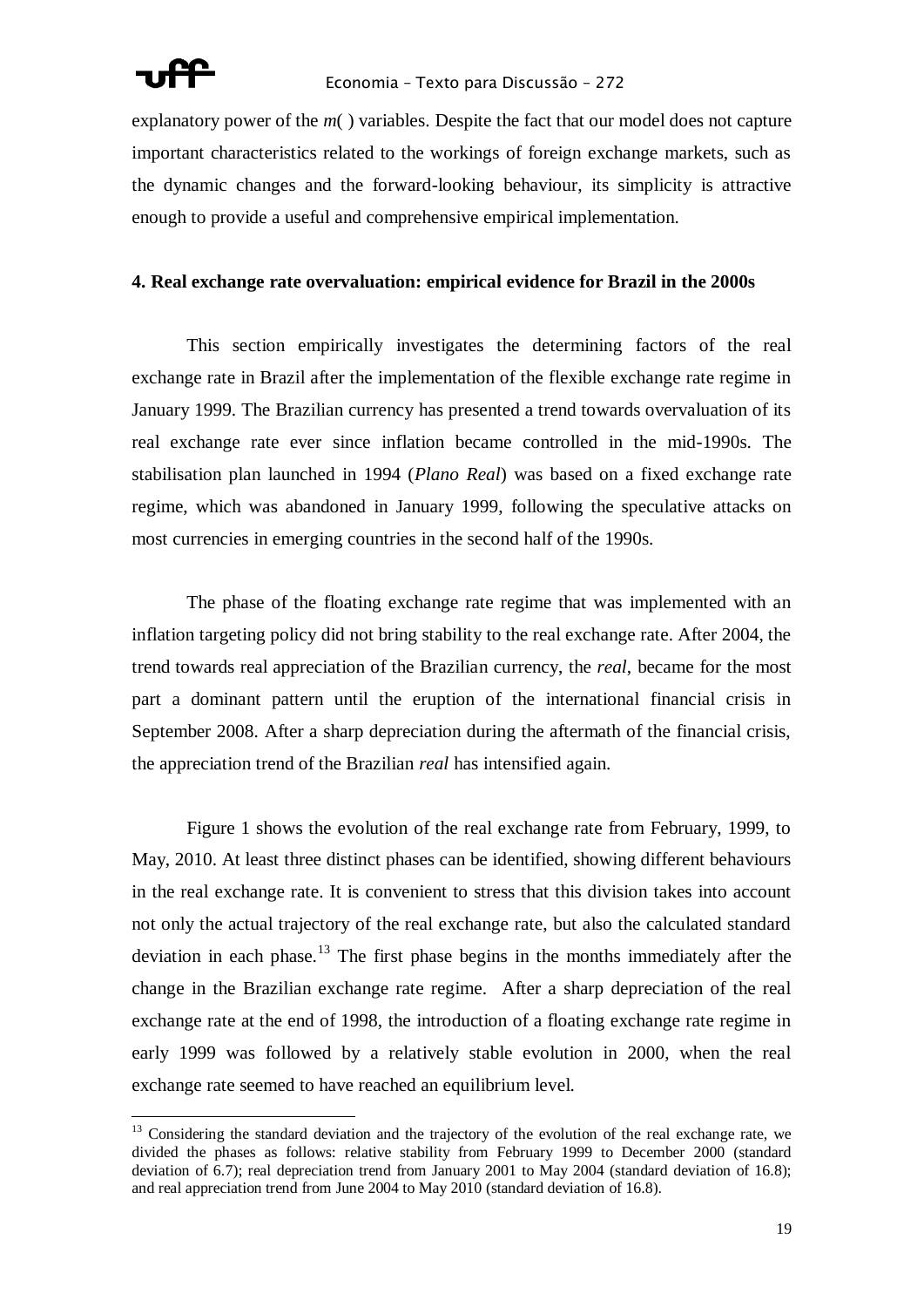explanatory power of the *m*( ) variables. Despite the fact that our model does not capture important characteristics related to the workings of foreign exchange markets, such as the dynamic changes and the forward-looking behaviour, its simplicity is attractive enough to provide a useful and comprehensive empirical implementation.

## 4. Real exchange rate overvaluation: empirical evidence for Brazil in the 2000s

This section empirically investigates the determining factors of the real exchange rate in Brazil after the implementation of the flexible exchange rate regime in January 1999. The Brazilian currency has presented a trend towards overvaluation of its real exchange rate ever since inflation became controlled in the mid-1990s. The stabilisation plan launched in 1994 (*Plano Real*) was based on a fixed exchange rate regime, which was abandoned in January 1999, following the speculative attacks on most currencies in emerging countries in the second half of the 1990s.

The phase of the floating exchange rate regime that was implemented with an inflation targeting policy did not bring stability to the real exchange rate. After 2004, the trend towards real appreciation of the Brazilian currency, the *real*, became for the most part a dominant pattern until the eruption of the international financial crisis in September 2008. After a sharp depreciation during the aftermath of the financial crisis, the appreciation trend of the Brazilian *real* has intensified again.

Figure 1 shows the evolution of the real exchange rate from February, 1999, to May, 2010. At least three distinct phases can be identified, showing different behaviours in the real exchange rate. It is convenient to stress that this division takes into account not only the actual trajectory of the real exchange rate, but also the calculated standard deviation in each phase.[13] The first phase begins in the months immediately after the change in the Brazilian exchange rate regime. After a sharp depreciation of the real exchange rate at the end of 1998, the introduction of a floating exchange rate regime in early 1999 was followed by a relatively stable evolution in 2000, when the real exchange rate seemed to have reached an equilibrium level.

[13] Considering the standard deviation and the trajectory of the evolution of the real exchange rate, we divided the phases as follows: relative stability from February 1999 to December 2000 (standard deviation of 6.7); real depreciation trend from January 2001 to May 2004 (standard deviation of 16.8); and real appreciation trend from June 2004 to May 2010 (standard deviation of 16.8).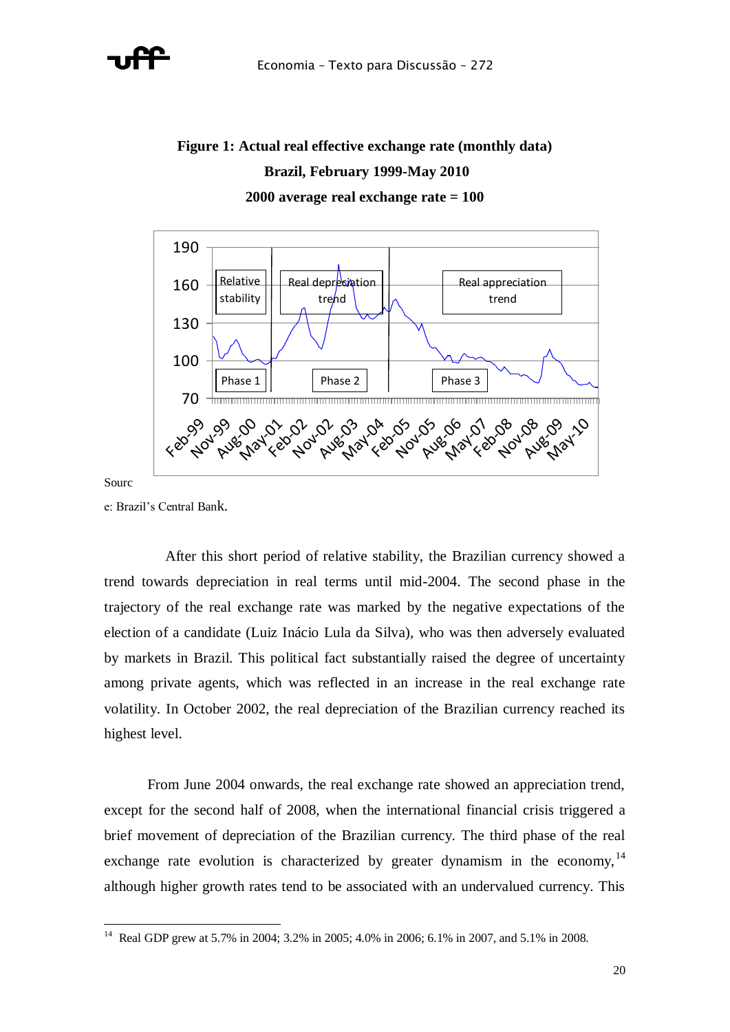**Figure 1: Actual real effective exchange rate (monthly data)**

**Brazil, February 1999-May 2010**

**2000 average real exchange rate = 100**

Source: Brazil's Central Bank.

After this short period of relative stability, the Brazilian currency showed a trend towards depreciation in real terms until mid-2004. The second phase in the trajectory of the real exchange rate was marked by the negative expectations of the election of a candidate (Luiz Inácio Lula da Silva), who was then adversely evaluated by markets in Brazil. This political fact substantially raised the degree of uncertainty among private agents, which was reflected in an increase in the real exchange rate volatility. In October 2002, the real depreciation of the Brazilian currency reached its highest level.

From June 2004 onwards, the real exchange rate showed an appreciation trend, except for the second half of 2008, when the international financial crisis triggered a brief movement of depreciation of the Brazilian currency. The third phase of the real exchange rate evolution is characterized by greater dynamism in the economy,[14] although higher growth rates tend to be associated with an undervalued currency. This

[14] Real GDP grew at 5.7% in 2004; 3.2% in 2005; 4.0% in 2006; 6.1% in 2007, and 5.1% in 2008.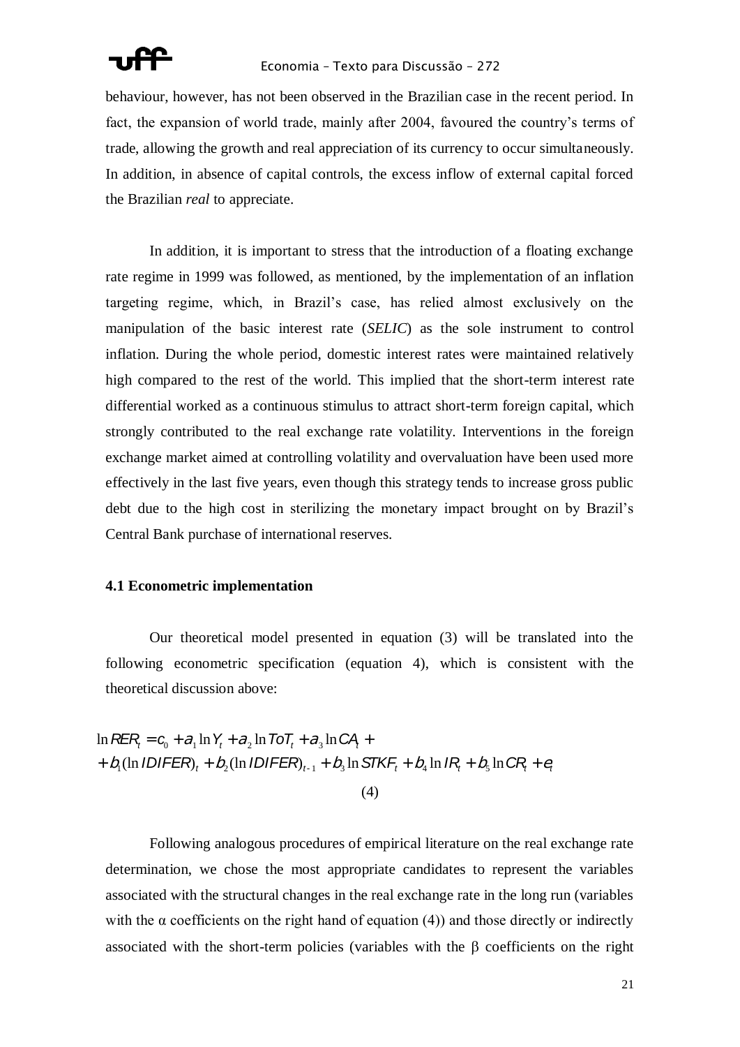behaviour, however, has not been observed in the Brazilian case in the recent period. In fact, the expansion of world trade, mainly after 2004, favoured the country's terms of trade, allowing the growth and real appreciation of its currency to occur simultaneously. In addition, in absence of capital controls, the excess inflow of external capital forced the Brazilian *real* to appreciate.

In addition, it is important to stress that the introduction of a floating exchange rate regime in 1999 was followed, as mentioned, by the implementation of an inflation targeting regime, which, in Brazil's case, has relied almost exclusively on the manipulation of the basic interest rate (*SELIC*) as the sole instrument to control inflation. During the whole period, domestic interest rates were maintained relatively high compared to the rest of the world. This implied that the short-term interest rate differential worked as a continuous stimulus to attract short-term foreign capital, which strongly contributed to the real exchange rate volatility. Interventions in the foreign exchange market aimed at controlling volatility and overvaluation have been used more effectively in the last five years, even though this strategy tends to increase gross public debt due to the high cost in sterilizing the monetary impact brought on by Brazil's Central Bank purchase of international reserves.

### 4.1 Econometric implementation

Our theoretical model presented in equation (3) will be translated into the following econometric specification (equation 4), which is consistent with the theoretical discussion above:

$$
\begin{aligned}
\ln RER_t &= c_0 + \alpha_1 \ln Y_t + \alpha_2 \ln ToT_t + \alpha_3 \ln CA_t + \\
&+ \beta_1 (\ln IDIFER)_t + \beta_2 (\ln IDIFER)_{t-1} + \beta_3 \ln STKF_t + \beta_4 \ln IR_t + \beta_5 \ln CR_t + e_t
\end{aligned}
\tag{4}
$$

Following analogous procedures of empirical literature on the real exchange rate determination, we chose the most appropriate candidates to represent the variables associated with the structural changes in the real exchange rate in the long run (variables with the $\alpha$ coefficients on the right hand of equation (4)) and those directly or indirectly associated with the short-term policies (variables with the $\beta$ coefficients on the right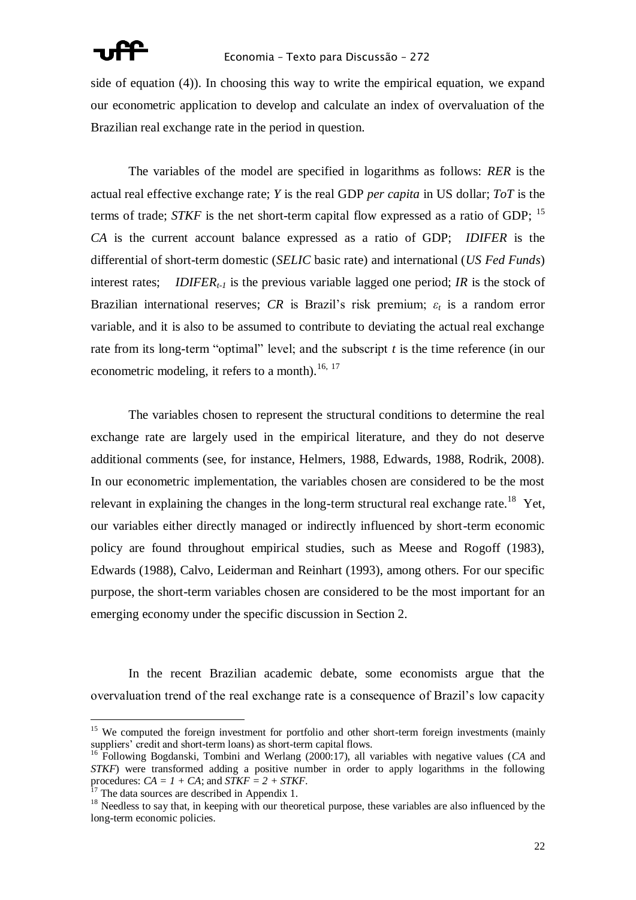side of equation (4)). In choosing this way to write the empirical equation, we expand our econometric application to develop and calculate an index of overvaluation of the Brazilian real exchange rate in the period in question.

The variables of the model are specified in logarithms as follows: *RER* is the actual real effective exchange rate; *Y* is the real GDP *per capita* in US dollar; *ToT* is the terms of trade; *STKF* is the net short-term capital flow expressed as a ratio of GDP; [15] *CA* is the current account balance expressed as a ratio of GDP; *IDIFER* is the differential of short-term domestic (*SELIC* basic rate) and international (*US Fed Funds*) interest rates; $IDIFER_{t-1}$ is the previous variable lagged one period; *IR* is the stock of Brazilian international reserves; *CR* is Brazil's risk premium; $\varepsilon_t$ is a random error variable, and it is also to be assumed to contribute to deviating the actual real exchange rate from its long-term "optimal" level; and the subscript *t* is the time reference (in our econometric modeling, it refers to a month).[16, 17]

The variables chosen to represent the structural conditions to determine the real exchange rate are largely used in the empirical literature, and they do not deserve additional comments (see, for instance, Helmers, 1988, Edwards, 1988, Rodrik, 2008). In our econometric implementation, the variables chosen are considered to be the most relevant in explaining the changes in the long-term structural real exchange rate.[18] Yet, our variables either directly managed or indirectly influenced by short-term economic policy are found throughout empirical studies, such as Meese and Rogoff (1983), Edwards (1988), Calvo, Leiderman and Reinhart (1993), among others. For our specific purpose, the short-term variables chosen are considered to be the most important for an emerging economy under the specific discussion in Section 2.

In the recent Brazilian academic debate, some economists argue that the overvaluation trend of the real exchange rate is a consequence of Brazil's low capacity

---

[15] We computed the foreign investment for portfolio and other short-term foreign investments (mainly suppliers' credit and short-term loans) as short-term capital flows.

[16] Following Bogdanski, Tombini and Werlang (2000:17), all variables with negative values (*CA* and *STKF*) were transformed adding a positive number in order to apply logarithms in the following procedures: $CA = 1 + CA$; and $STKF = 2 + STKF$.

[17] The data sources are described in Appendix 1.

[18] Needless to say that, in keeping with our theoretical purpose, these variables are also influenced by the long-term economic policies.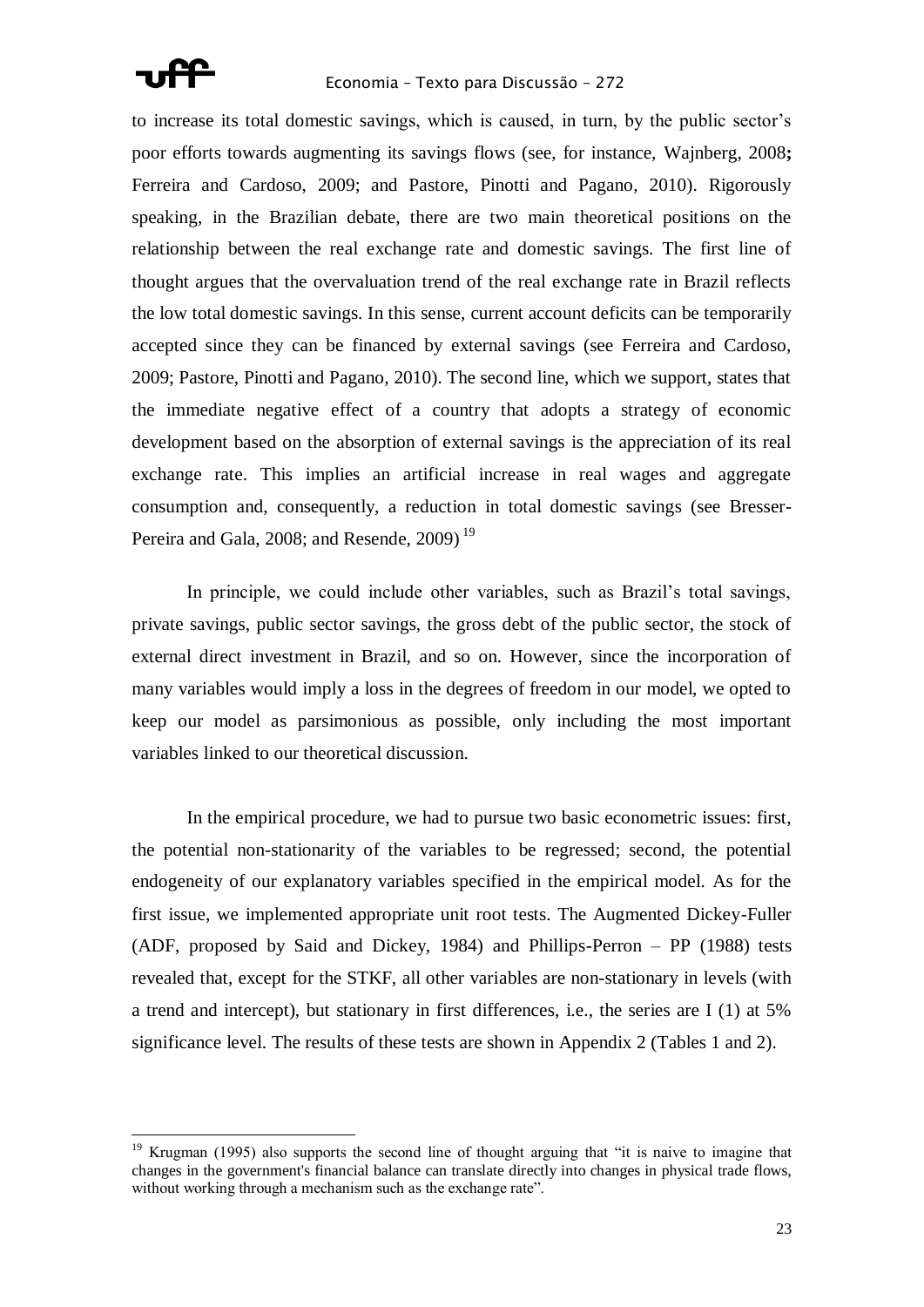to increase its total domestic savings, which is caused, in turn, by the public sector's poor efforts towards augmenting its savings flows (see, for instance, Wajnberg, 2008**;** Ferreira and Cardoso, 2009; and Pastore, Pinotti and Pagano, 2010). Rigorously speaking, in the Brazilian debate, there are two main theoretical positions on the relationship between the real exchange rate and domestic savings. The first line of thought argues that the overvaluation trend of the real exchange rate in Brazil reflects the low total domestic savings. In this sense, current account deficits can be temporarily accepted since they can be financed by external savings (see Ferreira and Cardoso, 2009; Pastore, Pinotti and Pagano, 2010). The second line, which we support, states that the immediate negative effect of a country that adopts a strategy of economic development based on the absorption of external savings is the appreciation of its real exchange rate. This implies an artificial increase in real wages and aggregate consumption and, consequently, a reduction in total domestic savings (see Bresser-Pereira and Gala, 2008; and Resende, 2009) [19]

In principle, we could include other variables, such as Brazil's total savings, private savings, public sector savings, the gross debt of the public sector, the stock of external direct investment in Brazil, and so on. However, since the incorporation of many variables would imply a loss in the degrees of freedom in our model, we opted to keep our model as parsimonious as possible, only including the most important variables linked to our theoretical discussion.

In the empirical procedure, we had to pursue two basic econometric issues: first, the potential non-stationarity of the variables to be regressed; second, the potential endogeneity of our explanatory variables specified in the empirical model. As for the first issue, we implemented appropriate unit root tests. The Augmented Dickey-Fuller (ADF, proposed by Said and Dickey, 1984) and Phillips-Perron – PP (1988) tests revealed that, except for the STKF, all other variables are non-stationary in levels (with a trend and intercept), but stationary in first differences, i.e., the series are I (1) at 5% significance level. The results of these tests are shown in Appendix 2 (Tables 1 and 2).

[19] Krugman (1995) also supports the second line of thought arguing that "it is naive to imagine that changes in the government's financial balance can translate directly into changes in physical trade flows, without working through a mechanism such as the exchange rate".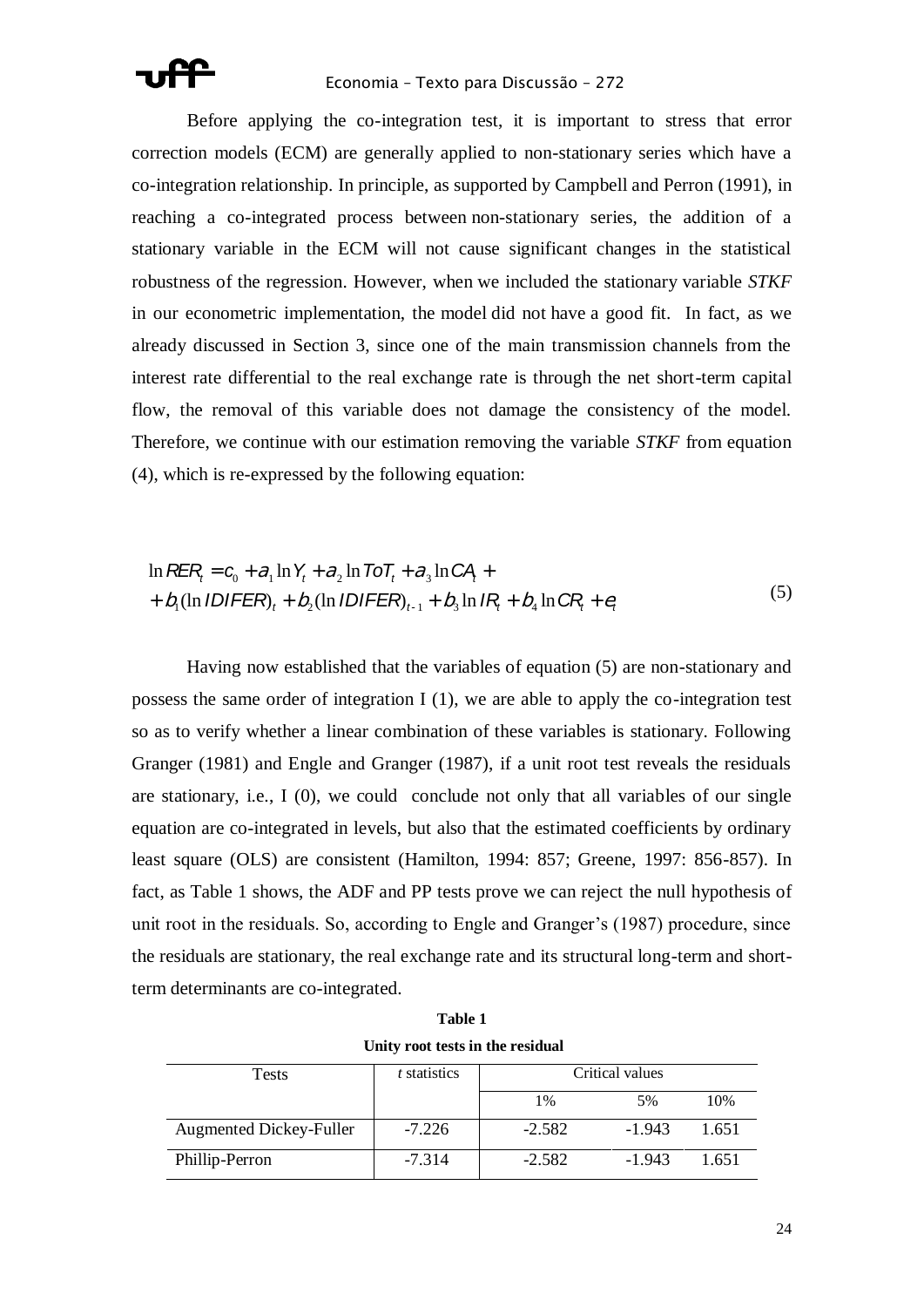Before applying the co-integration test, it is important to stress that error correction models (ECM) are generally applied to non-stationary series which have a co-integration relationship. In principle, as supported by Campbell and Perron (1991), in reaching a co-integrated process between non-stationary series, the addition of a stationary variable in the ECM will not cause significant changes in the statistical robustness of the regression. However, when we included the stationary variable *STKF* in our econometric implementation, the model did not have a good fit. In fact, as we already discussed in Section 3, since one of the main transmission channels from the interest rate differential to the real exchange rate is through the net short-term capital flow, the removal of this variable does not damage the consistency of the model. Therefore, we continue with our estimation removing the variable *STKF* from equation (4), which is re-expressed by the following equation:

$$
\begin{aligned}
\ln RER_t &= c_0 + a_1 \ln Y_t + a_2 \ln ToT_t + a_3 \ln CA_t + \\
&+ b_1 (\ln IDIFER)_t + b_2 (\ln IDIFER)_{t-1} + b_3 \ln IR_t + b_4 \ln CR_t + e_t
\end{aligned}
\tag{5}
$$

Having now established that the variables of equation (5) are non-stationary and possess the same order of integration I (1), we are able to apply the co-integration test so as to verify whether a linear combination of these variables is stationary. Following Granger (1981) and Engle and Granger (1987), if a unit root test reveals the residuals are stationary, i.e., I (0), we could conclude not only that all variables of our single equation are co-integrated in levels, but also that the estimated coefficients by ordinary least square (OLS) are consistent (Hamilton, 1994: 857; Greene, 1997: 856-857). In fact, as Table 1 shows, the ADF and PP tests prove we can reject the null hypothesis of unit root in the residuals. So, according to Engle and Granger's (1987) procedure, since the residuals are stationary, the real exchange rate and its structural long-term and short-term determinants are co-integrated.

**Table 1**

**Unity root tests in the residual**

| Tests | *t* statistics | Critical values | | |
|---|---|---|---|---|
| | | 1% | 5% | 10% |
| Augmented Dickey-Fuller | -7.226 | -2.582 | -1.943 | 1.651 |
| Phillip-Perron | -7.314 | -2.582 | -1.943 | 1.651 |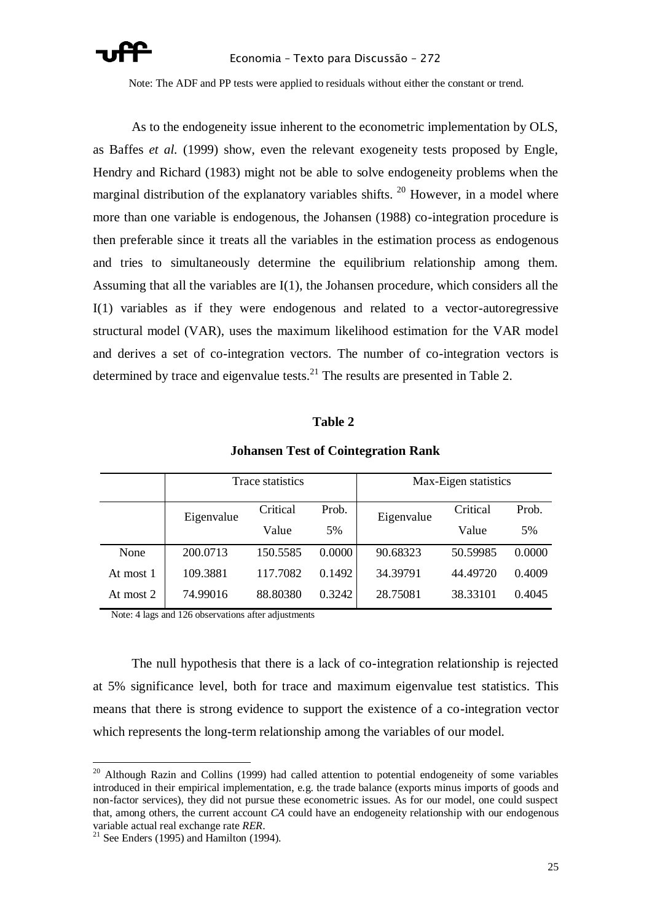Note: The ADF and PP tests were applied to residuals without either the constant or trend.

As to the endogeneity issue inherent to the econometric implementation by OLS, as Baffes *et al.* (1999) show, even the relevant exogeneity tests proposed by Engle, Hendry and Richard (1983) might not be able to solve endogeneity problems when the marginal distribution of the explanatory variables shifts. [20] However, in a model where more than one variable is endogenous, the Johansen (1988) co-integration procedure is then preferable since it treats all the variables in the estimation process as endogenous and tries to simultaneously determine the equilibrium relationship among them. Assuming that all the variables are I(1), the Johansen procedure, which considers all the I(1) variables as if they were endogenous and related to a vector-autoregressive structural model (VAR), uses the maximum likelihood estimation for the VAR model and derives a set of co-integration vectors. The number of co-integration vectors is determined by trace and eigenvalue tests.[21] The results are presented in Table 2.

**Table 2**

**Johansen Test of Cointegration Rank**

| | Trace statistics | | | Max-Eigen statistics | | |
|---|---|---|---|---|---|---|
| | Eigenvalue | Critical Value | Prob. 5% | Eigenvalue | Critical Value | Prob. 5% |
| None | 200.0713 | 150.5585 | 0.0000 | 90.68323 | 50.59985 | 0.0000 |
| At most 1 | 109.3881 | 117.7082 | 0.1492 | 34.39791 | 44.49720 | 0.4009 |
| At most 2 | 74.99016 | 88.80380 | 0.3242 | 28.75081 | 38.33101 | 0.4045 |

Note: 4 lags and 126 observations after adjustments

The null hypothesis that there is a lack of co-integration relationship is rejected at 5% significance level, both for trace and maximum eigenvalue test statistics. This means that there is strong evidence to support the existence of a co-integration vector which represents the long-term relationship among the variables of our model.

[20] Although Razin and Collins (1999) had called attention to potential endogeneity of some variables introduced in their empirical implementation, e.g. the trade balance (exports minus imports of goods and non-factor services), they did not pursue these econometric issues. As for our model, one could suspect that, among others, the current account *CA* could have an endogeneity relationship with our endogenous variable actual real exchange rate *RER*.

[21] See Enders (1995) and Hamilton (1994).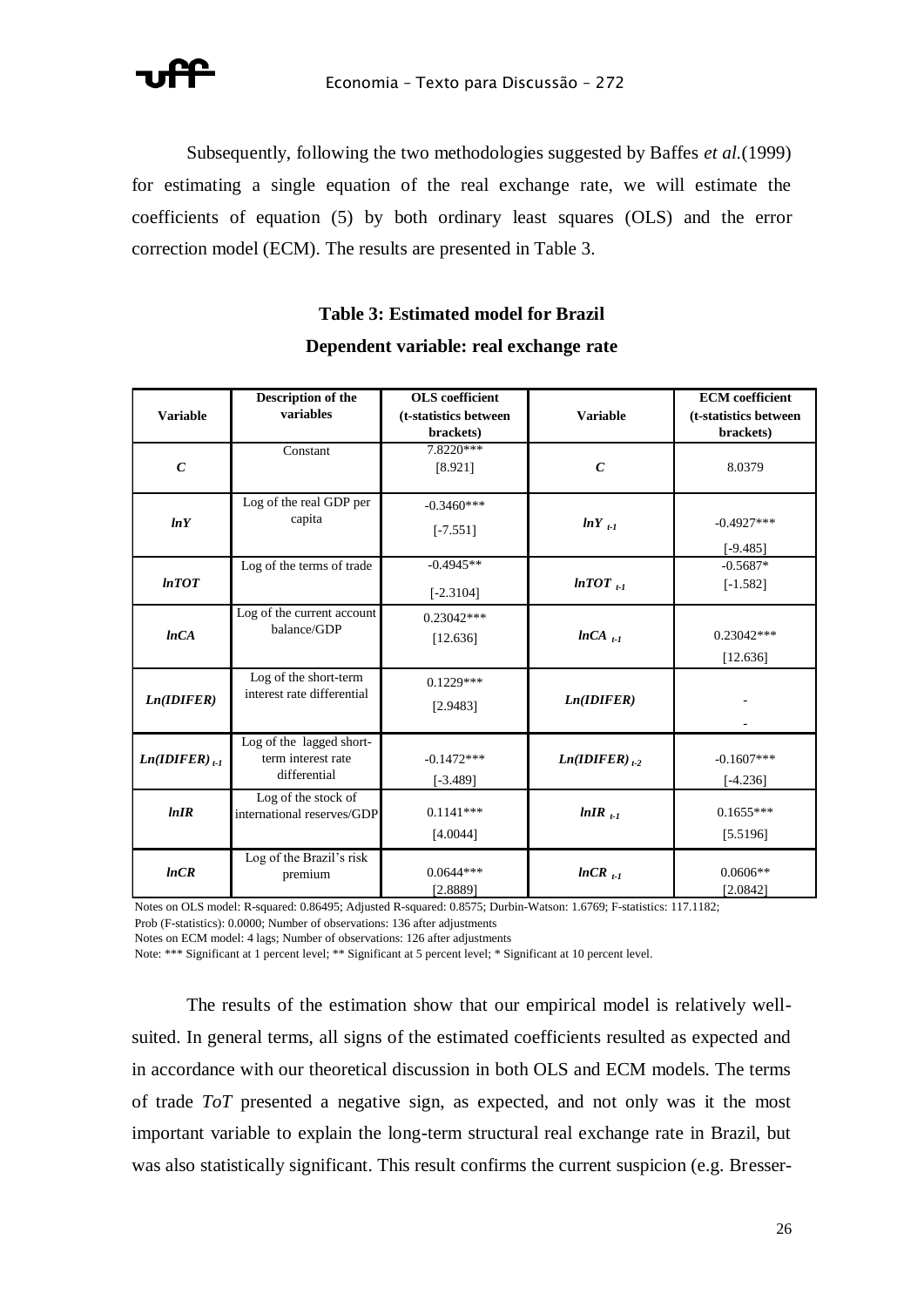Subsequently, following the two methodologies suggested by Baffes *et al.*(1999) for estimating a single equation of the real exchange rate, we will estimate the coefficients of equation (5) by both ordinary least squares (OLS) and the error correction model (ECM). The results are presented in Table 3.

**Table 3: Estimated model for Brazil**

**Dependent variable: real exchange rate**

| Variable | Description of the variables | OLS coefficient (t-statistics between brackets) | Variable | ECM coefficient (t-statistics between brackets) |
|---|---|---|---|---|
| ***C*** | Constant | 7.8220*** [8.921] | ***C*** | 8.0379 |
| ***lnY*** | Log of the real GDP per capita | -0.3460*** [-7.551] | $lnY_{t-1}$ | -0.4927*** [-9.485] |
| ***lnTOT*** | Log of the terms of trade | -0.4945** [-2.3104] | $lnTOT_{t-1}$ | -0.5687* [-1.582] |
| ***lnCA*** | Log of the current account balance/GDP | 0.23042*** [12.636] | $lnCA_{t-1}$ | 0.23042*** [12.636] |
| ***Ln(IDIFER)*** | Log of the short-term interest rate differential | 0.1229*** [2.9483] | ***Ln(IDIFER)*** | - - |
| $Ln(IDIFER)_{t-1}$ | Log of the lagged short-term interest rate differential | -0.1472*** [-3.489] | $Ln(IDIFER)_{t-2}$ | -0.1607*** [-4.236] |
| ***lnIR*** | Log of the stock of international reserves/GDP | 0.1141*** [4.0044] | $lnIR_{t-1}$ | 0.1655*** [5.5196] |
| ***lnCR*** | Log of the Brazil's risk premium | 0.0644*** [2.8889] | $lnCR_{t-1}$ | 0.0606** [2.0842] |

Notes on OLS model: R-squared: 0.86495; Adjusted R-squared: 0.8575; Durbin-Watson: 1.6769; F-statistics: 117.1182; Prob (F-statistics): 0.0000; Number of observations: 136 after adjustments

Notes on ECM model: 4 lags; Number of observations: 126 after adjustments

Note: *** Significant at 1 percent level; ** Significant at 5 percent level; * Significant at 10 percent level.

The results of the estimation show that our empirical model is relatively well-suited. In general terms, all signs of the estimated coefficients resulted as expected and in accordance with our theoretical discussion in both OLS and ECM models. The terms of trade *ToT* presented a negative sign, as expected, and not only was it the most important variable to explain the long-term structural real exchange rate in Brazil, but was also statistically significant. This result confirms the current suspicion (e.g. Bresser-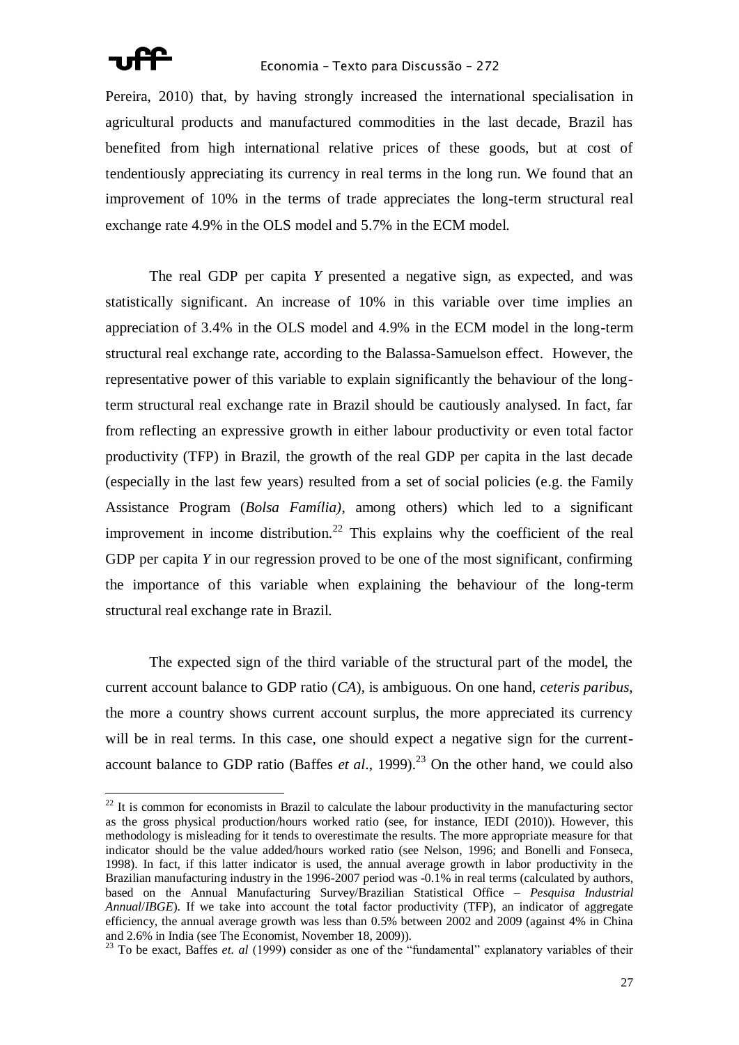Pereira, 2010) that, by having strongly increased the international specialisation in agricultural products and manufactured commodities in the last decade, Brazil has benefited from high international relative prices of these goods, but at cost of tendentiously appreciating its currency in real terms in the long run. We found that an improvement of 10% in the terms of trade appreciates the long-term structural real exchange rate 4.9% in the OLS model and 5.7% in the ECM model.

The real GDP per capita *Y* presented a negative sign, as expected, and was statistically significant. An increase of 10% in this variable over time implies an appreciation of 3.4% in the OLS model and 4.9% in the ECM model in the long-term structural real exchange rate, according to the Balassa-Samuelson effect. However, the representative power of this variable to explain significantly the behaviour of the long-term structural real exchange rate in Brazil should be cautiously analysed. In fact, far from reflecting an expressive growth in either labour productivity or even total factor productivity (TFP) in Brazil, the growth of the real GDP per capita in the last decade (especially in the last few years) resulted from a set of social policies (e.g. the Family Assistance Program (*Bolsa Família)*, among others) which led to a significant improvement in income distribution.[22] This explains why the coefficient of the real GDP per capita *Y* in our regression proved to be one of the most significant, confirming the importance of this variable when explaining the behaviour of the long-term structural real exchange rate in Brazil.

The expected sign of the third variable of the structural part of the model, the current account balance to GDP ratio (*CA*), is ambiguous. On one hand, *ceteris paribus*, the more a country shows current account surplus, the more appreciated its currency will be in real terms. In this case, one should expect a negative sign for the current-account balance to GDP ratio (Baffes *et al*., 1999).[23] On the other hand, we could also

---

[22] It is common for economists in Brazil to calculate the labour productivity in the manufacturing sector as the gross physical production/hours worked ratio (see, for instance, IEDI (2010)). However, this methodology is misleading for it tends to overestimate the results. The more appropriate measure for that indicator should be the value added/hours worked ratio (see Nelson, 1996; and Bonelli and Fonseca, 1998). In fact, if this latter indicator is used, the annual average growth in labor productivity in the Brazilian manufacturing industry in the 1996-2007 period was -0.1% in real terms (calculated by authors, based on the Annual Manufacturing Survey/Brazilian Statistical Office – *Pesquisa Industrial Annual*/*IBGE*). If we take into account the total factor productivity (TFP), an indicator of aggregate efficiency, the annual average growth was less than 0.5% between 2002 and 2009 (against 4% in China and 2.6% in India (see The Economist, November 18, 2009)).

[23] To be exact, Baffes *et. al* (1999) consider as one of the "fundamental" explanatory variables of their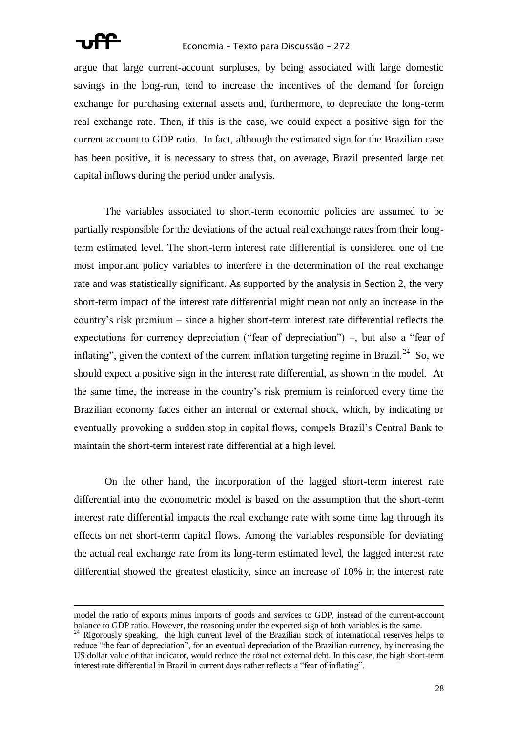argue that large current-account surpluses, by being associated with large domestic savings in the long-run, tend to increase the incentives of the demand for foreign exchange for purchasing external assets and, furthermore, to depreciate the long-term real exchange rate. Then, if this is the case, we could expect a positive sign for the current account to GDP ratio. In fact, although the estimated sign for the Brazilian case has been positive, it is necessary to stress that, on average, Brazil presented large net capital inflows during the period under analysis.

The variables associated to short-term economic policies are assumed to be partially responsible for the deviations of the actual real exchange rates from their long-term estimated level. The short-term interest rate differential is considered one of the most important policy variables to interfere in the determination of the real exchange rate and was statistically significant. As supported by the analysis in Section 2, the very short-term impact of the interest rate differential might mean not only an increase in the country's risk premium – since a higher short-term interest rate differential reflects the expectations for currency depreciation ("fear of depreciation") –, but also a "fear of inflating", given the context of the current inflation targeting regime in Brazil.[24] So, we should expect a positive sign in the interest rate differential, as shown in the model. At the same time, the increase in the country's risk premium is reinforced every time the Brazilian economy faces either an internal or external shock, which, by indicating or eventually provoking a sudden stop in capital flows, compels Brazil's Central Bank to maintain the short-term interest rate differential at a high level.

On the other hand, the incorporation of the lagged short-term interest rate differential into the econometric model is based on the assumption that the short-term interest rate differential impacts the real exchange rate with some time lag through its effects on net short-term capital flows. Among the variables responsible for deviating the actual real exchange rate from its long-term estimated level, the lagged interest rate differential showed the greatest elasticity, since an increase of 10% in the interest rate

---

model the ratio of exports minus imports of goods and services to GDP, instead of the current-account balance to GDP ratio. However, the reasoning under the expected sign of both variables is the same.

[24] Rigorously speaking, the high current level of the Brazilian stock of international reserves helps to reduce "the fear of depreciation", for an eventual depreciation of the Brazilian currency, by increasing the US dollar value of that indicator, would reduce the total net external debt. In this case, the high short-term interest rate differential in Brazil in current days rather reflects a "fear of inflating".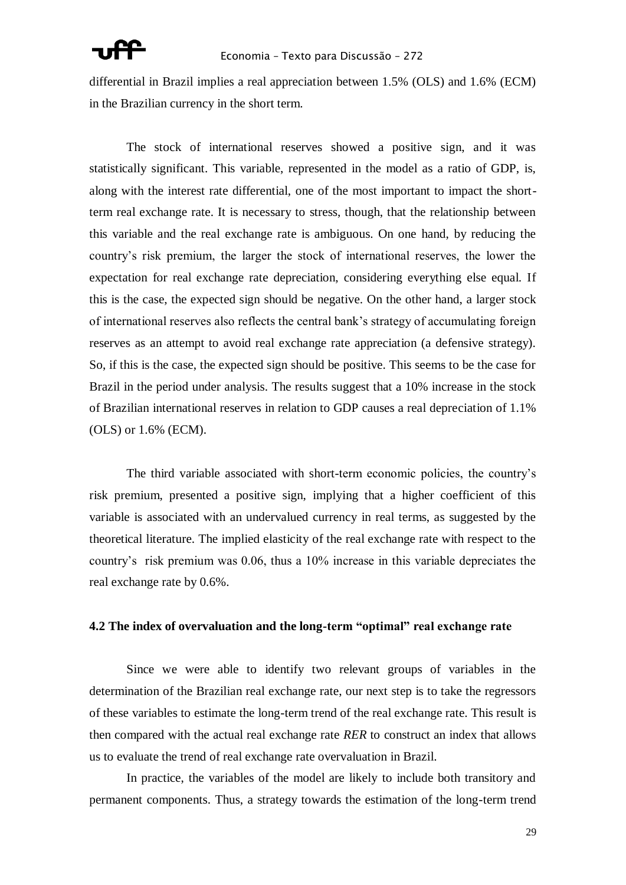differential in Brazil implies a real appreciation between 1.5% (OLS) and 1.6% (ECM) in the Brazilian currency in the short term.

The stock of international reserves showed a positive sign, and it was statistically significant. This variable, represented in the model as a ratio of GDP, is, along with the interest rate differential, one of the most important to impact the short-term real exchange rate. It is necessary to stress, though, that the relationship between this variable and the real exchange rate is ambiguous. On one hand, by reducing the country's risk premium, the larger the stock of international reserves, the lower the expectation for real exchange rate depreciation, considering everything else equal. If this is the case, the expected sign should be negative. On the other hand, a larger stock of international reserves also reflects the central bank's strategy of accumulating foreign reserves as an attempt to avoid real exchange rate appreciation (a defensive strategy). So, if this is the case, the expected sign should be positive. This seems to be the case for Brazil in the period under analysis. The results suggest that a 10% increase in the stock of Brazilian international reserves in relation to GDP causes a real depreciation of 1.1% (OLS) or 1.6% (ECM).

The third variable associated with short-term economic policies, the country's risk premium, presented a positive sign, implying that a higher coefficient of this variable is associated with an undervalued currency in real terms, as suggested by the theoretical literature. The implied elasticity of the real exchange rate with respect to the country's risk premium was 0.06, thus a 10% increase in this variable depreciates the real exchange rate by 0.6%.

### 4.2 The index of overvaluation and the long-term "optimal" real exchange rate

Since we were able to identify two relevant groups of variables in the determination of the Brazilian real exchange rate, our next step is to take the regressors of these variables to estimate the long-term trend of the real exchange rate. This result is then compared with the actual real exchange rate *RER* to construct an index that allows us to evaluate the trend of real exchange rate overvaluation in Brazil.

In practice, the variables of the model are likely to include both transitory and permanent components. Thus, a strategy towards the estimation of the long-term trend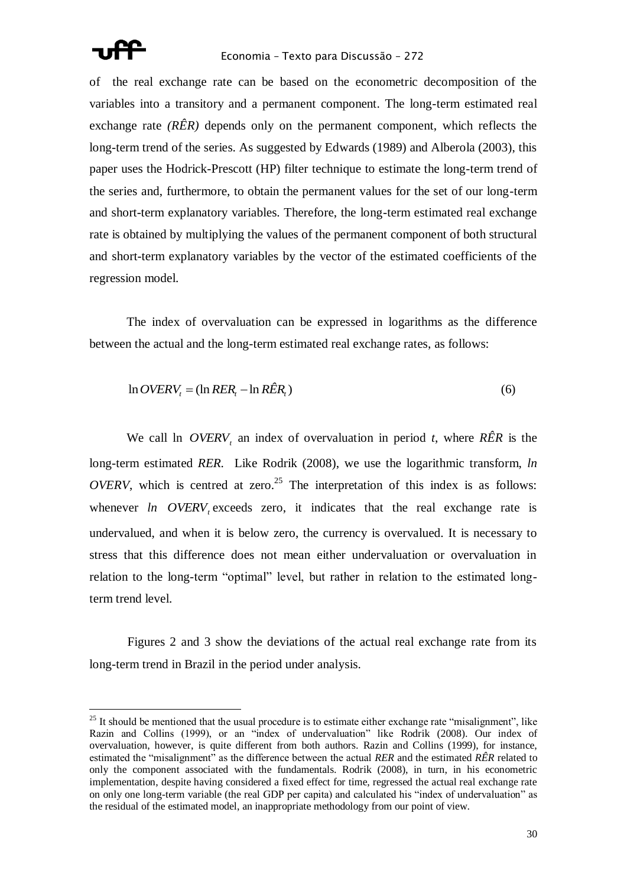of the real exchange rate can be based on the econometric decomposition of the variables into a transitory and a permanent component. The long-term estimated real exchange rate *(RÊR)* depends only on the permanent component, which reflects the long-term trend of the series. As suggested by Edwards (1989) and Alberola (2003), this paper uses the Hodrick-Prescott (HP) filter technique to estimate the long-term trend of the series and, furthermore, to obtain the permanent values for the set of our long-term and short-term explanatory variables. Therefore, the long-term estimated real exchange rate is obtained by multiplying the values of the permanent component of both structural and short-term explanatory variables by the vector of the estimated coefficients of the regression model.

The index of overvaluation can be expressed in logarithms as the difference between the actual and the long-term estimated real exchange rates, as follows:

$$\ln OVERV_t = (\ln RER_t - \ln R\hat{E}R_t) \qquad (6)$$

We call ln $OVERV_t$ an index of overvaluation in period *t*, where *RÊR* is the long-term estimated *RER*. Like Rodrik (2008), we use the logarithmic transform, *ln OVERV*, which is centred at zero.[25] The interpretation of this index is as follows: whenever *ln* $OVERV_t$ exceeds zero, it indicates that the real exchange rate is undervalued, and when it is below zero, the currency is overvalued. It is necessary to stress that this difference does not mean either undervaluation or overvaluation in relation to the long-term "optimal" level, but rather in relation to the estimated long-term trend level.

Figures 2 and 3 show the deviations of the actual real exchange rate from its long-term trend in Brazil in the period under analysis.

---

[25] It should be mentioned that the usual procedure is to estimate either exchange rate "misalignment", like Razin and Collins (1999), or an "index of undervaluation" like Rodrik (2008). Our index of overvaluation, however, is quite different from both authors. Razin and Collins (1999), for instance, estimated the "misalignment" as the difference between the actual *RER* and the estimated *RÊR* related to only the component associated with the fundamentals. Rodrik (2008), in turn, in his econometric implementation, despite having considered a fixed effect for time, regressed the actual real exchange rate on only one long-term variable (the real GDP per capita) and calculated his "index of undervaluation" as the residual of the estimated model, an inappropriate methodology from our point of view.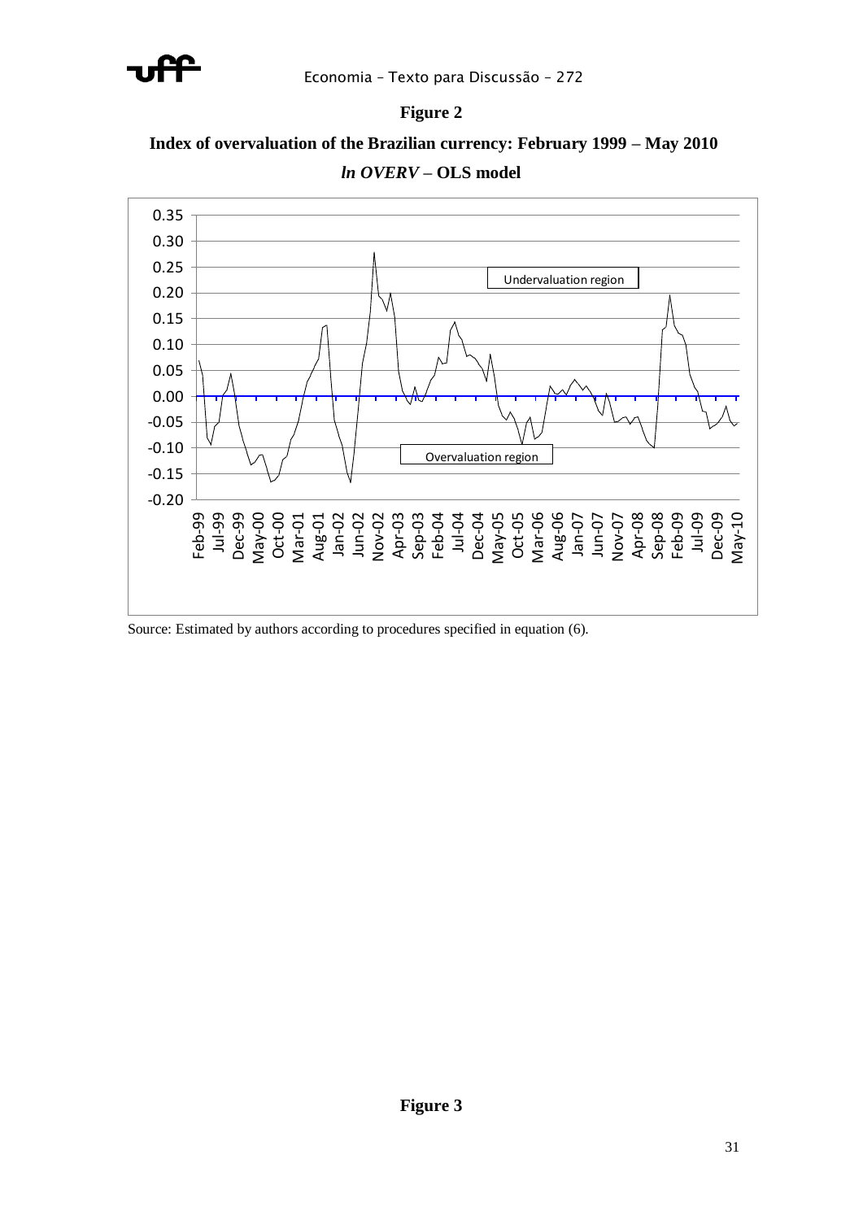**Figure 2**

**Index of overvaluation of the Brazilian currency: February 1999 – May 2010**

***ln OVERV* – OLS model**

Source: Estimated by authors according to procedures specified in equation (6).

**Figure 3**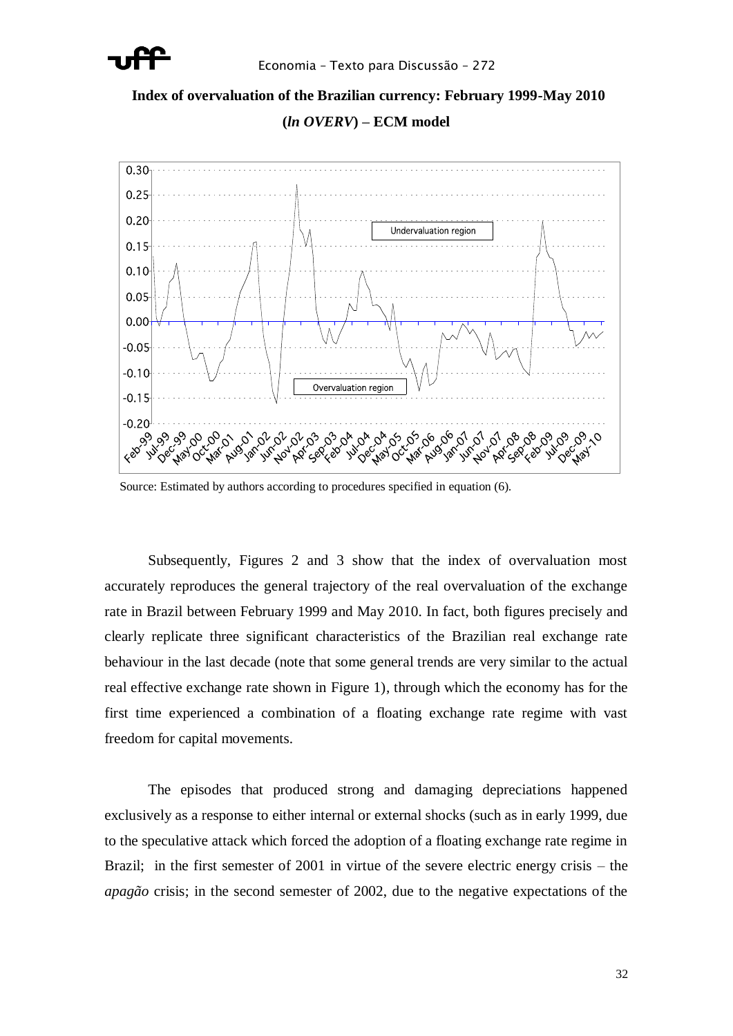**Index of overvaluation of the Brazilian currency: February 1999-May 2010**

**(*ln OVERV*) – ECM model**

Source: Estimated by authors according to procedures specified in equation (6).

Subsequently, Figures 2 and 3 show that the index of overvaluation most accurately reproduces the general trajectory of the real overvaluation of the exchange rate in Brazil between February 1999 and May 2010. In fact, both figures precisely and clearly replicate three significant characteristics of the Brazilian real exchange rate behaviour in the last decade (note that some general trends are very similar to the actual real effective exchange rate shown in Figure 1), through which the economy has for the first time experienced a combination of a floating exchange rate regime with vast freedom for capital movements.

The episodes that produced strong and damaging depreciations happened exclusively as a response to either internal or external shocks (such as in early 1999, due to the speculative attack which forced the adoption of a floating exchange rate regime in Brazil; in the first semester of 2001 in virtue of the severe electric energy crisis – the *apagão* crisis; in the second semester of 2002, due to the negative expectations of the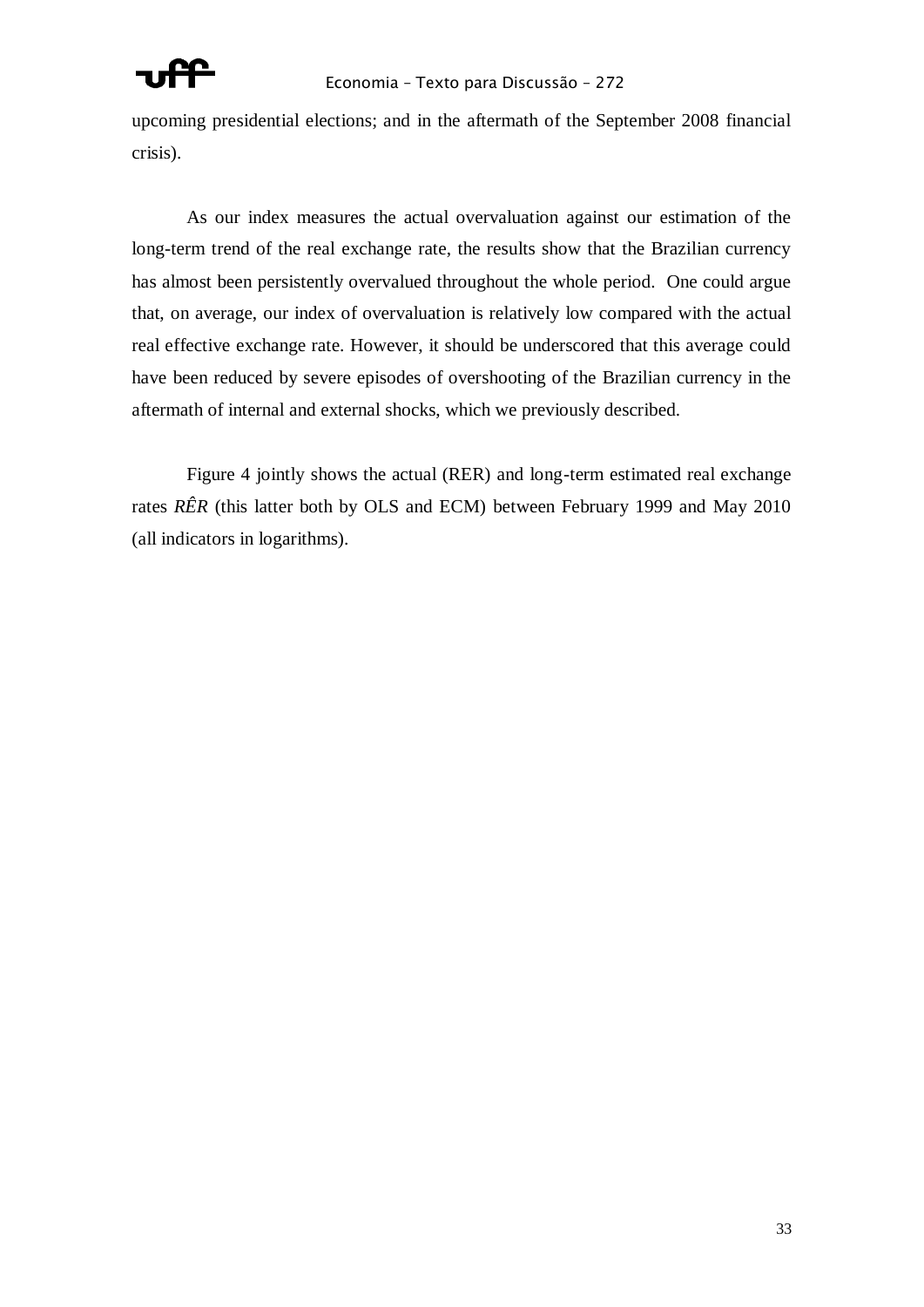upcoming presidential elections; and in the aftermath of the September 2008 financial crisis).

As our index measures the actual overvaluation against our estimation of the long-term trend of the real exchange rate, the results show that the Brazilian currency has almost been persistently overvalued throughout the whole period. One could argue that, on average, our index of overvaluation is relatively low compared with the actual real effective exchange rate. However, it should be underscored that this average could have been reduced by severe episodes of overshooting of the Brazilian currency in the aftermath of internal and external shocks, which we previously described.

Figure 4 jointly shows the actual (RER) and long-term estimated real exchange rates $\hat{RER}$ (this latter both by OLS and ECM) between February 1999 and May 2010 (all indicators in logarithms).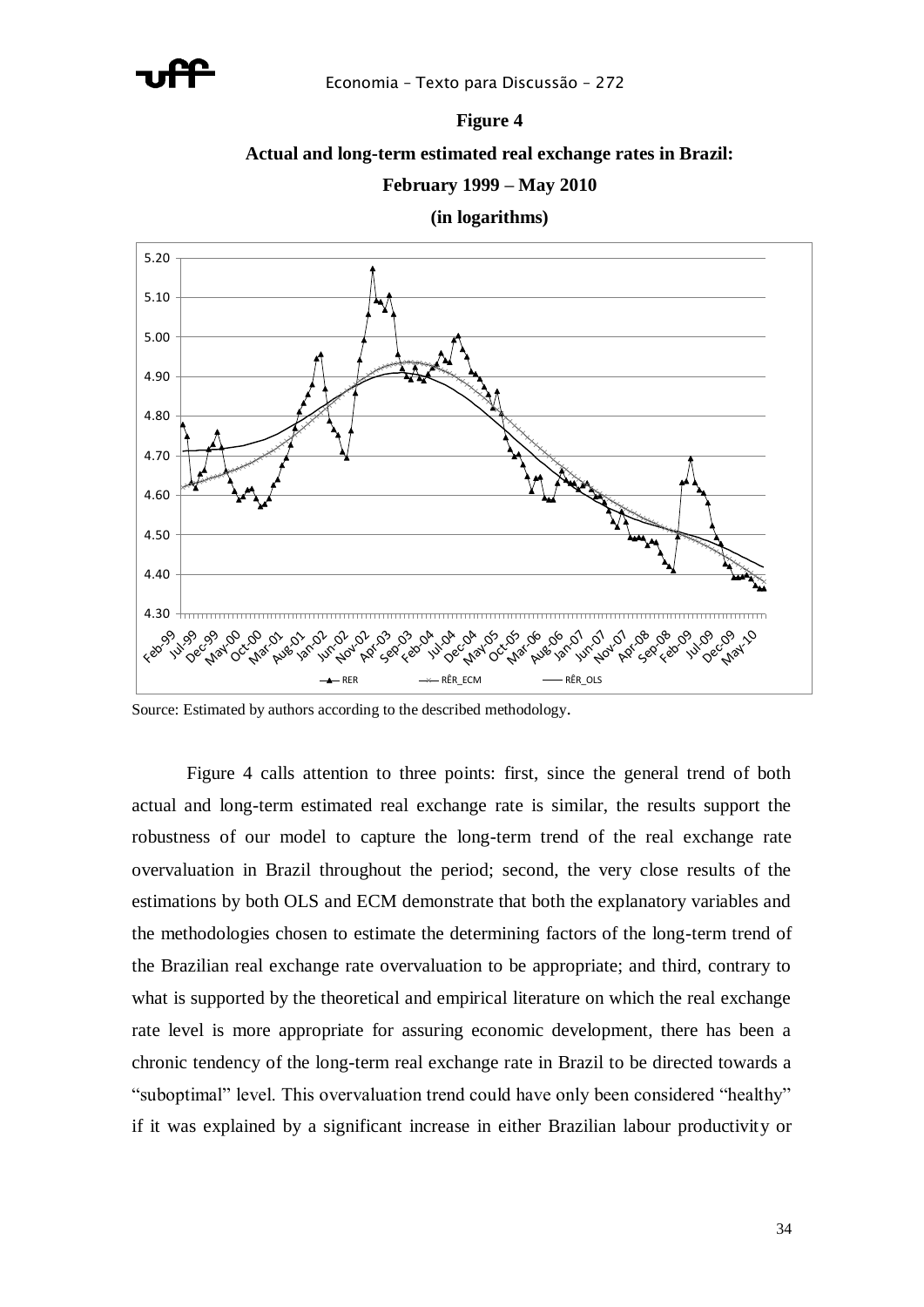**Figure 4**

**Actual and long-term estimated real exchange rates in Brazil:**

**February 1999 – May 2010**

**(in logarithms)**

Source: Estimated by authors according to the described methodology.

Figure 4 calls attention to three points: first, since the general trend of both actual and long-term estimated real exchange rate is similar, the results support the robustness of our model to capture the long-term trend of the real exchange rate overvaluation in Brazil throughout the period; second, the very close results of the estimations by both OLS and ECM demonstrate that both the explanatory variables and the methodologies chosen to estimate the determining factors of the long-term trend of the Brazilian real exchange rate overvaluation to be appropriate; and third, contrary to what is supported by the theoretical and empirical literature on which the real exchange rate level is more appropriate for assuring economic development, there has been a chronic tendency of the long-term real exchange rate in Brazil to be directed towards a "suboptimal" level. This overvaluation trend could have only been considered "healthy" if it was explained by a significant increase in either Brazilian labour productivity or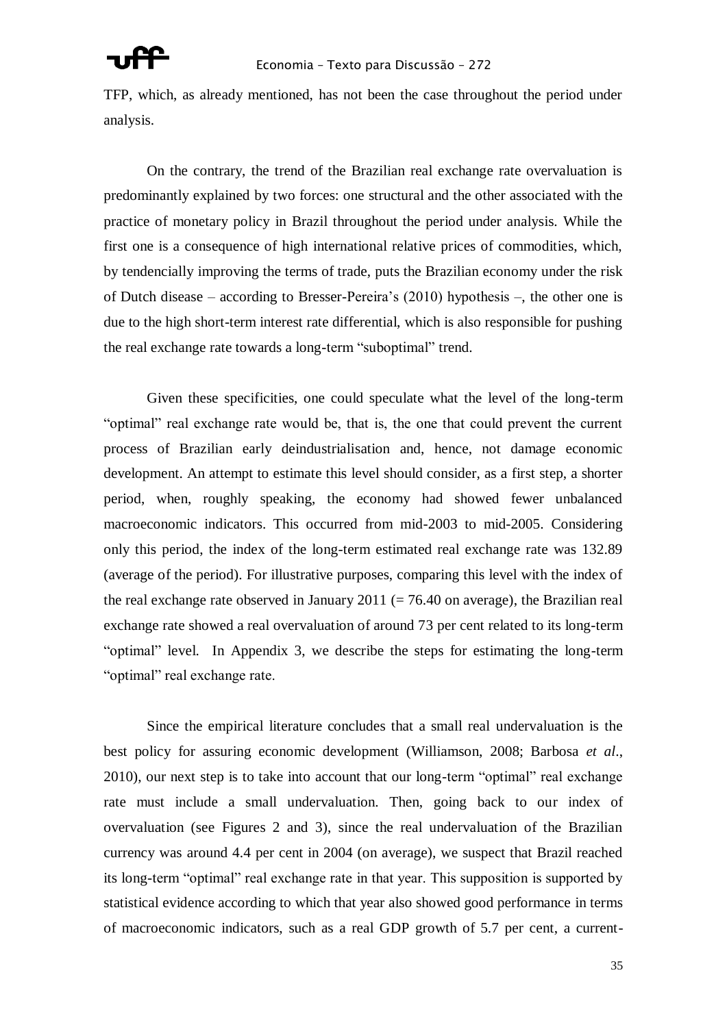TFP, which, as already mentioned, has not been the case throughout the period under analysis.

On the contrary, the trend of the Brazilian real exchange rate overvaluation is predominantly explained by two forces: one structural and the other associated with the practice of monetary policy in Brazil throughout the period under analysis. While the first one is a consequence of high international relative prices of commodities, which, by tendencially improving the terms of trade, puts the Brazilian economy under the risk of Dutch disease – according to Bresser-Pereira's (2010) hypothesis –, the other one is due to the high short-term interest rate differential, which is also responsible for pushing the real exchange rate towards a long-term "suboptimal" trend.

Given these specificities, one could speculate what the level of the long-term "optimal" real exchange rate would be, that is, the one that could prevent the current process of Brazilian early deindustrialisation and, hence, not damage economic development. An attempt to estimate this level should consider, as a first step, a shorter period, when, roughly speaking, the economy had showed fewer unbalanced macroeconomic indicators. This occurred from mid-2003 to mid-2005. Considering only this period, the index of the long-term estimated real exchange rate was 132.89 (average of the period). For illustrative purposes, comparing this level with the index of the real exchange rate observed in January 2011 (= 76.40 on average), the Brazilian real exchange rate showed a real overvaluation of around 73 per cent related to its long-term "optimal" level. In Appendix 3, we describe the steps for estimating the long-term "optimal" real exchange rate.

Since the empirical literature concludes that a small real undervaluation is the best policy for assuring economic development (Williamson, 2008; Barbosa *et al*., 2010), our next step is to take into account that our long-term "optimal" real exchange rate must include a small undervaluation. Then, going back to our index of overvaluation (see Figures 2 and 3), since the real undervaluation of the Brazilian currency was around 4.4 per cent in 2004 (on average), we suspect that Brazil reached its long-term "optimal" real exchange rate in that year. This supposition is supported by statistical evidence according to which that year also showed good performance in terms of macroeconomic indicators, such as a real GDP growth of 5.7 per cent, a current-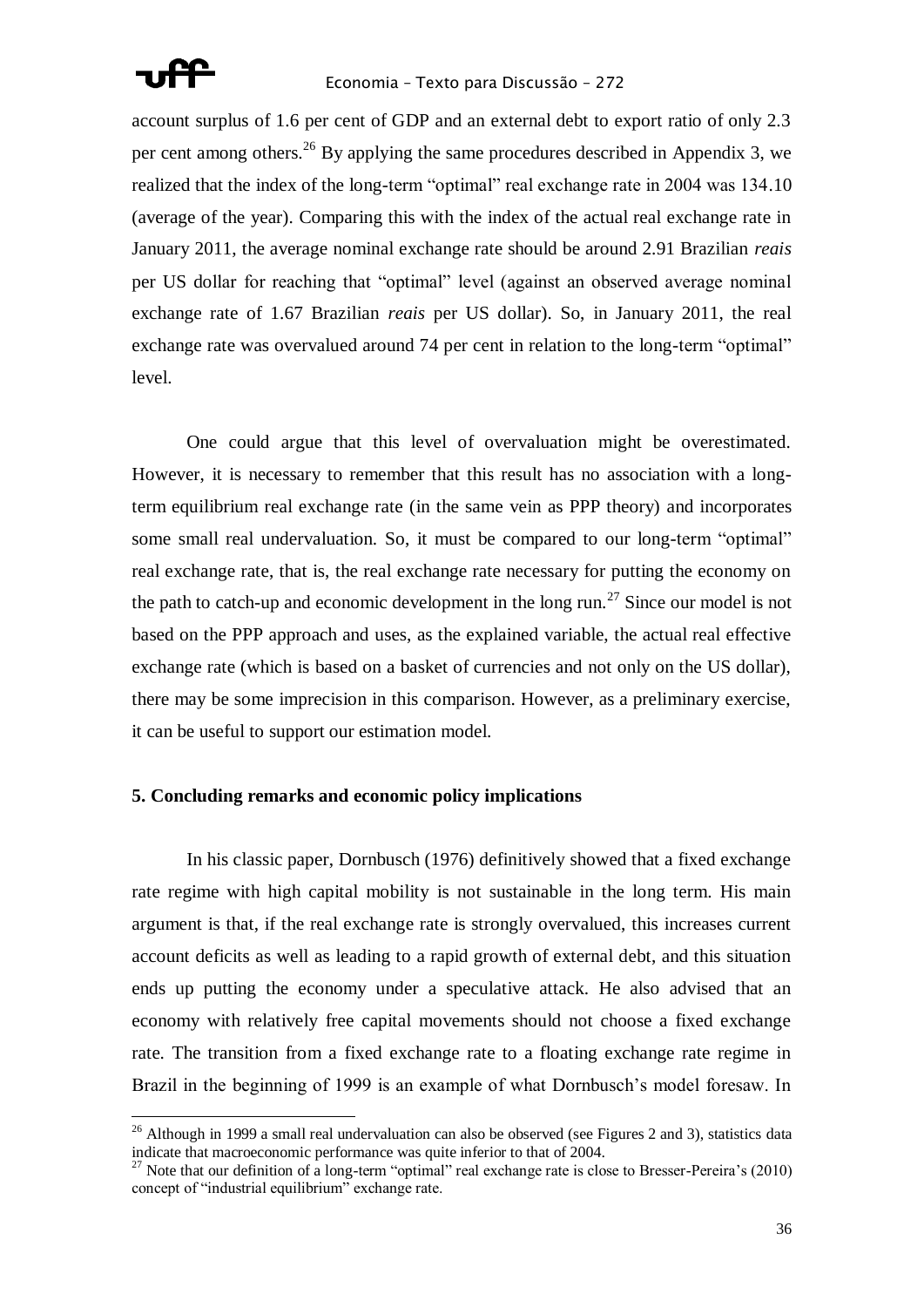account surplus of 1.6 per cent of GDP and an external debt to export ratio of only 2.3 per cent among others.[26] By applying the same procedures described in Appendix 3, we realized that the index of the long-term "optimal" real exchange rate in 2004 was 134.10 (average of the year). Comparing this with the index of the actual real exchange rate in January 2011, the average nominal exchange rate should be around 2.91 Brazilian *reais* per US dollar for reaching that "optimal" level (against an observed average nominal exchange rate of 1.67 Brazilian *reais* per US dollar). So, in January 2011, the real exchange rate was overvalued around 74 per cent in relation to the long-term "optimal" level.

One could argue that this level of overvaluation might be overestimated. However, it is necessary to remember that this result has no association with a long-term equilibrium real exchange rate (in the same vein as PPP theory) and incorporates some small real undervaluation. So, it must be compared to our long-term "optimal" real exchange rate, that is, the real exchange rate necessary for putting the economy on the path to catch-up and economic development in the long run.[27] Since our model is not based on the PPP approach and uses, as the explained variable, the actual real effective exchange rate (which is based on a basket of currencies and not only on the US dollar), there may be some imprecision in this comparison. However, as a preliminary exercise, it can be useful to support our estimation model.

## 5. Concluding remarks and economic policy implications

In his classic paper, Dornbusch (1976) definitively showed that a fixed exchange rate regime with high capital mobility is not sustainable in the long term. His main argument is that, if the real exchange rate is strongly overvalued, this increases current account deficits as well as leading to a rapid growth of external debt, and this situation ends up putting the economy under a speculative attack. He also advised that an economy with relatively free capital movements should not choose a fixed exchange rate. The transition from a fixed exchange rate to a floating exchange rate regime in Brazil in the beginning of 1999 is an example of what Dornbusch's model foresaw. In

---

[26] Although in 1999 a small real undervaluation can also be observed (see Figures 2 and 3), statistics data indicate that macroeconomic performance was quite inferior to that of 2004.

[27] Note that our definition of a long-term "optimal" real exchange rate is close to Bresser-Pereira's (2010) concept of "industrial equilibrium" exchange rate.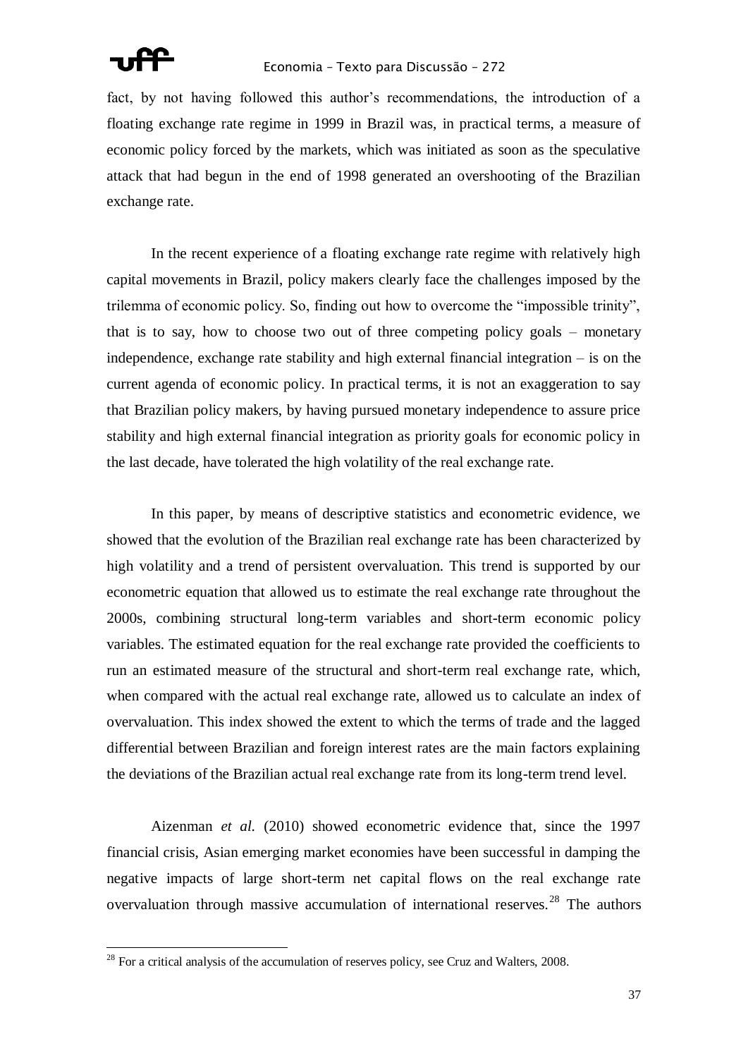fact, by not having followed this author's recommendations, the introduction of a floating exchange rate regime in 1999 in Brazil was, in practical terms, a measure of economic policy forced by the markets, which was initiated as soon as the speculative attack that had begun in the end of 1998 generated an overshooting of the Brazilian exchange rate.

In the recent experience of a floating exchange rate regime with relatively high capital movements in Brazil, policy makers clearly face the challenges imposed by the trilemma of economic policy. So, finding out how to overcome the "impossible trinity", that is to say, how to choose two out of three competing policy goals – monetary independence, exchange rate stability and high external financial integration – is on the current agenda of economic policy. In practical terms, it is not an exaggeration to say that Brazilian policy makers, by having pursued monetary independence to assure price stability and high external financial integration as priority goals for economic policy in the last decade, have tolerated the high volatility of the real exchange rate.

In this paper, by means of descriptive statistics and econometric evidence, we showed that the evolution of the Brazilian real exchange rate has been characterized by high volatility and a trend of persistent overvaluation. This trend is supported by our econometric equation that allowed us to estimate the real exchange rate throughout the 2000s, combining structural long-term variables and short-term economic policy variables. The estimated equation for the real exchange rate provided the coefficients to run an estimated measure of the structural and short-term real exchange rate, which, when compared with the actual real exchange rate, allowed us to calculate an index of overvaluation. This index showed the extent to which the terms of trade and the lagged differential between Brazilian and foreign interest rates are the main factors explaining the deviations of the Brazilian actual real exchange rate from its long-term trend level.

Aizenman *et al.* (2010) showed econometric evidence that, since the 1997 financial crisis, Asian emerging market economies have been successful in damping the negative impacts of large short-term net capital flows on the real exchange rate overvaluation through massive accumulation of international reserves.[28] The authors

[28] For a critical analysis of the accumulation of reserves policy, see Cruz and Walters, 2008.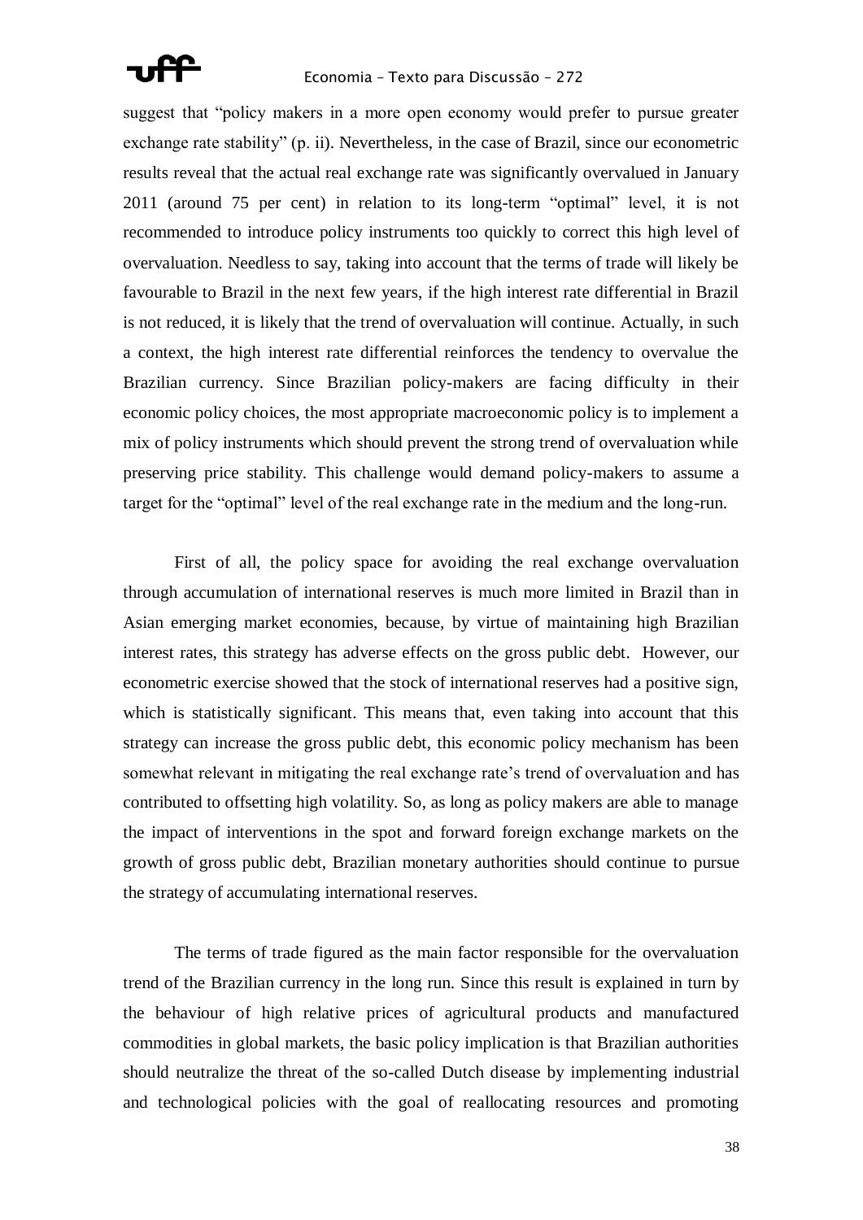suggest that "policy makers in a more open economy would prefer to pursue greater exchange rate stability" (p. ii). Nevertheless, in the case of Brazil, since our econometric results reveal that the actual real exchange rate was significantly overvalued in January 2011 (around 75 per cent) in relation to its long-term "optimal" level, it is not recommended to introduce policy instruments too quickly to correct this high level of overvaluation. Needless to say, taking into account that the terms of trade will likely be favourable to Brazil in the next few years, if the high interest rate differential in Brazil is not reduced, it is likely that the trend of overvaluation will continue. Actually, in such a context, the high interest rate differential reinforces the tendency to overvalue the Brazilian currency. Since Brazilian policy-makers are facing difficulty in their economic policy choices, the most appropriate macroeconomic policy is to implement a mix of policy instruments which should prevent the strong trend of overvaluation while preserving price stability. This challenge would demand policy-makers to assume a target for the "optimal" level of the real exchange rate in the medium and the long-run.

First of all, the policy space for avoiding the real exchange overvaluation through accumulation of international reserves is much more limited in Brazil than in Asian emerging market economies, because, by virtue of maintaining high Brazilian interest rates, this strategy has adverse effects on the gross public debt. However, our econometric exercise showed that the stock of international reserves had a positive sign, which is statistically significant. This means that, even taking into account that this strategy can increase the gross public debt, this economic policy mechanism has been somewhat relevant in mitigating the real exchange rate's trend of overvaluation and has contributed to offsetting high volatility. So, as long as policy makers are able to manage the impact of interventions in the spot and forward foreign exchange markets on the growth of gross public debt, Brazilian monetary authorities should continue to pursue the strategy of accumulating international reserves.

The terms of trade figured as the main factor responsible for the overvaluation trend of the Brazilian currency in the long run. Since this result is explained in turn by the behaviour of high relative prices of agricultural products and manufactured commodities in global markets, the basic policy implication is that Brazilian authorities should neutralize the threat of the so-called Dutch disease by implementing industrial and technological policies with the goal of reallocating resources and promoting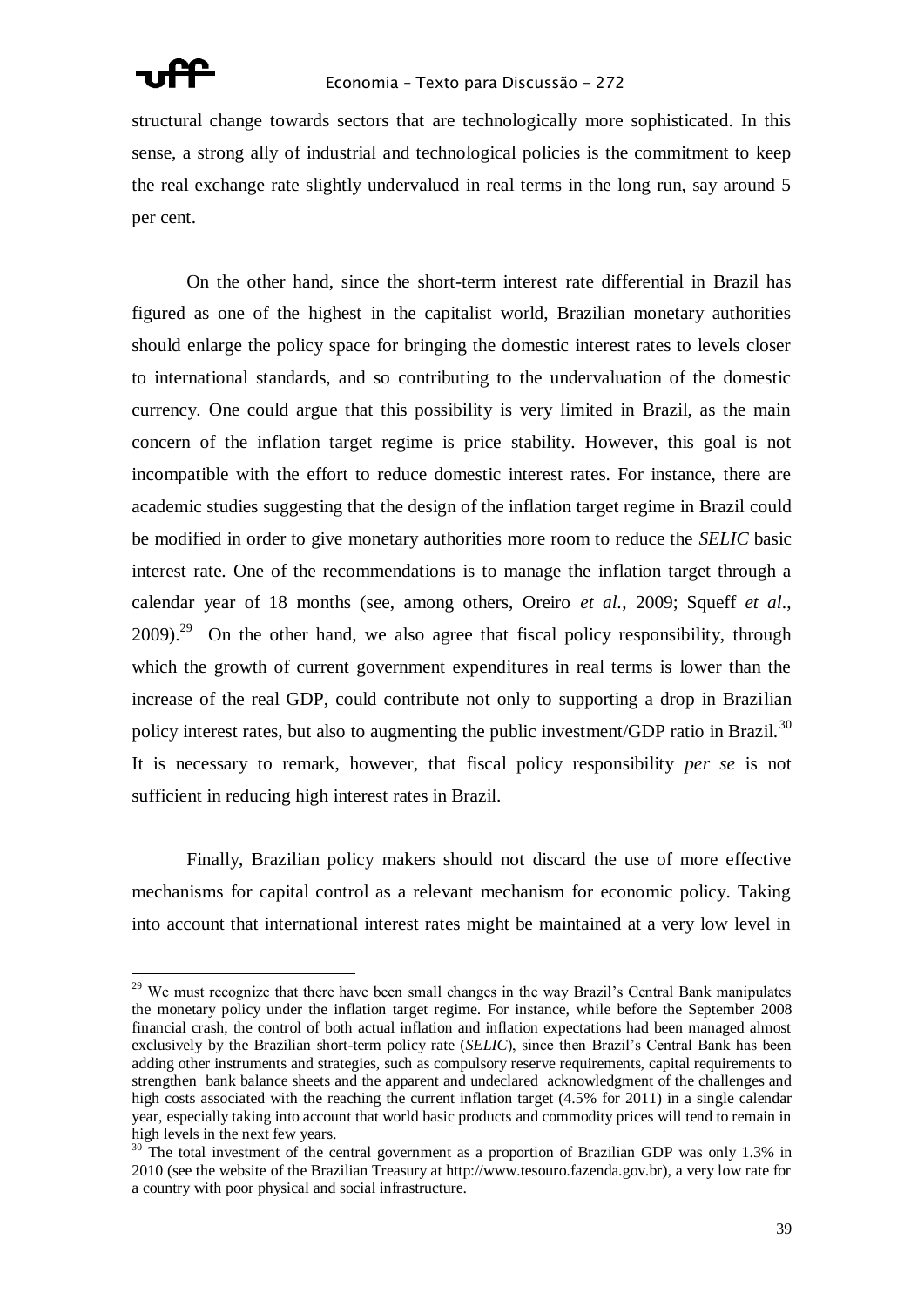structural change towards sectors that are technologically more sophisticated. In this sense, a strong ally of industrial and technological policies is the commitment to keep the real exchange rate slightly undervalued in real terms in the long run, say around 5 per cent.

On the other hand, since the short-term interest rate differential in Brazil has figured as one of the highest in the capitalist world, Brazilian monetary authorities should enlarge the policy space for bringing the domestic interest rates to levels closer to international standards, and so contributing to the undervaluation of the domestic currency. One could argue that this possibility is very limited in Brazil, as the main concern of the inflation target regime is price stability. However, this goal is not incompatible with the effort to reduce domestic interest rates. For instance, there are academic studies suggesting that the design of the inflation target regime in Brazil could be modified in order to give monetary authorities more room to reduce the *SELIC* basic interest rate. One of the recommendations is to manage the inflation target through a calendar year of 18 months (see, among others, Oreiro *et al.*, 2009; Squeff *et al.*, 2009).[29] On the other hand, we also agree that fiscal policy responsibility, through which the growth of current government expenditures in real terms is lower than the increase of the real GDP, could contribute not only to supporting a drop in Brazilian policy interest rates, but also to augmenting the public investment/GDP ratio in Brazil.[30] It is necessary to remark, however, that fiscal policy responsibility *per se* is not sufficient in reducing high interest rates in Brazil.

Finally, Brazilian policy makers should not discard the use of more effective mechanisms for capital control as a relevant mechanism for economic policy. Taking into account that international interest rates might be maintained at a very low level in

---

[29] We must recognize that there have been small changes in the way Brazil's Central Bank manipulates the monetary policy under the inflation target regime. For instance, while before the September 2008 financial crash, the control of both actual inflation and inflation expectations had been managed almost exclusively by the Brazilian short-term policy rate (*SELIC*), since then Brazil's Central Bank has been adding other instruments and strategies, such as compulsory reserve requirements, capital requirements to strengthen bank balance sheets and the apparent and undeclared acknowledgment of the challenges and high costs associated with the reaching the current inflation target (4.5% for 2011) in a single calendar year, especially taking into account that world basic products and commodity prices will tend to remain in high levels in the next few years.

[30] The total investment of the central government as a proportion of Brazilian GDP was only 1.3% in 2010 (see the website of the Brazilian Treasury at http://www.tesouro.fazenda.gov.br), a very low rate for a country with poor physical and social infrastructure.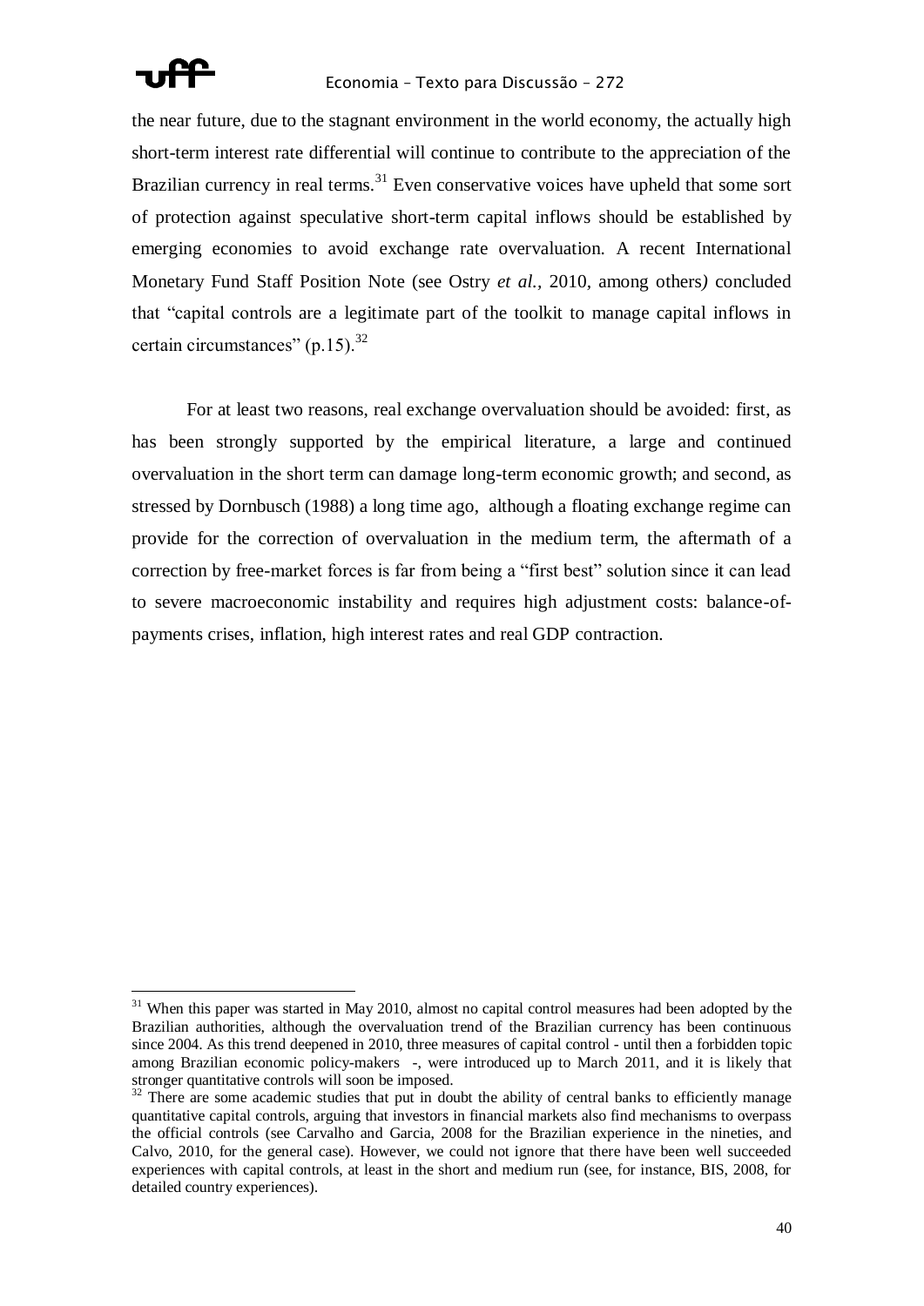the near future, due to the stagnant environment in the world economy, the actually high short-term interest rate differential will continue to contribute to the appreciation of the Brazilian currency in real terms.[31] Even conservative voices have upheld that some sort of protection against speculative short-term capital inflows should be established by emerging economies to avoid exchange rate overvaluation. A recent International Monetary Fund Staff Position Note (see Ostry *et al.*, 2010, among others*)* concluded that "capital controls are a legitimate part of the toolkit to manage capital inflows in certain circumstances" (p.15).[32]

For at least two reasons, real exchange overvaluation should be avoided: first, as has been strongly supported by the empirical literature, a large and continued overvaluation in the short term can damage long-term economic growth; and second, as stressed by Dornbusch (1988) a long time ago, although a floating exchange regime can provide for the correction of overvaluation in the medium term, the aftermath of a correction by free-market forces is far from being a "first best" solution since it can lead to severe macroeconomic instability and requires high adjustment costs: balance-of-payments crises, inflation, high interest rates and real GDP contraction.

---

[31] When this paper was started in May 2010, almost no capital control measures had been adopted by the Brazilian authorities, although the overvaluation trend of the Brazilian currency has been continuous since 2004. As this trend deepened in 2010, three measures of capital control - until then a forbidden topic among Brazilian economic policy-makers -, were introduced up to March 2011, and it is likely that stronger quantitative controls will soon be imposed.

[32] There are some academic studies that put in doubt the ability of central banks to efficiently manage quantitative capital controls, arguing that investors in financial markets also find mechanisms to overpass the official controls (see Carvalho and Garcia, 2008 for the Brazilian experience in the nineties, and Calvo, 2010, for the general case). However, we could not ignore that there have been well succeeded experiences with capital controls, at least in the short and medium run (see, for instance, BIS, 2008, for detailed country experiences).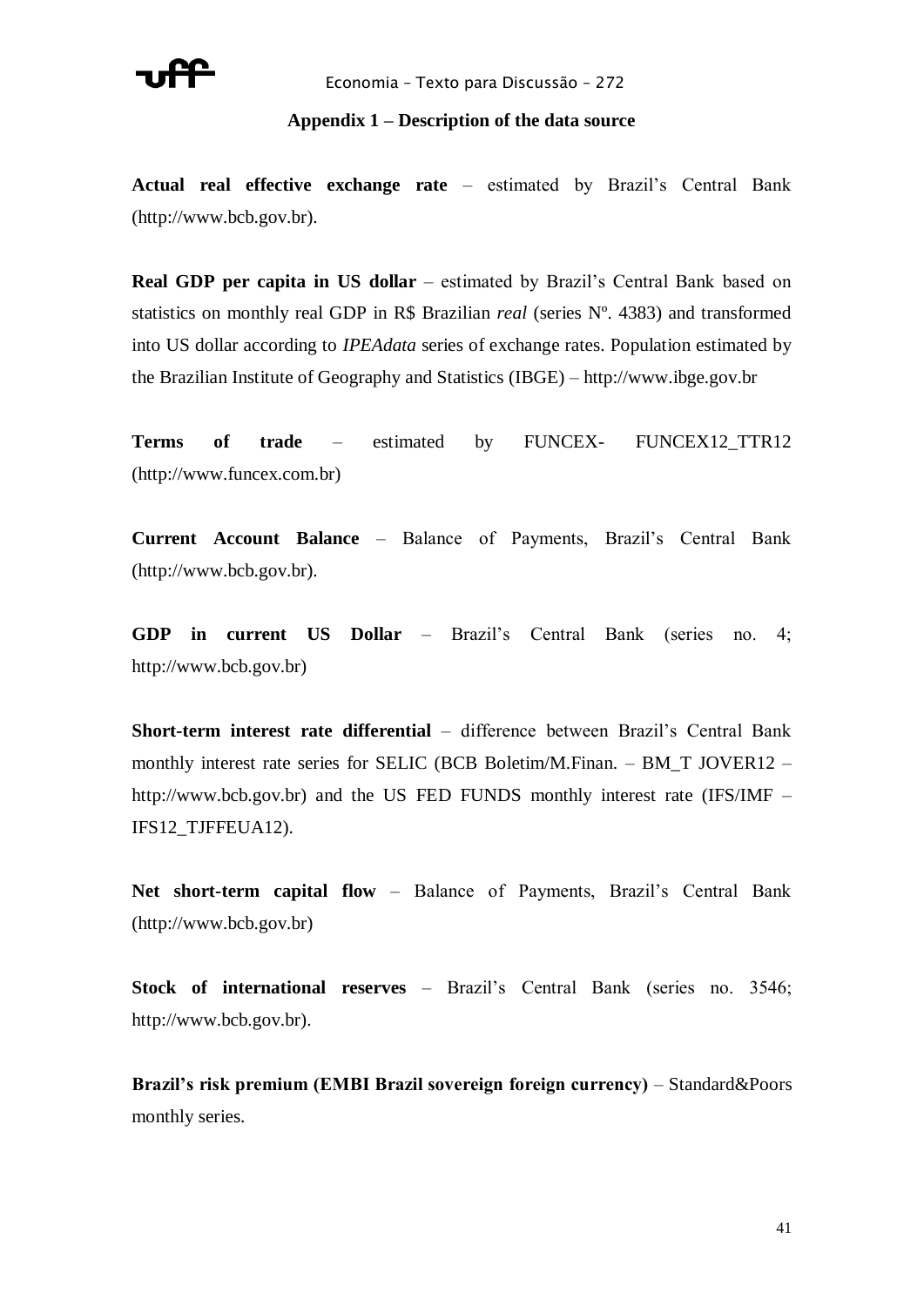## Appendix 1 – Description of the data source

**Actual real effective exchange rate** – estimated by Brazil's Central Bank (http://www.bcb.gov.br).

**Real GDP per capita in US dollar** – estimated by Brazil's Central Bank based on statistics on monthly real GDP in R$ Brazilian *real* (series Nº. 4383) and transformed into US dollar according to *IPEAdata* series of exchange rates. Population estimated by the Brazilian Institute of Geography and Statistics (IBGE) – http://www.ibge.gov.br

**Terms of trade** – estimated by FUNCEX- FUNCEX12_TTR12 (http://www.funcex.com.br)

**Current Account Balance** – Balance of Payments, Brazil's Central Bank (http://www.bcb.gov.br).

**GDP in current US Dollar** – Brazil's Central Bank (series no. 4; http://www.bcb.gov.br)

**Short-term interest rate differential** – difference between Brazil's Central Bank monthly interest rate series for SELIC (BCB Boletim/M.Finan. – BM_T JOVER12 – http://www.bcb.gov.br) and the US FED FUNDS monthly interest rate (IFS/IMF – IFS12_TJFFEUA12).

**Net short-term capital flow** – Balance of Payments, Brazil's Central Bank (http://www.bcb.gov.br)

**Stock of international reserves** – Brazil's Central Bank (series no. 3546; http://www.bcb.gov.br).

**Brazil's risk premium (EMBI Brazil sovereign foreign currency)** – Standard&Poors monthly series.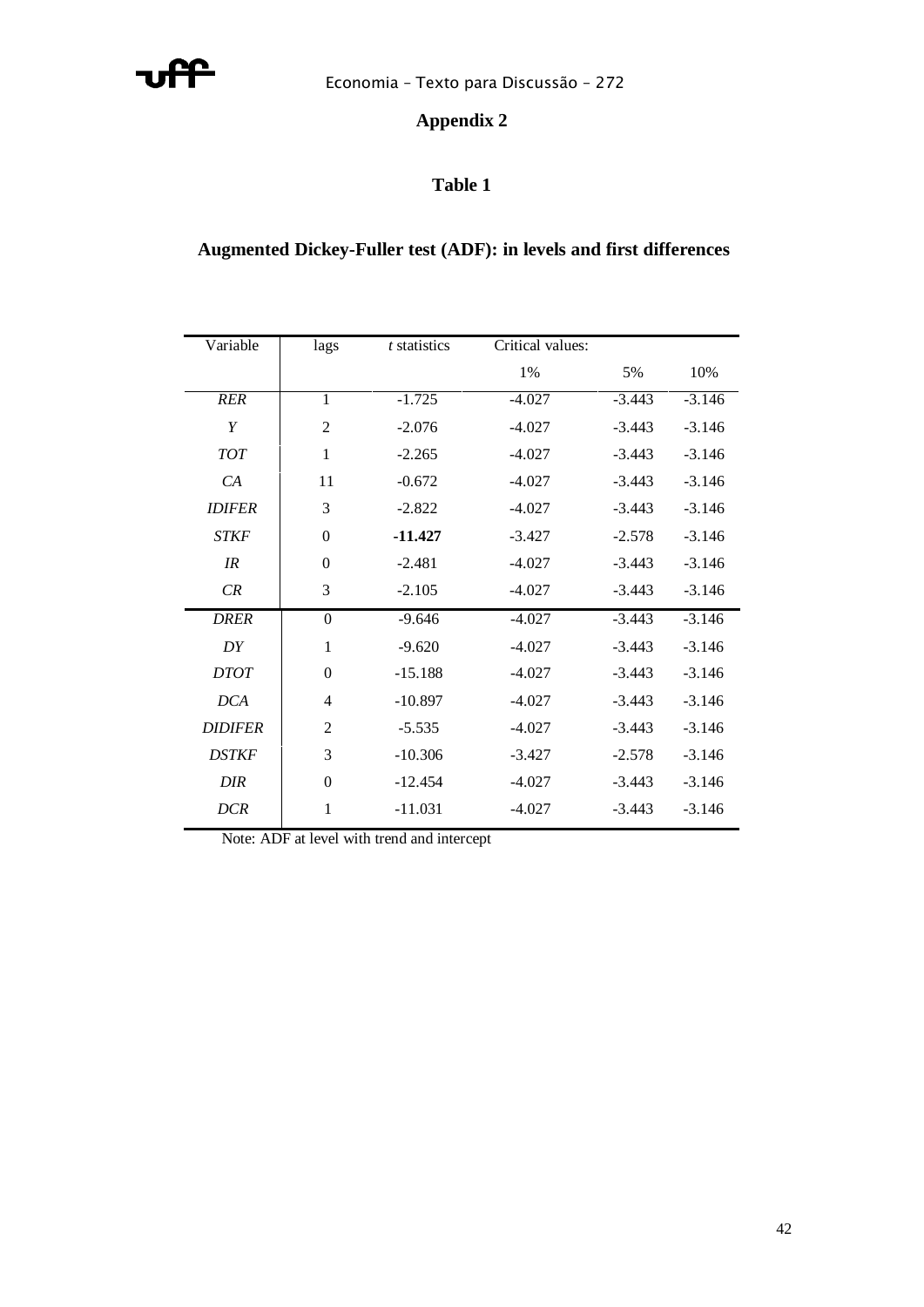## Appendix 2

### Table 1

### Augmented Dickey-Fuller test (ADF): in levels and first differences

| Variable | lags | *t* statistics | Critical values: | | |
|---|---|---|---|---|---|
| | | | 1% | 5% | 10% |
| *RER* | 1 | -1.725 | -4.027 | -3.443 | -3.146 |
| *Y* | 2 | -2.076 | -4.027 | -3.443 | -3.146 |
| *TOT* | 1 | -2.265 | -4.027 | -3.443 | -3.146 |
| *CA* | 11 | -0.672 | -4.027 | -3.443 | -3.146 |
| *IDIFER* | 3 | -2.822 | -4.027 | -3.443 | -3.146 |
| *STKF* | 0 | **-11.427** | -3.427 | -2.578 | -3.146 |
| *IR* | 0 | -2.481 | -4.027 | -3.443 | -3.146 |
| *CR* | 3 | -2.105 | -4.027 | -3.443 | -3.146 |
| *DRER* | 0 | -9.646 | -4.027 | -3.443 | -3.146 |
| *DY* | 1 | -9.620 | -4.027 | -3.443 | -3.146 |
| *DTOT* | 0 | -15.188 | -4.027 | -3.443 | -3.146 |
| *DCA* | 4 | -10.897 | -4.027 | -3.443 | -3.146 |
| *DIDIFER* | 2 | -5.535 | -4.027 | -3.443 | -3.146 |
| *DSTKF* | 3 | -10.306 | -3.427 | -2.578 | -3.146 |
| *DIR* | 0 | -12.454 | -4.027 | -3.443 | -3.146 |
| *DCR* | 1 | -11.031 | -4.027 | -3.443 | -3.146 |

Note: ADF at level with trend and intercept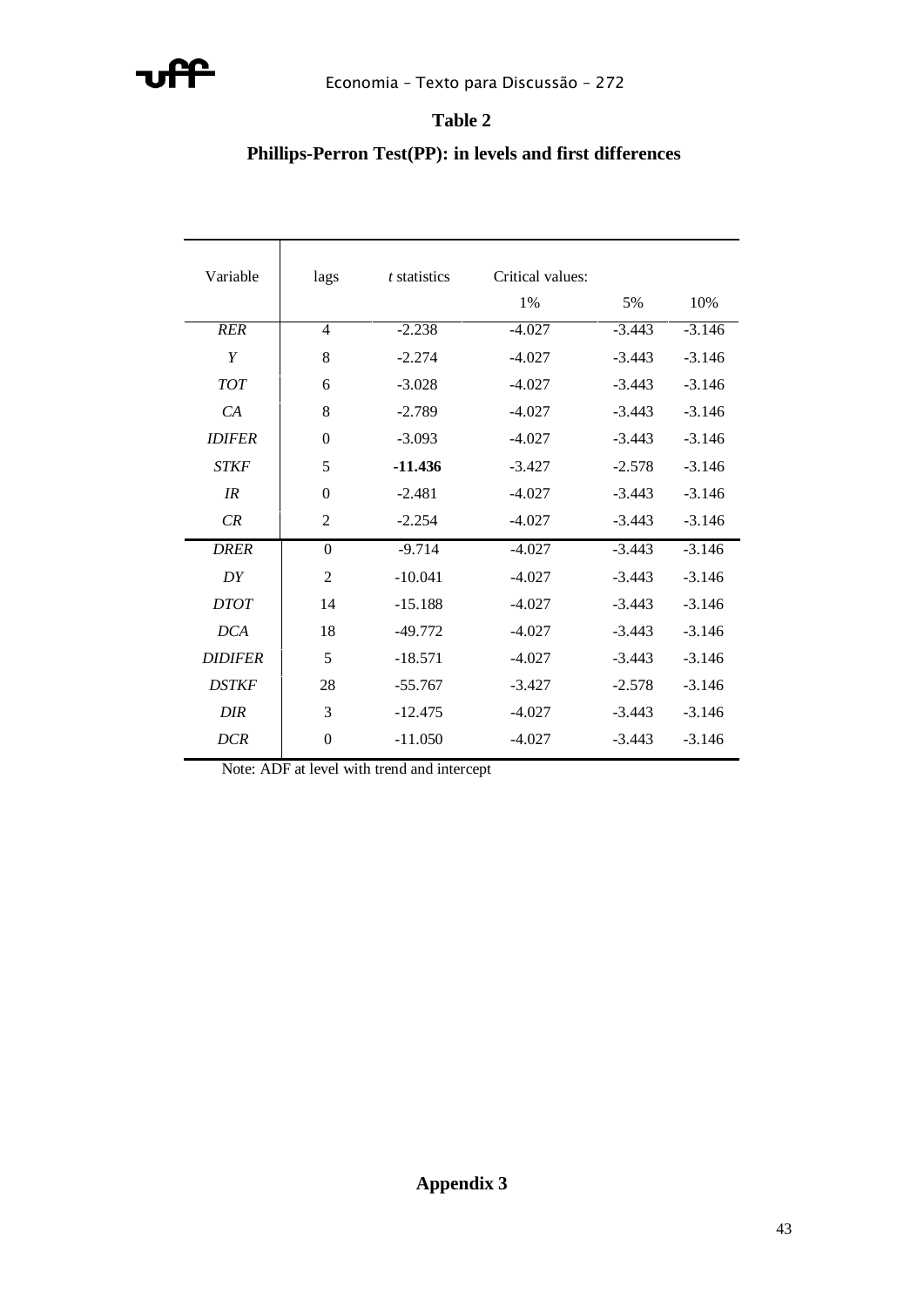**Table 2**

**Phillips-Perron Test(PP): in levels and first differences**

| Variable | lags | *t* statistics | Critical values: 1% | 5% | 10% |
|---|---|---|---|---|---|
| *RER* | 4 | -2.238 | -4.027 | -3.443 | -3.146 |
| *Y* | 8 | -2.274 | -4.027 | -3.443 | -3.146 |
| *TOT* | 6 | -3.028 | -4.027 | -3.443 | -3.146 |
| *CA* | 8 | -2.789 | -4.027 | -3.443 | -3.146 |
| *IDIFER* | 0 | -3.093 | -4.027 | -3.443 | -3.146 |
| *STKF* | 5 | **-11.436** | -3.427 | -2.578 | -3.146 |
| *IR* | 0 | -2.481 | -4.027 | -3.443 | -3.146 |
| *CR* | 2 | -2.254 | -4.027 | -3.443 | -3.146 |
| *DRER* | 0 | -9.714 | -4.027 | -3.443 | -3.146 |
| *DY* | 2 | -10.041 | -4.027 | -3.443 | -3.146 |
| *DTOT* | 14 | -15.188 | -4.027 | -3.443 | -3.146 |
| *DCA* | 18 | -49.772 | -4.027 | -3.443 | -3.146 |
| *DIDIFER* | 5 | -18.571 | -4.027 | -3.443 | -3.146 |
| *DSTKF* | 28 | -55.767 | -3.427 | -2.578 | -3.146 |
| *DIR* | 3 | -12.475 | -4.027 | -3.443 | -3.146 |
| *DCR* | 0 | -11.050 | -4.027 | -3.443 | -3.146 |

Note: ADF at level with trend and intercept

**Appendix 3**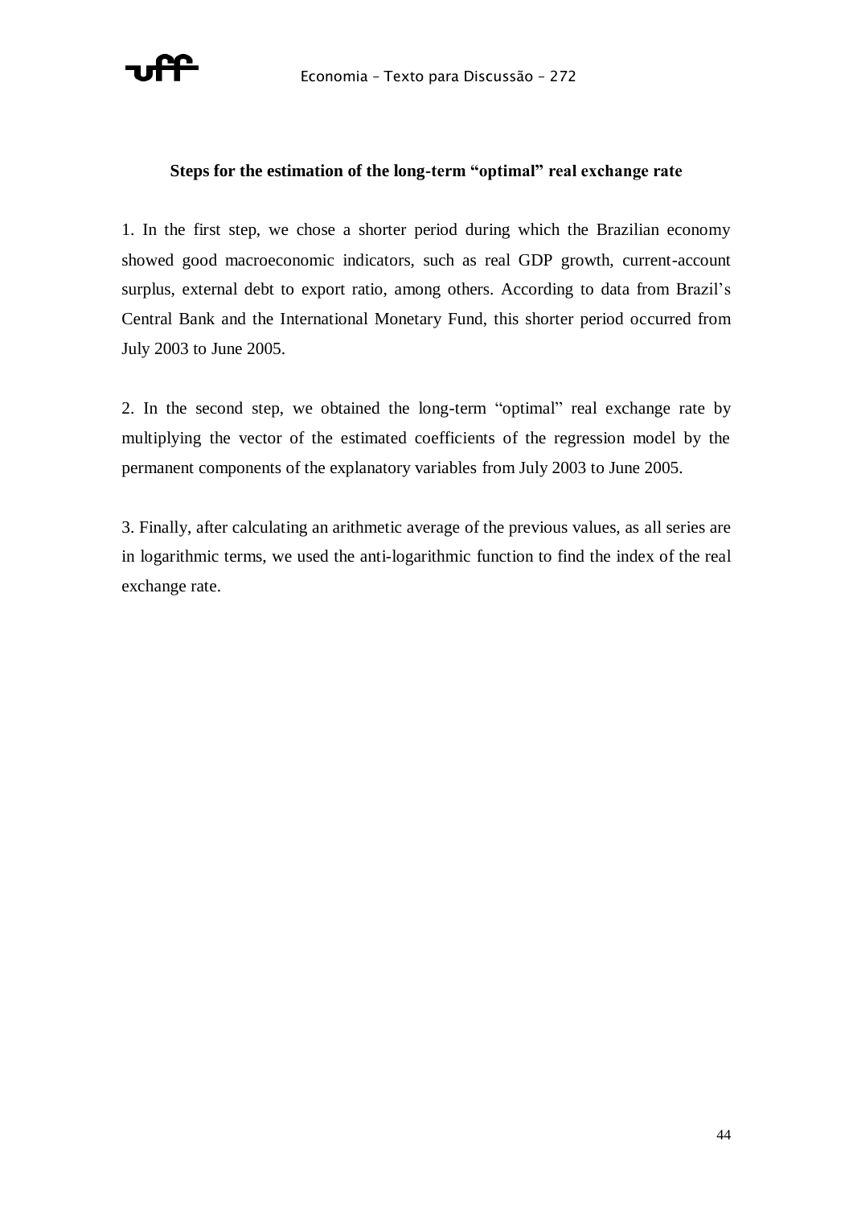**Steps for the estimation of the long-term "optimal" real exchange rate**

1. In the first step, we chose a shorter period during which the Brazilian economy showed good macroeconomic indicators, such as real GDP growth, current-account surplus, external debt to export ratio, among others. According to data from Brazil's Central Bank and the International Monetary Fund, this shorter period occurred from July 2003 to June 2005.

2. In the second step, we obtained the long-term "optimal" real exchange rate by multiplying the vector of the estimated coefficients of the regression model by the permanent components of the explanatory variables from July 2003 to June 2005.

3. Finally, after calculating an arithmetic average of the previous values, as all series are in logarithmic terms, we used the anti-logarithmic function to find the index of the real exchange rate.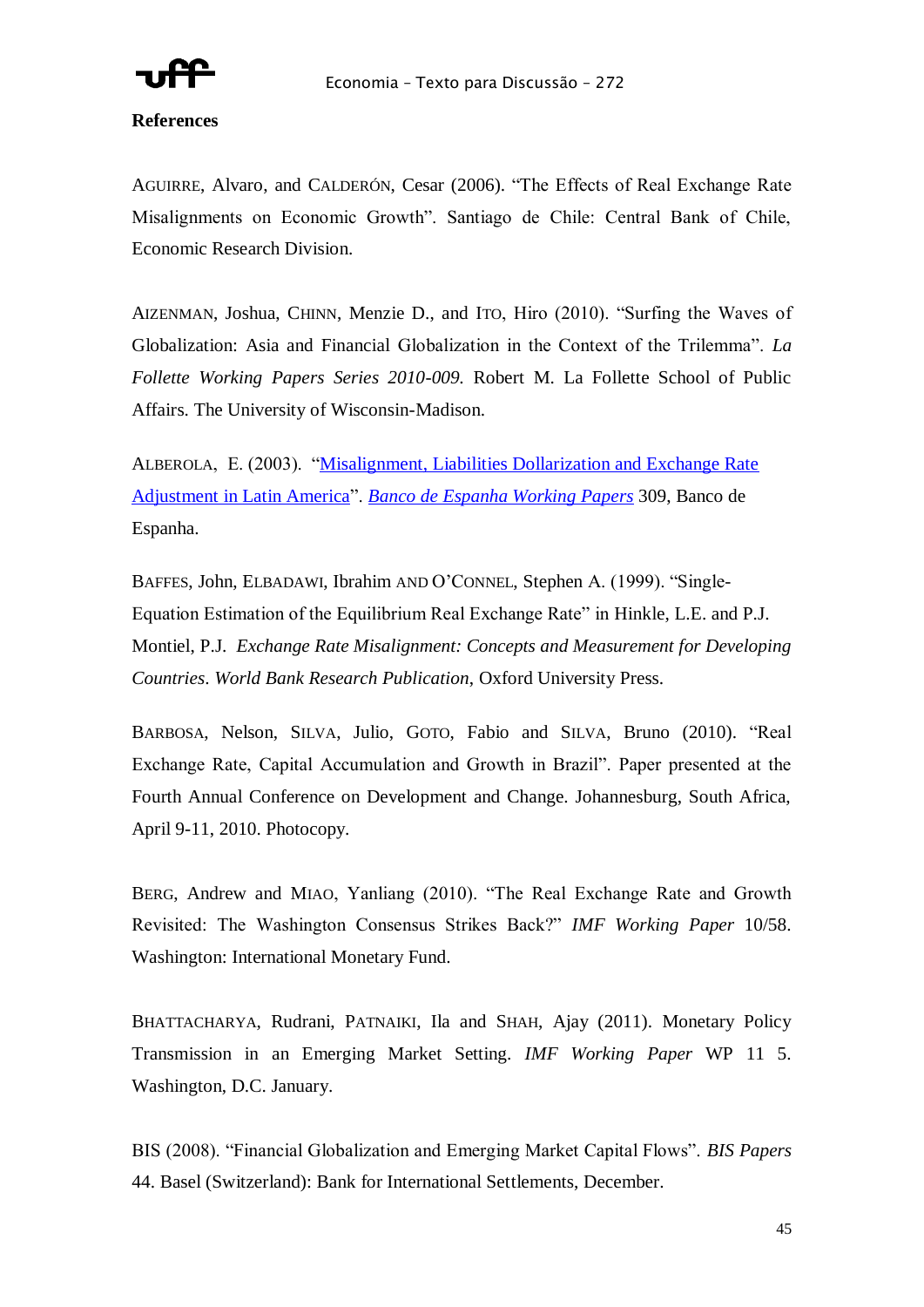**References**

AGUIRRE, Alvaro, and CALDERÓN, Cesar (2006). "The Effects of Real Exchange Rate Misalignments on Economic Growth". Santiago de Chile: Central Bank of Chile, Economic Research Division.

AIZENMAN, Joshua, CHINN, Menzie D., and ITO, Hiro (2010). "Surfing the Waves of Globalization: Asia and Financial Globalization in the Context of the Trilemma". *La Follette Working Papers Series 2010-009.* Robert M. La Follette School of Public Affairs. The University of Wisconsin-Madison.

ALBEROLA, E. (2003). "Misalignment, Liabilities Dollarization and Exchange Rate Adjustment in Latin America". *Banco de Espanha Working Papers* 309, Banco de Espanha.

BAFFES, John, ELBADAWI, Ibrahim AND O'CONNEL, Stephen A. (1999). "Single-Equation Estimation of the Equilibrium Real Exchange Rate" in Hinkle, L.E. and P.J. Montiel, P.J. *Exchange Rate Misalignment: Concepts and Measurement for Developing Countries*. *World Bank Research Publication*, Oxford University Press.

BARBOSA, Nelson, SILVA, Julio, GOTO, Fabio and SILVA, Bruno (2010). "Real Exchange Rate, Capital Accumulation and Growth in Brazil". Paper presented at the Fourth Annual Conference on Development and Change. Johannesburg, South Africa, April 9-11, 2010. Photocopy.

BERG, Andrew and MIAO, Yanliang (2010). "The Real Exchange Rate and Growth Revisited: The Washington Consensus Strikes Back?" *IMF Working Paper* 10/58. Washington: International Monetary Fund.

BHATTACHARYA, Rudrani, PATNAIKI, Ila and SHAH, Ajay (2011). Monetary Policy Transmission in an Emerging Market Setting. *IMF Working Paper* WP 11 5. Washington, D.C. January.

BIS (2008). "Financial Globalization and Emerging Market Capital Flows". *BIS Papers* 44. Basel (Switzerland): Bank for International Settlements, December.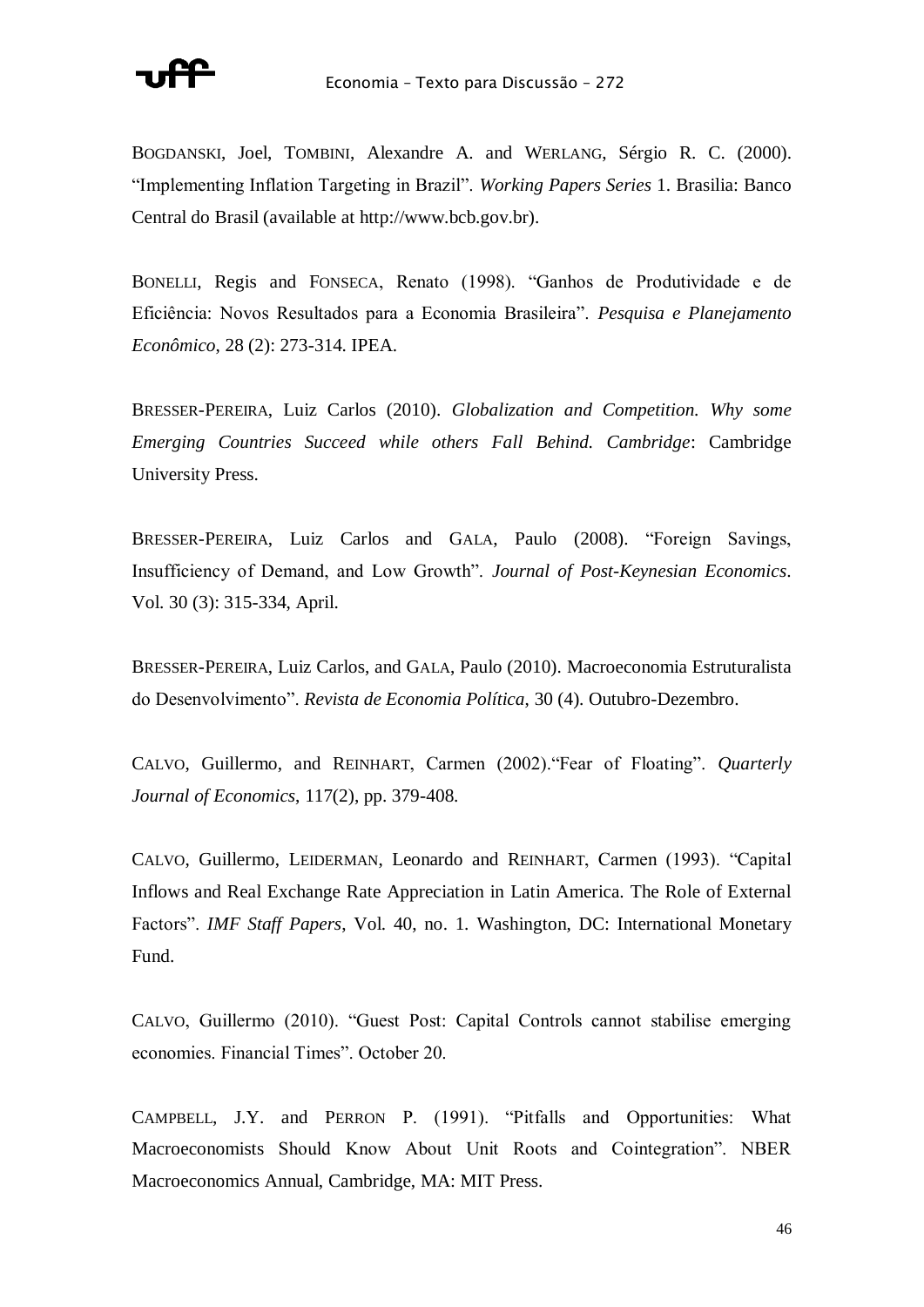BOGDANSKI, Joel, TOMBINI, Alexandre A. and WERLANG, Sérgio R. C. (2000). "Implementing Inflation Targeting in Brazil". *Working Papers Series* 1. Brasilia: Banco Central do Brasil (available at http://www.bcb.gov.br).

BONELLI, Regis and FONSECA, Renato (1998). "Ganhos de Produtividade e de Eficiência: Novos Resultados para a Economia Brasileira". *Pesquisa e Planejamento Econômico*, 28 (2): 273-314. IPEA.

BRESSER-PEREIRA, Luiz Carlos (2010). *Globalization and Competition. Why some Emerging Countries Succeed while others Fall Behind. Cambridge*: Cambridge University Press.

BRESSER-PEREIRA, Luiz Carlos and GALA, Paulo (2008). "Foreign Savings, Insufficiency of Demand, and Low Growth". *Journal of Post-Keynesian Economics*. Vol. 30 (3): 315-334, April.

BRESSER-PEREIRA, Luiz Carlos, and GALA, Paulo (2010). Macroeconomia Estruturalista do Desenvolvimento". *Revista de Economia Política*, 30 (4). Outubro-Dezembro.

CALVO, Guillermo, and REINHART, Carmen (2002)."Fear of Floating". *Quarterly Journal of Economics*, 117(2), pp. 379-408.

CALVO, Guillermo, LEIDERMAN, Leonardo and REINHART, Carmen (1993). "Capital Inflows and Real Exchange Rate Appreciation in Latin America. The Role of External Factors". *IMF Staff Papers*, Vol. 40, no. 1. Washington, DC: International Monetary Fund.

CALVO, Guillermo (2010). "Guest Post: Capital Controls cannot stabilise emerging economies. Financial Times". October 20.

CAMPBELL, J.Y. and PERRON P. (1991). "Pitfalls and Opportunities: What Macroeconomists Should Know About Unit Roots and Cointegration". NBER Macroeconomics Annual, Cambridge, MA: MIT Press.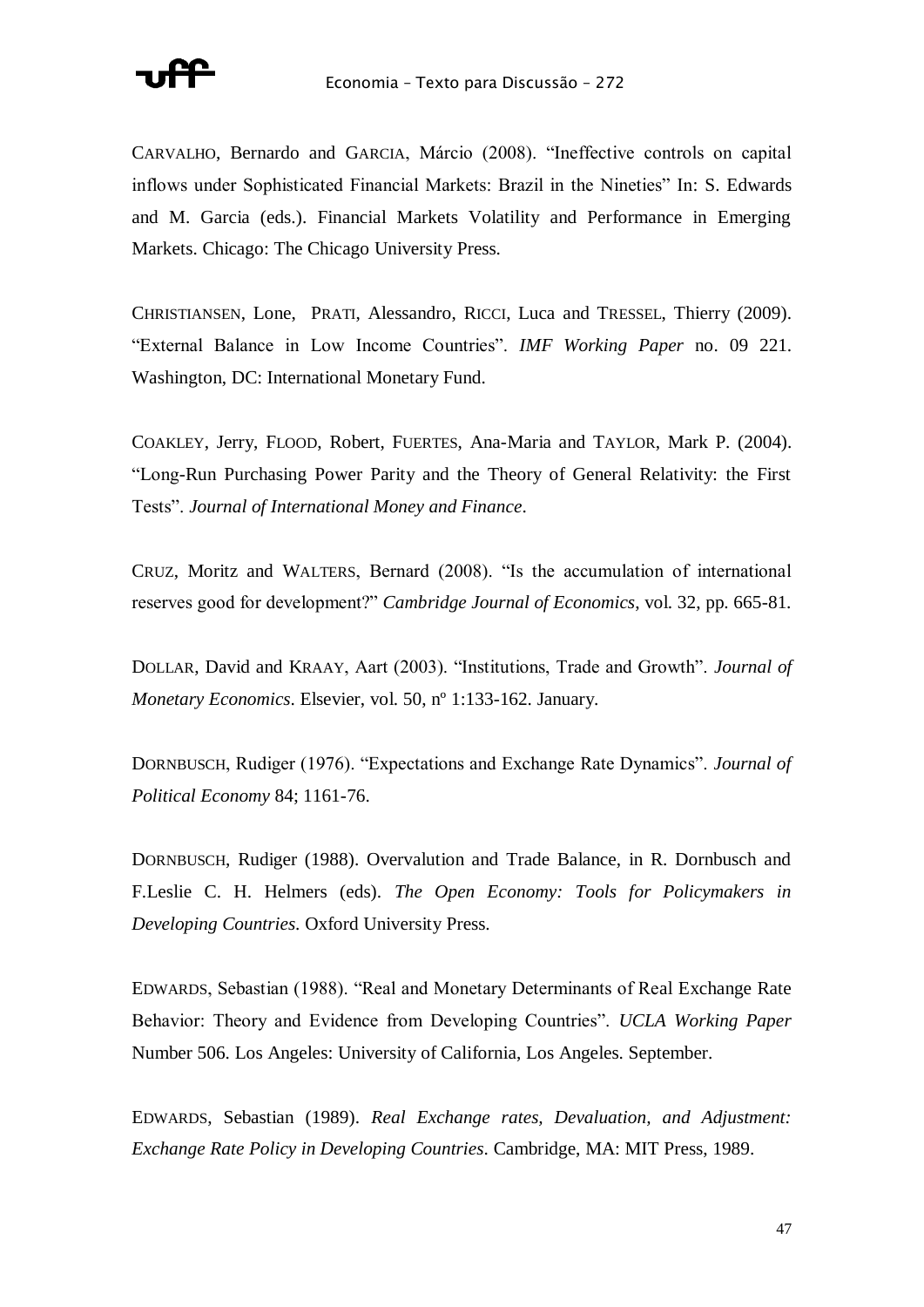CARVALHO, Bernardo and GARCIA, Márcio (2008). “Ineffective controls on capital inflows under Sophisticated Financial Markets: Brazil in the Nineties” In: S. Edwards and M. Garcia (eds.). Financial Markets Volatility and Performance in Emerging Markets. Chicago: The Chicago University Press.

CHRISTIANSEN, Lone, PRATI, Alessandro, RICCI, Luca and TRESSEL, Thierry (2009). “External Balance in Low Income Countries”. *IMF Working Paper* no. 09 221. Washington, DC: International Monetary Fund.

COAKLEY, Jerry, FLOOD, Robert, FUERTES, Ana-Maria and TAYLOR, Mark P. (2004). “Long-Run Purchasing Power Parity and the Theory of General Relativity: the First Tests”. *Journal of International Money and Finance*.

CRUZ, Moritz and WALTERS, Bernard (2008). “Is the accumulation of international reserves good for development?” *Cambridge Journal of Economics*, vol. 32, pp. 665-81.

DOLLAR, David and KRAAY, Aart (2003). “Institutions, Trade and Growth”. *Journal of Monetary Economics*. Elsevier, vol. 50, nº 1:133-162. January.

DORNBUSCH, Rudiger (1976). “Expectations and Exchange Rate Dynamics”. *Journal of Political Economy* 84; 1161-76.

DORNBUSCH, Rudiger (1988). Overvalution and Trade Balance, in R. Dornbusch and F.Leslie C. H. Helmers (eds). *The Open Economy: Tools for Policymakers in Developing Countries*. Oxford University Press.

EDWARDS, Sebastian (1988). “Real and Monetary Determinants of Real Exchange Rate Behavior: Theory and Evidence from Developing Countries”. *UCLA Working Paper* Number 506. Los Angeles: University of California, Los Angeles. September.

EDWARDS, Sebastian (1989). *Real Exchange rates, Devaluation, and Adjustment: Exchange Rate Policy in Developing Countries*. Cambridge, MA: MIT Press, 1989.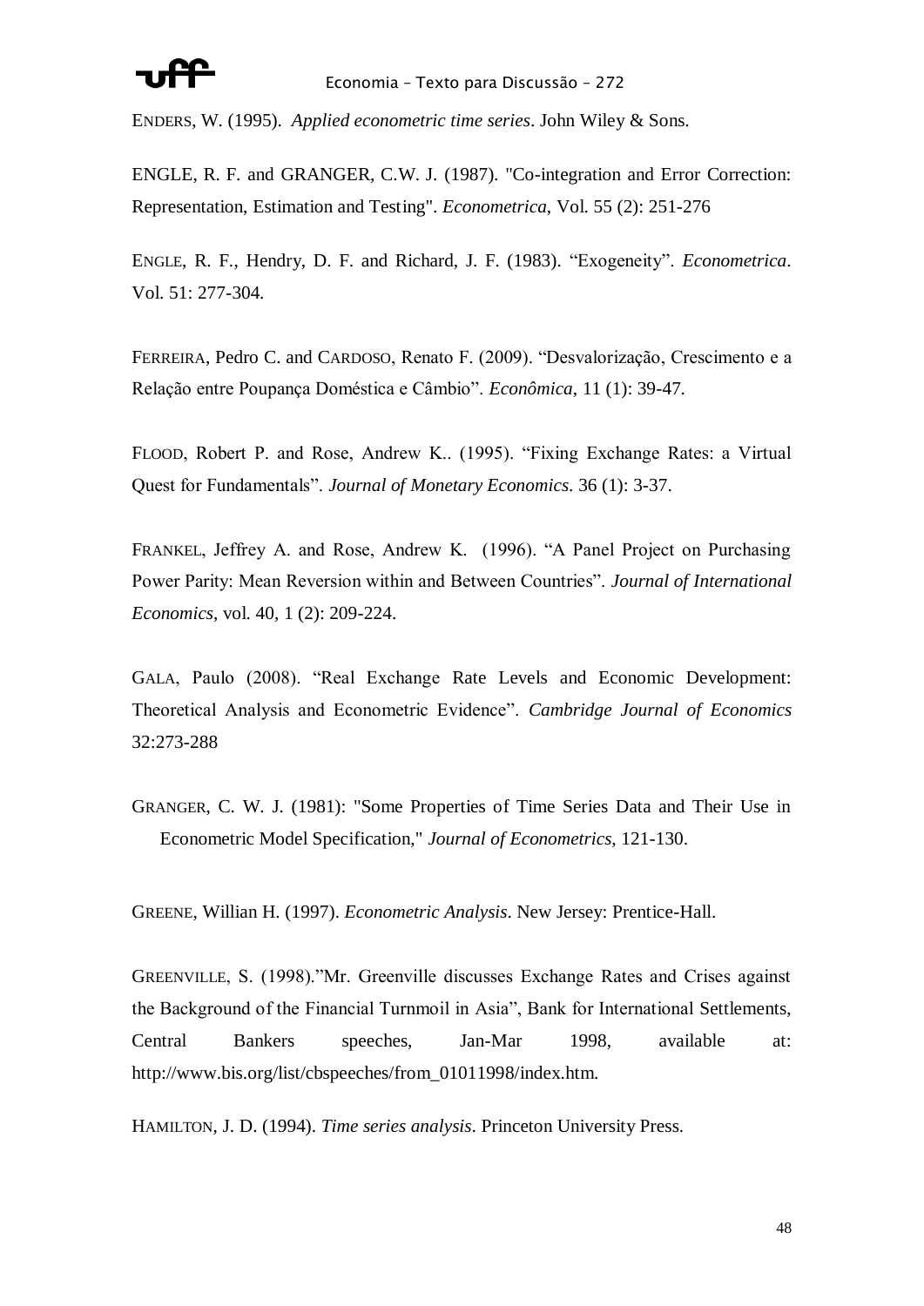ENDERS, W. (1995). *Applied econometric time series*. John Wiley & Sons.

ENGLE, R. F. and GRANGER, C.W. J. (1987). "Co-integration and Error Correction: Representation, Estimation and Testing". *Econometrica*, Vol. 55 (2): 251-276

ENGLE, R. F., Hendry, D. F. and Richard, J. F. (1983). "Exogeneity". *Econometrica*. Vol. 51: 277-304.

FERREIRA, Pedro C. and CARDOSO, Renato F. (2009). "Desvalorização, Crescimento e a Relação entre Poupança Doméstica e Câmbio". *Econômica*, 11 (1): 39-47.

FLOOD, Robert P. and Rose, Andrew K.. (1995). "Fixing Exchange Rates: a Virtual Quest for Fundamentals". *Journal of Monetary Economics*. 36 (1): 3-37.

FRANKEL, Jeffrey A. and Rose, Andrew K. (1996). "A Panel Project on Purchasing Power Parity: Mean Reversion within and Between Countries". *Journal of International Economics*, vol. 40, 1 (2): 209-224.

GALA, Paulo (2008). "Real Exchange Rate Levels and Economic Development: Theoretical Analysis and Econometric Evidence". *Cambridge Journal of Economics* 32:273-288

GRANGER, C. W. J. (1981): "Some Properties of Time Series Data and Their Use in Econometric Model Specification," *Journal of Econometrics*, 121-130.

GREENE, Willian H. (1997). *Econometric Analysis*. New Jersey: Prentice-Hall.

GREENVILLE, S. (1998)."Mr. Greenville discusses Exchange Rates and Crises against the Background of the Financial Turnmoil in Asia", Bank for International Settlements, Central Bankers speeches, Jan-Mar 1998, available at: http://www.bis.org/list/cbspeeches/from_01011998/index.htm.

HAMILTON, J. D. (1994). *Time series analysis*. Princeton University Press.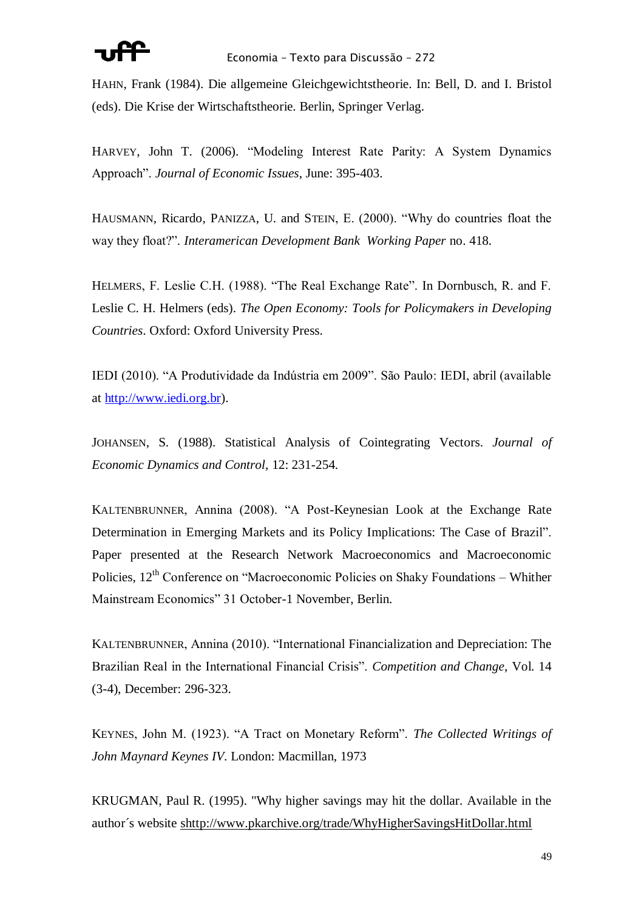HAHN, Frank (1984). Die allgemeine Gleichgewichtstheorie. In: Bell, D. and I. Bristol (eds). Die Krise der Wirtschaftstheorie. Berlin, Springer Verlag.

HARVEY, John T. (2006). "Modeling Interest Rate Parity: A System Dynamics Approach". *Journal of Economic Issues*, June: 395-403.

HAUSMANN, Ricardo, PANIZZA, U. and STEIN, E. (2000). "Why do countries float the way they float?". *Interamerican Development Bank Working Paper* no. 418.

HELMERS, F. Leslie C.H. (1988). "The Real Exchange Rate". In Dornbusch, R. and F. Leslie C. H. Helmers (eds). *The Open Economy: Tools for Policymakers in Developing Countries*. Oxford: Oxford University Press.

IEDI (2010). "A Produtividade da Indústria em 2009". São Paulo: IEDI, abril (available at http://www.iedi.org.br).

JOHANSEN, S. (1988). Statistical Analysis of Cointegrating Vectors. *Journal of Economic Dynamics and Control*, 12: 231-254.

KALTENBRUNNER, Annina (2008). "A Post-Keynesian Look at the Exchange Rate Determination in Emerging Markets and its Policy Implications: The Case of Brazil". Paper presented at the Research Network Macroeconomics and Macroeconomic Policies, 12th Conference on "Macroeconomic Policies on Shaky Foundations – Whither Mainstream Economics" 31 October-1 November, Berlin.

KALTENBRUNNER, Annina (2010). "International Financialization and Depreciation: The Brazilian Real in the International Financial Crisis". *Competition and Change*, Vol. 14 (3-4), December: 296-323.

KEYNES, John M. (1923). "A Tract on Monetary Reform". *The Collected Writings of John Maynard Keynes IV*. London: Macmillan, 1973

KRUGMAN, Paul R. (1995). "Why higher savings may hit the dollar. Available in the author´s website shttp://www.pkarchive.org/trade/WhyHigherSavingsHitDollar.html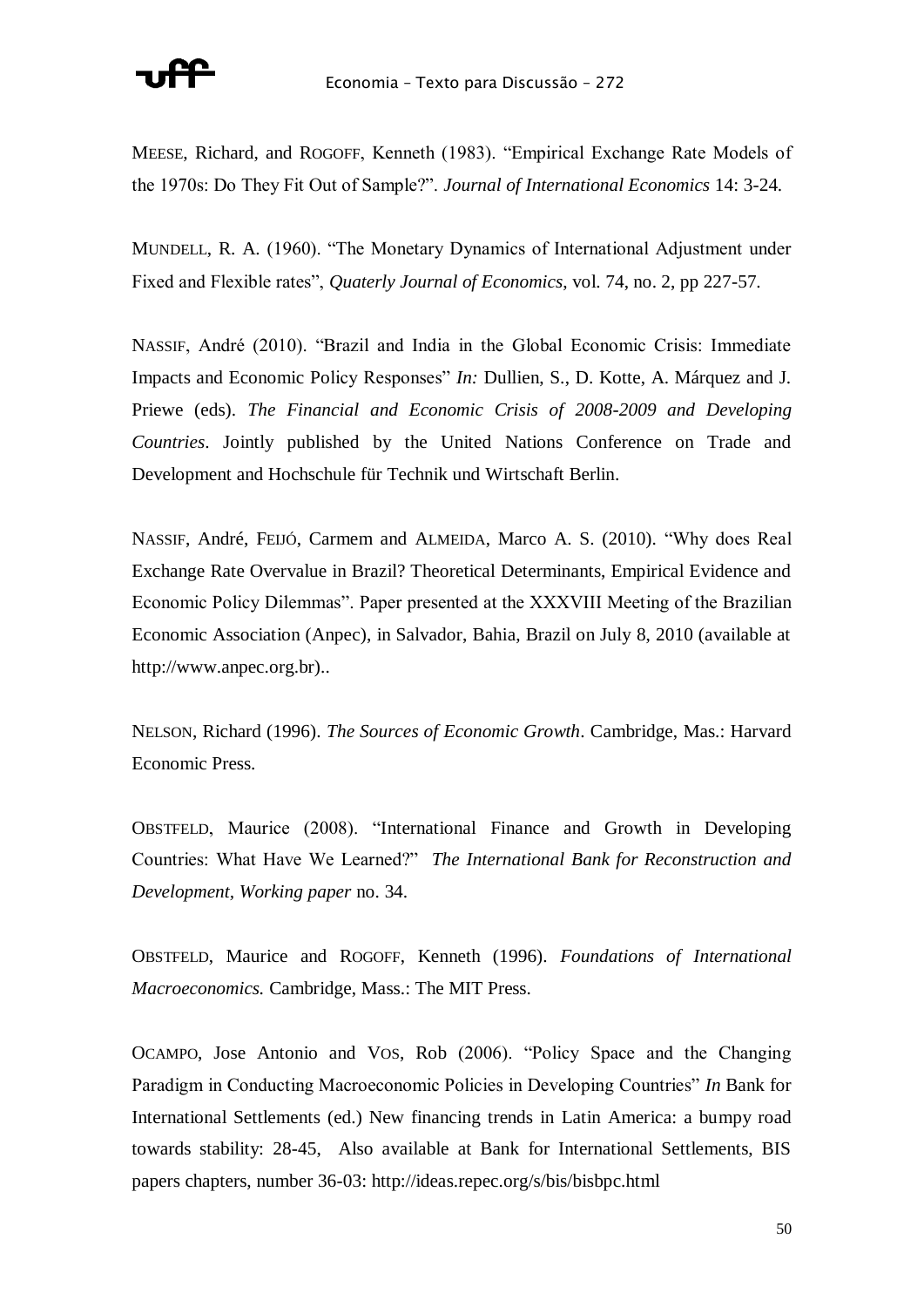MEESE, Richard, and ROGOFF, Kenneth (1983). "Empirical Exchange Rate Models of the 1970s: Do They Fit Out of Sample?". *Journal of International Economics* 14: 3-24.

MUNDELL, R. A. (1960). "The Monetary Dynamics of International Adjustment under Fixed and Flexible rates", *Quaterly Journal of Economics*, vol. 74, no. 2, pp 227-57.

NASSIF, André (2010). "Brazil and India in the Global Economic Crisis: Immediate Impacts and Economic Policy Responses" *In:* Dullien, S., D. Kotte, A. Márquez and J. Priewe (eds). *The Financial and Economic Crisis of 2008-2009 and Developing Countries*. Jointly published by the United Nations Conference on Trade and Development and Hochschule für Technik und Wirtschaft Berlin.

NASSIF, André, FEIJÓ, Carmem and ALMEIDA, Marco A. S. (2010). "Why does Real Exchange Rate Overvalue in Brazil? Theoretical Determinants, Empirical Evidence and Economic Policy Dilemmas". Paper presented at the XXXVIII Meeting of the Brazilian Economic Association (Anpec), in Salvador, Bahia, Brazil on July 8, 2010 (available at http://www.anpec.org.br)..

NELSON, Richard (1996). *The Sources of Economic Growth*. Cambridge, Mas.: Harvard Economic Press.

OBSTFELD, Maurice (2008). "International Finance and Growth in Developing Countries: What Have We Learned?" *The International Bank for Reconstruction and Development, Working paper* no. 34.

OBSTFELD, Maurice and ROGOFF, Kenneth (1996). *Foundations of International Macroeconomics.* Cambridge, Mass.: The MIT Press.

OCAMPO, Jose Antonio and VOS, Rob (2006). "Policy Space and the Changing Paradigm in Conducting Macroeconomic Policies in Developing Countries" *In* Bank for International Settlements (ed.) New financing trends in Latin America: a bumpy road towards stability: 28-45, Also available at Bank for International Settlements, BIS papers chapters, number 36-03: http://ideas.repec.org/s/bis/bisbpc.html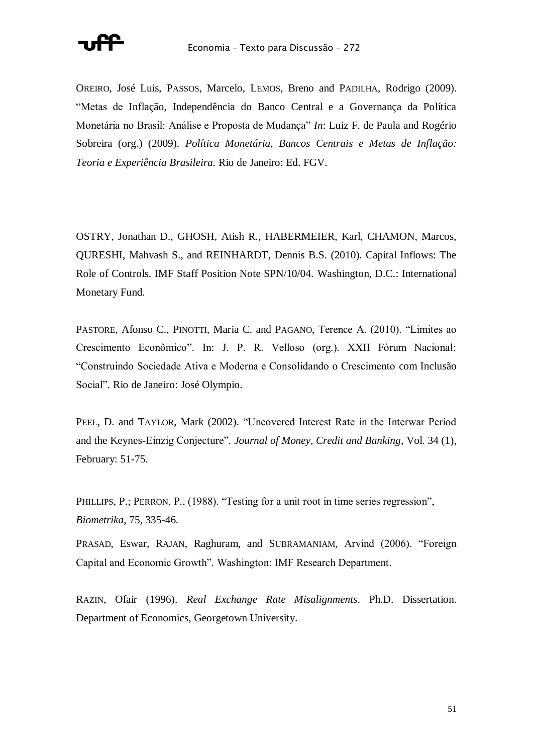OREIRO, José Luis, PASSOS, Marcelo, LEMOS, Breno and PADILHA, Rodrigo (2009). "Metas de Inflação, Independência do Banco Central e a Governança da Política Monetária no Brasil: Análise e Proposta de Mudança" *In*: Luiz F. de Paula and Rogério Sobreira (org.) (2009). *Política Monetária, Bancos Centrais e Metas de Inflação: Teoria e Experiência Brasileira.* Rio de Janeiro: Ed. FGV.

OSTRY, Jonathan D., GHOSH, Atish R., HABERMEIER, Karl, CHAMON, Marcos, QURESHI, Mahvash S., and REINHARDT, Dennis B.S. (2010). Capital Inflows: The Role of Controls. IMF Staff Position Note SPN/10/04. Washington, D.C.: International Monetary Fund.

PASTORE, Afonso C., PINOTTI, Maria C. and PAGANO, Terence A. (2010). "Limites ao Crescimento Econômico". In: J. P. R. Velloso (org.). XXII Fórum Nacional: "Construindo Sociedade Ativa e Moderna e Consolidando o Crescimento com Inclusão Social". Rio de Janeiro: José Olympio.

PEEL, D. and TAYLOR, Mark (2002). "Uncovered Interest Rate in the Interwar Period and the Keynes-Einzig Conjecture". *Journal of Money, Credit and Banking*, Vol. 34 (1), February: 51-75.

PHILLIPS, P.; PERRON, P., (1988). "Testing for a unit root in time series regression", *Biometrika*, 75, 335-46.

PRASAD, Eswar, RAJAN, Raghuram, and SUBRAMANIAM, Arvind (2006). "Foreign Capital and Economic Growth". Washington: IMF Research Department.

RAZIN, Ofair (1996). *Real Exchange Rate Misalignments*. Ph.D. Dissertation. Department of Economics, Georgetown University.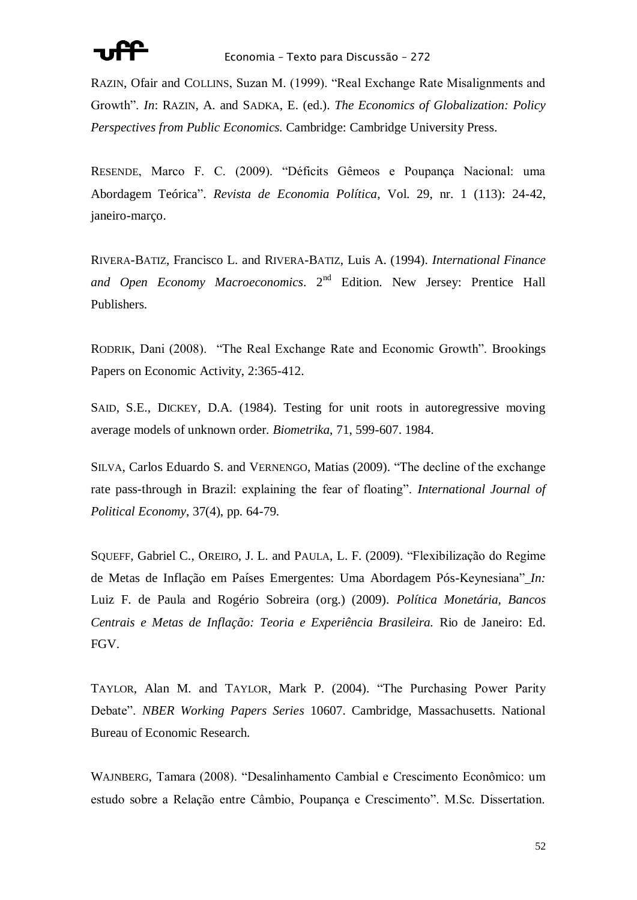RAZIN, Ofair and COLLINS, Suzan M. (1999). "Real Exchange Rate Misalignments and Growth". *In*: RAZIN, A. and SADKA, E. (ed.). *The Economics of Globalization: Policy Perspectives from Public Economics.* Cambridge: Cambridge University Press.

RESENDE, Marco F. C. (2009). "Déficits Gêmeos e Poupança Nacional: uma Abordagem Teórica". *Revista de Economia Política*, Vol. 29, nr. 1 (113): 24-42, janeiro-março.

RIVERA-BATIZ, Francisco L. and RIVERA-BATIZ, Luis A. (1994). *International Finance and Open Economy Macroeconomics*. 2nd Edition. New Jersey: Prentice Hall Publishers.

RODRIK, Dani (2008). "The Real Exchange Rate and Economic Growth". Brookings Papers on Economic Activity, 2:365-412.

SAID, S.E., DICKEY, D.A. (1984). Testing for unit roots in autoregressive moving average models of unknown order. *Biometrika*, 71, 599-607. 1984.

SILVA, Carlos Eduardo S. and VERNENGO, Matias (2009). "The decline of the exchange rate pass-through in Brazil: explaining the fear of floating". *International Journal of Political Economy*, 37(4), pp. 64-79.

SQUEFF, Gabriel C., OREIRO, J. L. and PAULA, L. F. (2009). "Flexibilização do Regime de Metas de Inflação em Países Emergentes: Uma Abordagem Pós-Keynesiana" *In:* Luiz F. de Paula and Rogério Sobreira (org.) (2009). *Política Monetária, Bancos Centrais e Metas de Inflação: Teoria e Experiência Brasileira.* Rio de Janeiro: Ed. FGV.

TAYLOR, Alan M. and TAYLOR, Mark P. (2004). "The Purchasing Power Parity Debate". *NBER Working Papers Series* 10607. Cambridge, Massachusetts. National Bureau of Economic Research.

WAJNBERG, Tamara (2008). "Desalinhamento Cambial e Crescimento Econômico: um estudo sobre a Relação entre Câmbio, Poupança e Crescimento". M.Sc. Dissertation.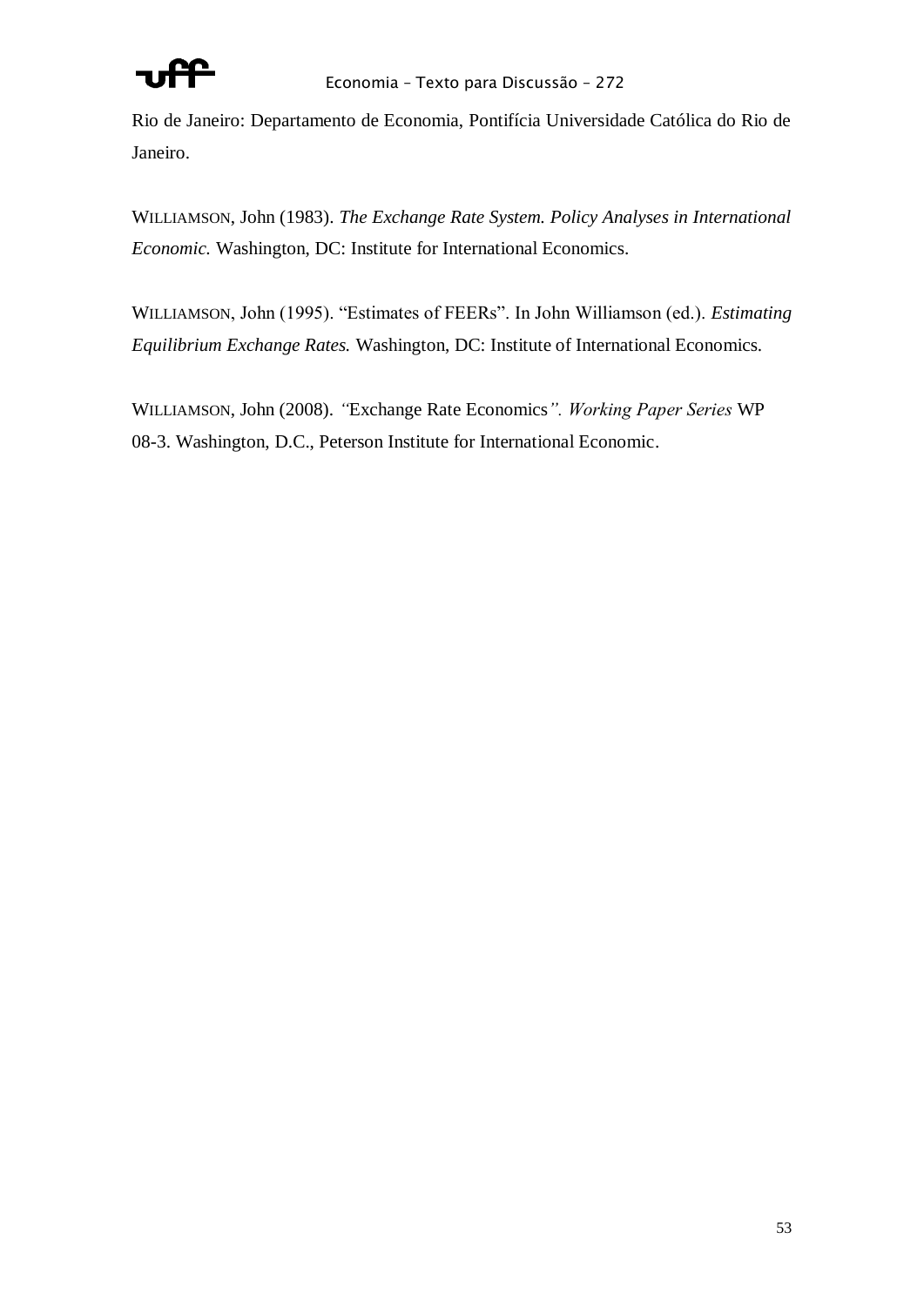Rio de Janeiro: Departamento de Economia, Pontifícia Universidade Católica do Rio de Janeiro.

WILLIAMSON, John (1983). *The Exchange Rate System. Policy Analyses in International Economic.* Washington, DC: Institute for International Economics.

WILLIAMSON, John (1995). "Estimates of FEERs". In John Williamson (ed.). *Estimating Equilibrium Exchange Rates.* Washington, DC: Institute of International Economics.

WILLIAMSON, John (2008). "Exchange Rate Economics". *Working Paper Series* WP 08-3. Washington, D.C., Peterson Institute for International Economic.